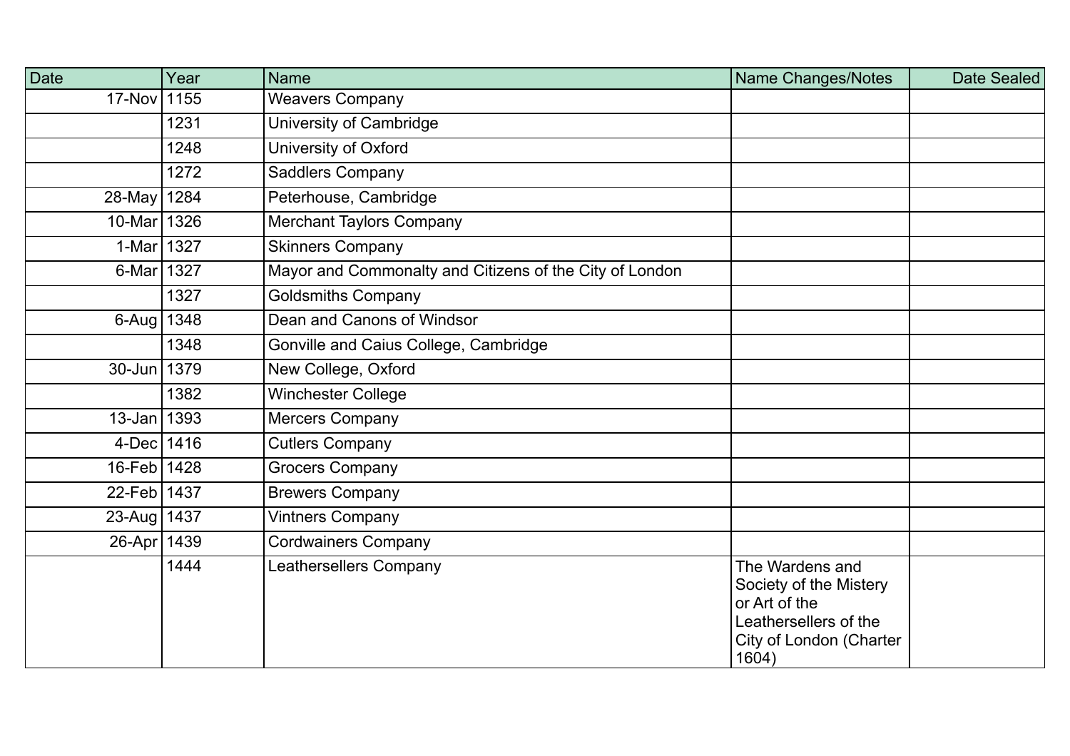| Date | Year | Name | Name Changes/Notes | Date Sealed |
|---|---|---|---|---|
| 17-Nov | 1155 | Weavers Company | | |
| | 1231 | University of Cambridge | | |
| | 1248 | University of Oxford | | |
| | 1272 | Saddlers Company | | |
| 28-May | 1284 | Peterhouse, Cambridge | | |
| 10-Mar | 1326 | Merchant Taylors Company | | |
| 1-Mar | 1327 | Skinners Company | | |
| 6-Mar | 1327 | Mayor and Commonalty and Citizens of the City of London | | |
| | 1327 | Goldsmiths Company | | |
| 6-Aug | 1348 | Dean and Canons of Windsor | | |
| | 1348 | Gonville and Caius College, Cambridge | | |
| 30-Jun | 1379 | New College, Oxford | | |
| | 1382 | Winchester College | | |
| 13-Jan | 1393 | Mercers Company | | |
| 4-Dec | 1416 | Cutlers Company | | |
| 16-Feb | 1428 | Grocers Company | | |
| 22-Feb | 1437 | Brewers Company | | |
| 23-Aug | 1437 | Vintners Company | | |
| 26-Apr | 1439 | Cordwainers Company | | |
| | 1444 | Leathersellers Company | The Wardens and Society of the Mistery or Art of the Leathersellers of the City of London (Charter 1604) | |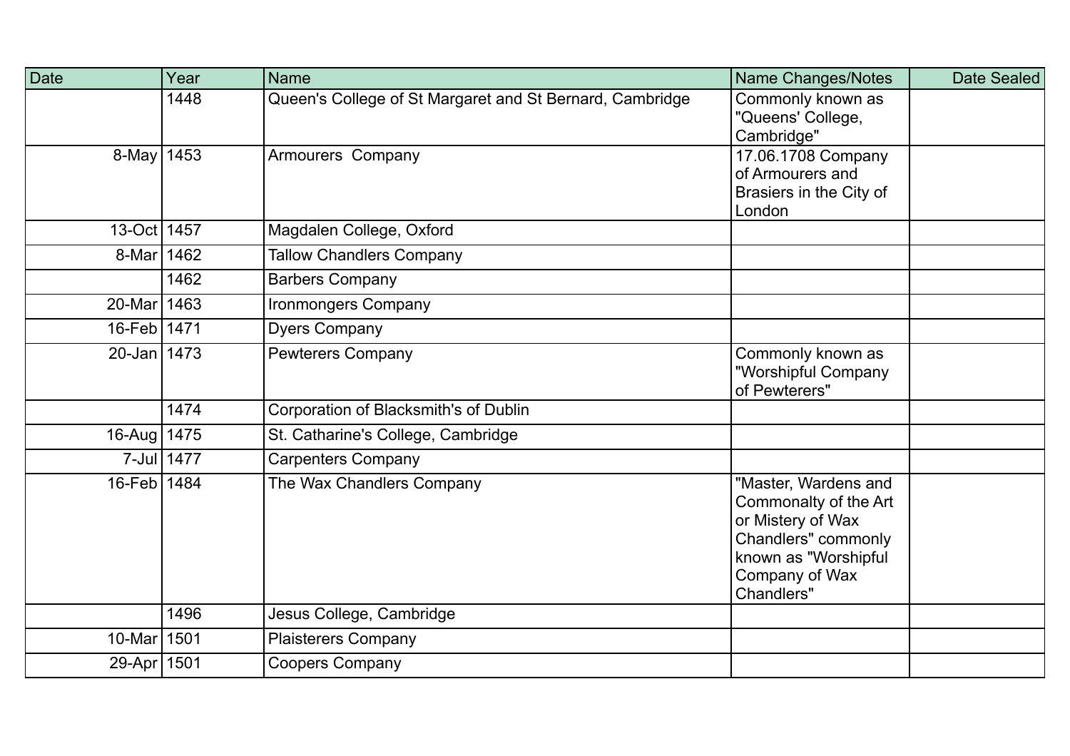| Date | Year | Name | Name Changes/Notes | Date Sealed |
|---|---|---|---|---|
| | 1448 | Queen's College of St Margaret and St Bernard, Cambridge | Commonly known as "Queens' College, Cambridge" | |
| 8-May | 1453 | Armourers  Company | 17.06.1708 Company of Armourers and Brasiers in the City of London | |
| 13-Oct | 1457 | Magdalen College, Oxford | | |
| 8-Mar | 1462 | Tallow Chandlers Company | | |
| | 1462 | Barbers Company | | |
| 20-Mar | 1463 | Ironmongers Company | | |
| 16-Feb | 1471 | Dyers Company | | |
| 20-Jan | 1473 | Pewterers Company | Commonly known as "Worshipful Company of Pewterers" | |
| | 1474 | Corporation of Blacksmith's of Dublin | | |
| 16-Aug | 1475 | St. Catharine's College, Cambridge | | |
| 7-Jul | 1477 | Carpenters Company | | |
| 16-Feb | 1484 | The Wax Chandlers Company | "Master, Wardens and Commonalty of the Art or Mistery of Wax Chandlers" commonly known as "Worshipful Company of Wax Chandlers" | |
| | 1496 | Jesus College, Cambridge | | |
| 10-Mar | 1501 | Plaisterers Company | | |
| 29-Apr | 1501 | Coopers Company | | |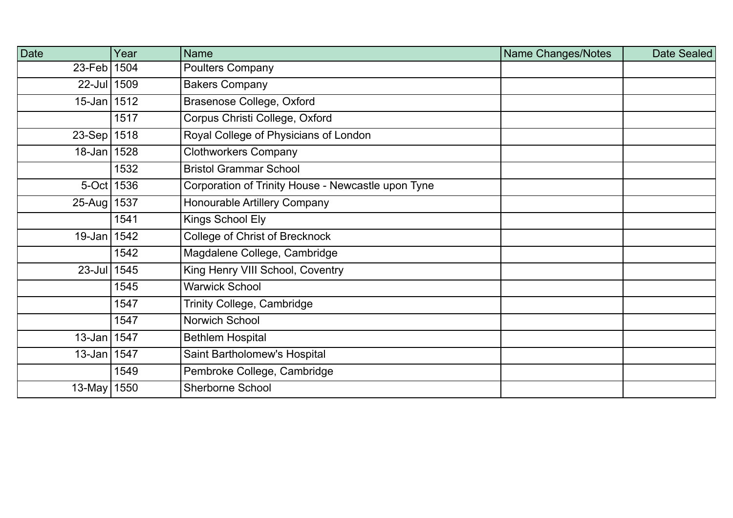| Date | Year | Name | Name Changes/Notes | Date Sealed |
| --- | --- | --- | --- | --- |
| 23-Feb | 1504 | Poulters Company | | |
| 22-Jul | 1509 | Bakers Company | | |
| 15-Jan | 1512 | Brasenose College, Oxford | | |
| | 1517 | Corpus Christi College, Oxford | | |
| 23-Sep | 1518 | Royal College of Physicians of London | | |
| 18-Jan | 1528 | Clothworkers Company | | |
| | 1532 | Bristol Grammar School | | |
| 5-Oct | 1536 | Corporation of Trinity House - Newcastle upon Tyne | | |
| 25-Aug | 1537 | Honourable Artillery Company | | |
| | 1541 | Kings School Ely | | |
| 19-Jan | 1542 | College of Christ of Brecknock | | |
| | 1542 | Magdalene College, Cambridge | | |
| 23-Jul | 1545 | King Henry VIII School, Coventry | | |
| | 1545 | Warwick School | | |
| | 1547 | Trinity College, Cambridge | | |
| | 1547 | Norwich School | | |
| 13-Jan | 1547 | Bethlem Hospital | | |
| 13-Jan | 1547 | Saint Bartholomew's Hospital | | |
| | 1549 | Pembroke College, Cambridge | | |
| 13-May | 1550 | Sherborne School | | |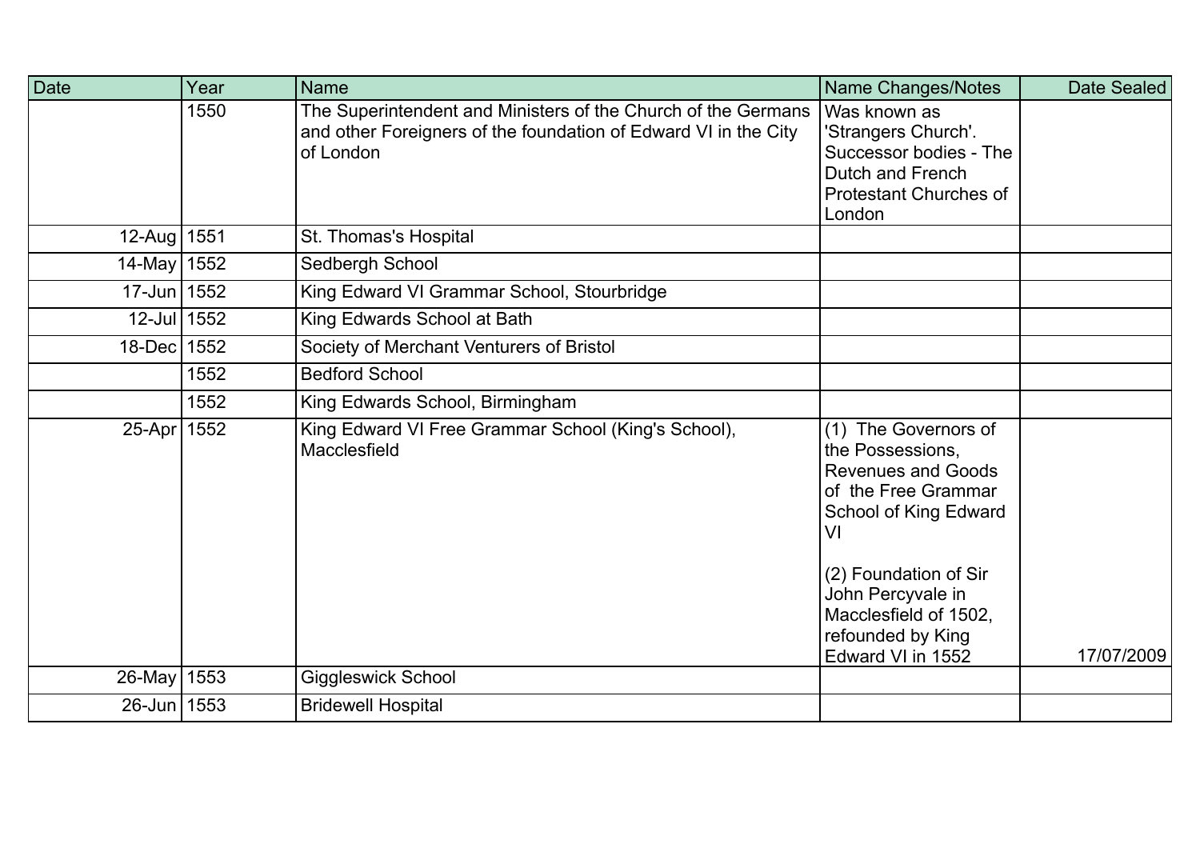| Date | Year | Name | Name Changes/Notes | Date Sealed |
|---|---|---|---|---|
| | 1550 | The Superintendent and Ministers of the Church of the Germans and other Foreigners of the foundation of Edward VI in the City of London | Was known as 'Strangers Church'. Successor bodies - The Dutch and French Protestant Churches of London | |
| 12-Aug | 1551 | St. Thomas's Hospital | | |
| 14-May | 1552 | Sedbergh School | | |
| 17-Jun | 1552 | King Edward VI Grammar School, Stourbridge | | |
| 12-Jul | 1552 | King Edwards School at Bath | | |
| 18-Dec | 1552 | Society of Merchant Venturers of Bristol | | |
| | 1552 | Bedford School | | |
| | 1552 | King Edwards School, Birmingham | | |
| 25-Apr | 1552 | King Edward VI Free Grammar School (King's School), Macclesfield | (1) The Governors of the Possessions, Revenues and Goods of the Free Grammar School of King Edward VI<br><br>(2) Foundation of Sir John Percyvale in Macclesfield of 1502, refounded by King Edward VI in 1552 | 17/07/2009 |
| 26-May | 1553 | Giggleswick School | | |
| 26-Jun | 1553 | Bridewell Hospital | | |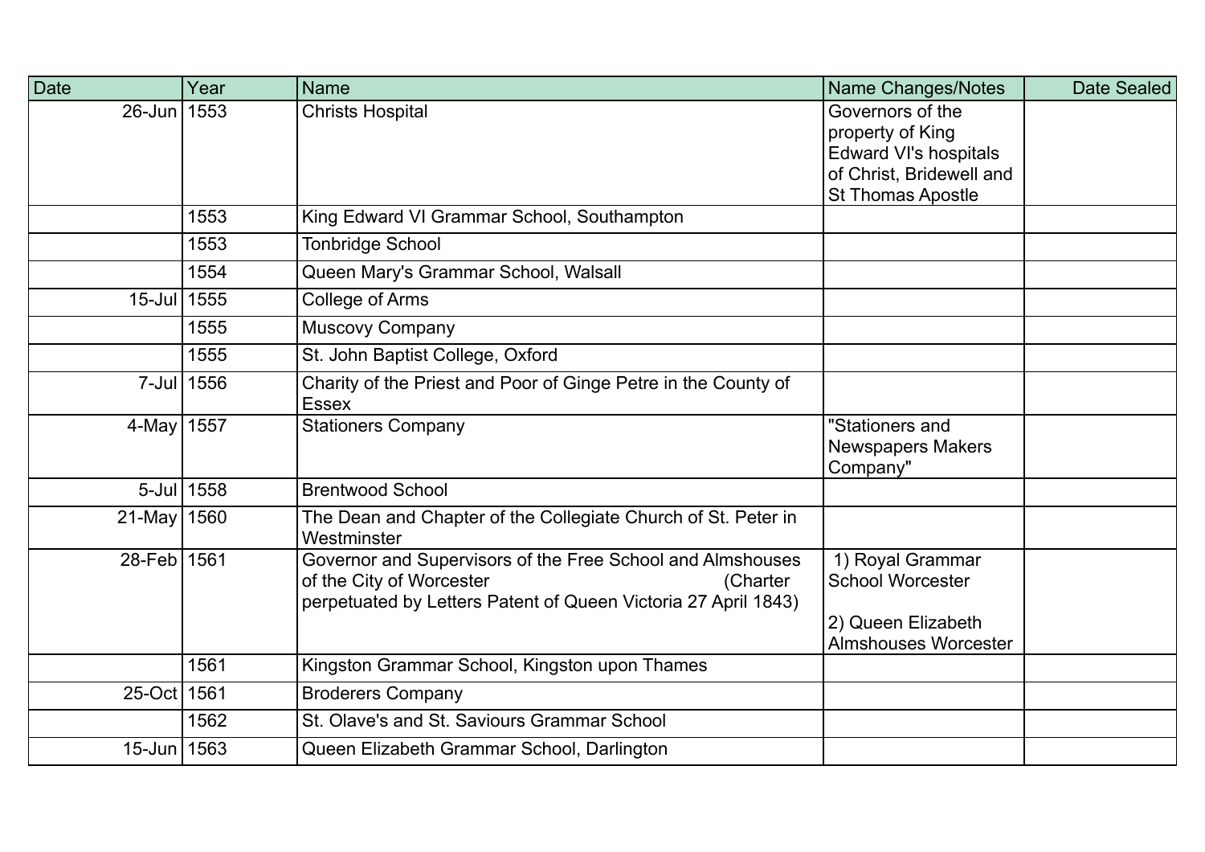| Date | Year | Name | Name Changes/Notes | Date Sealed |
|---|---|---|---|---|
| 26-Jun | 1553 | Christs Hospital | Governors of the property of King Edward VI's hospitals of Christ, Bridewell and St Thomas Apostle | |
| | 1553 | King Edward VI Grammar School, Southampton | | |
| | 1553 | Tonbridge School | | |
| | 1554 | Queen Mary's Grammar School, Walsall | | |
| 15-Jul | 1555 | College of Arms | | |
| | 1555 | Muscovy Company | | |
| | 1555 | St. John Baptist College, Oxford | | |
| 7-Jul | 1556 | Charity of the Priest and Poor of Ginge Petre in the County of Essex | | |
| 4-May | 1557 | Stationers Company | "Stationers and Newspapers Makers Company" | |
| 5-Jul | 1558 | Brentwood School | | |
| 21-May | 1560 | The Dean and Chapter of the Collegiate Church of St. Peter in Westminster | | |
| 28-Feb | 1561 | Governor and Supervisors of the Free School and Almshouses of the City of Worcester (Charter perpetuated by Letters Patent of Queen Victoria 27 April 1843) | 1) Royal Grammar School Worcester<br><br>2) Queen Elizabeth Almshouses Worcester | |
| | 1561 | Kingston Grammar School, Kingston upon Thames | | |
| 25-Oct | 1561 | Broderers Company | | |
| | 1562 | St. Olave's and St. Saviours Grammar School | | |
| 15-Jun | 1563 | Queen Elizabeth Grammar School, Darlington | | |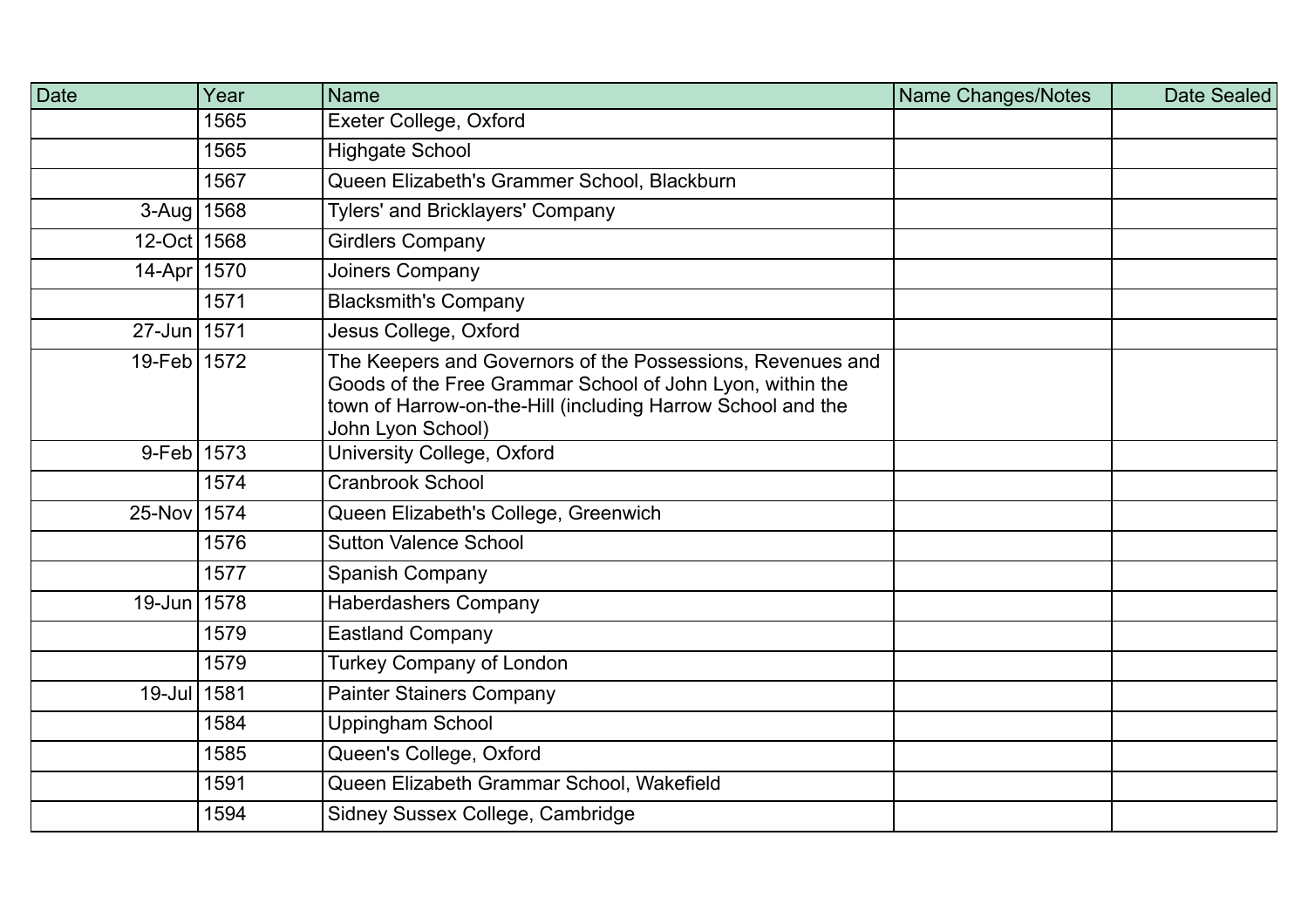| Date | Year | Name | Name Changes/Notes | Date Sealed |
|---|---|---|---|---|
| | 1565 | Exeter College, Oxford | | |
| | 1565 | Highgate School | | |
| | 1567 | Queen Elizabeth's Grammer School, Blackburn | | |
| 3-Aug | 1568 | Tylers' and Bricklayers' Company | | |
| 12-Oct | 1568 | Girdlers Company | | |
| 14-Apr | 1570 | Joiners Company | | |
| | 1571 | Blacksmith's Company | | |
| 27-Jun | 1571 | Jesus College, Oxford | | |
| 19-Feb | 1572 | The Keepers and Governors of the Possessions, Revenues and Goods of the Free Grammar School of John Lyon, within the town of Harrow-on-the-Hill (including Harrow School and the John Lyon School) | | |
| 9-Feb | 1573 | University College, Oxford | | |
| | 1574 | Cranbrook School | | |
| 25-Nov | 1574 | Queen Elizabeth's College, Greenwich | | |
| | 1576 | Sutton Valence School | | |
| | 1577 | Spanish Company | | |
| 19-Jun | 1578 | Haberdashers Company | | |
| | 1579 | Eastland Company | | |
| | 1579 | Turkey Company of London | | |
| 19-Jul | 1581 | Painter Stainers Company | | |
| | 1584 | Uppingham School | | |
| | 1585 | Queen's College, Oxford | | |
| | 1591 | Queen Elizabeth Grammar School, Wakefield | | |
| | 1594 | Sidney Sussex College, Cambridge | | |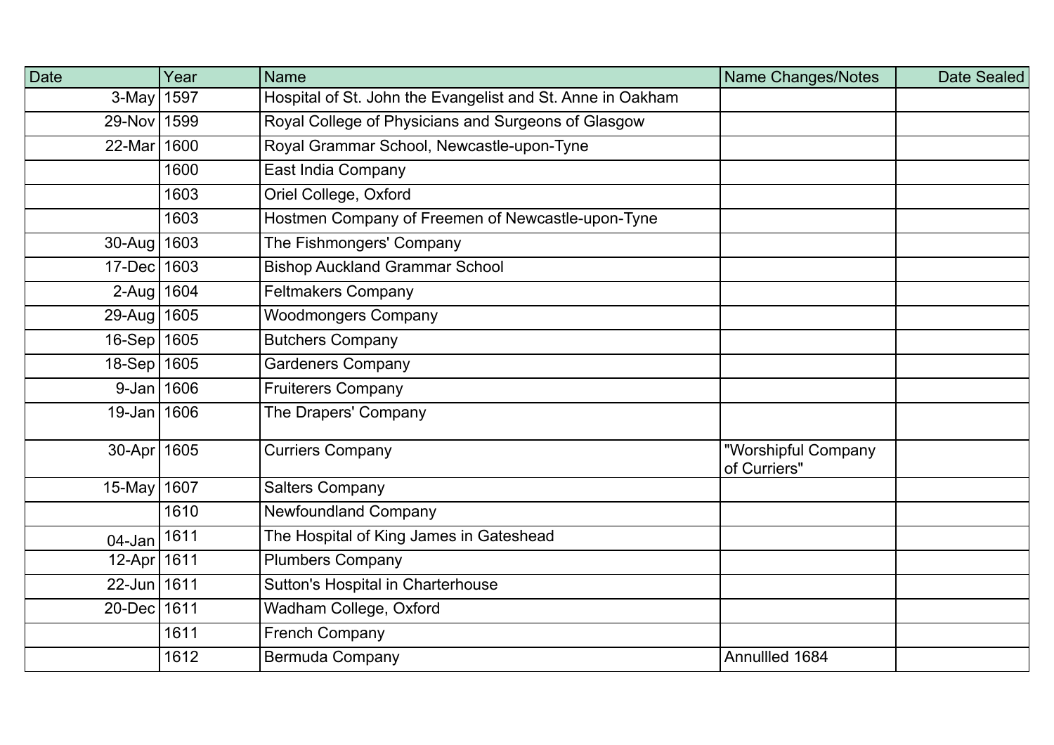| Date | Year | Name | Name Changes/Notes | Date Sealed |
|---|---|---|---|---|
| 3-May | 1597 | Hospital of St. John the Evangelist and St. Anne in Oakham | | |
| 29-Nov | 1599 | Royal College of Physicians and Surgeons of Glasgow | | |
| 22-Mar | 1600 | Royal Grammar School, Newcastle-upon-Tyne | | |
| | 1600 | East India Company | | |
| | 1603 | Oriel College, Oxford | | |
| | 1603 | Hostmen Company of Freemen of Newcastle-upon-Tyne | | |
| 30-Aug | 1603 | The Fishmongers' Company | | |
| 17-Dec | 1603 | Bishop Auckland Grammar School | | |
| 2-Aug | 1604 | Feltmakers Company | | |
| 29-Aug | 1605 | Woodmongers Company | | |
| 16-Sep | 1605 | Butchers Company | | |
| 18-Sep | 1605 | Gardeners Company | | |
| 9-Jan | 1606 | Fruiterers Company | | |
| 19-Jan | 1606 | The Drapers' Company | | |
| 30-Apr | 1605 | Curriers Company | "Worshipful Company of Curriers" | |
| 15-May | 1607 | Salters Company | | |
| | 1610 | Newfoundland Company | | |
| 04-Jan | 1611 | The Hospital of King James in Gateshead | | |
| 12-Apr | 1611 | Plumbers Company | | |
| 22-Jun | 1611 | Sutton's Hospital in Charterhouse | | |
| 20-Dec | 1611 | Wadham College, Oxford | | |
| | 1611 | French Company | | |
| | 1612 | Bermuda Company | Annullled 1684 | |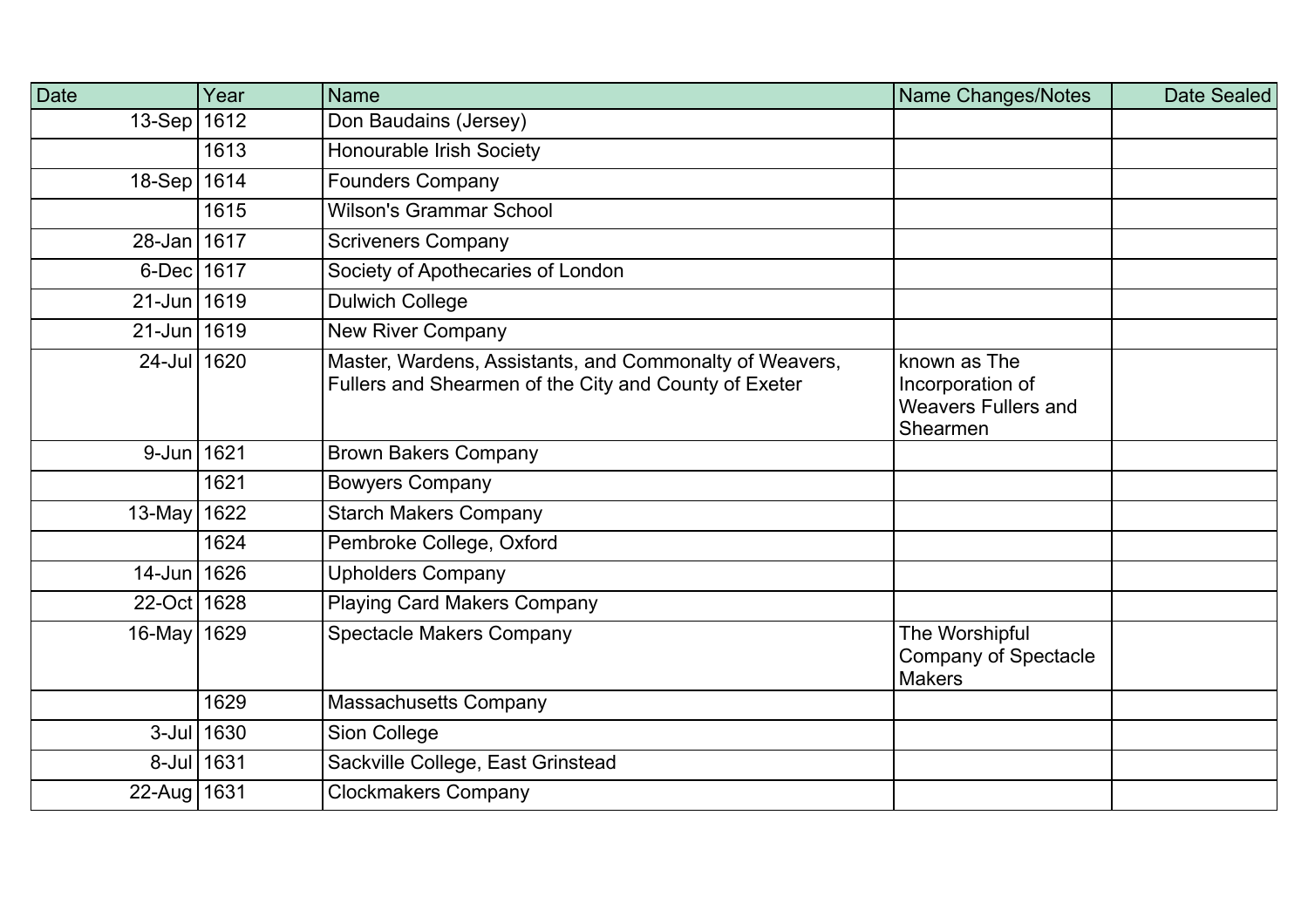| Date | Year | Name | Name Changes/Notes | Date Sealed |
|---|---|---|---|---|
| 13-Sep | 1612 | Don Baudains (Jersey) | | |
| | 1613 | Honourable Irish Society | | |
| 18-Sep | 1614 | Founders Company | | |
| | 1615 | Wilson's Grammar School | | |
| 28-Jan | 1617 | Scriveners Company | | |
| 6-Dec | 1617 | Society of Apothecaries of London | | |
| 21-Jun | 1619 | Dulwich College | | |
| 21-Jun | 1619 | New River Company | | |
| 24-Jul | 1620 | Master, Wardens, Assistants, and Commonalty of Weavers, Fullers and Shearmen of the City and County of Exeter | known as The Incorporation of Weavers Fullers and Shearmen | |
| 9-Jun | 1621 | Brown Bakers Company | | |
| | 1621 | Bowyers Company | | |
| 13-May | 1622 | Starch Makers Company | | |
| | 1624 | Pembroke College, Oxford | | |
| 14-Jun | 1626 | Upholders Company | | |
| 22-Oct | 1628 | Playing Card Makers Company | | |
| 16-May | 1629 | Spectacle Makers Company | The Worshipful Company of Spectacle Makers | |
| | 1629 | Massachusetts Company | | |
| 3-Jul | 1630 | Sion College | | |
| 8-Jul | 1631 | Sackville College, East Grinstead | | |
| 22-Aug | 1631 | Clockmakers Company | | |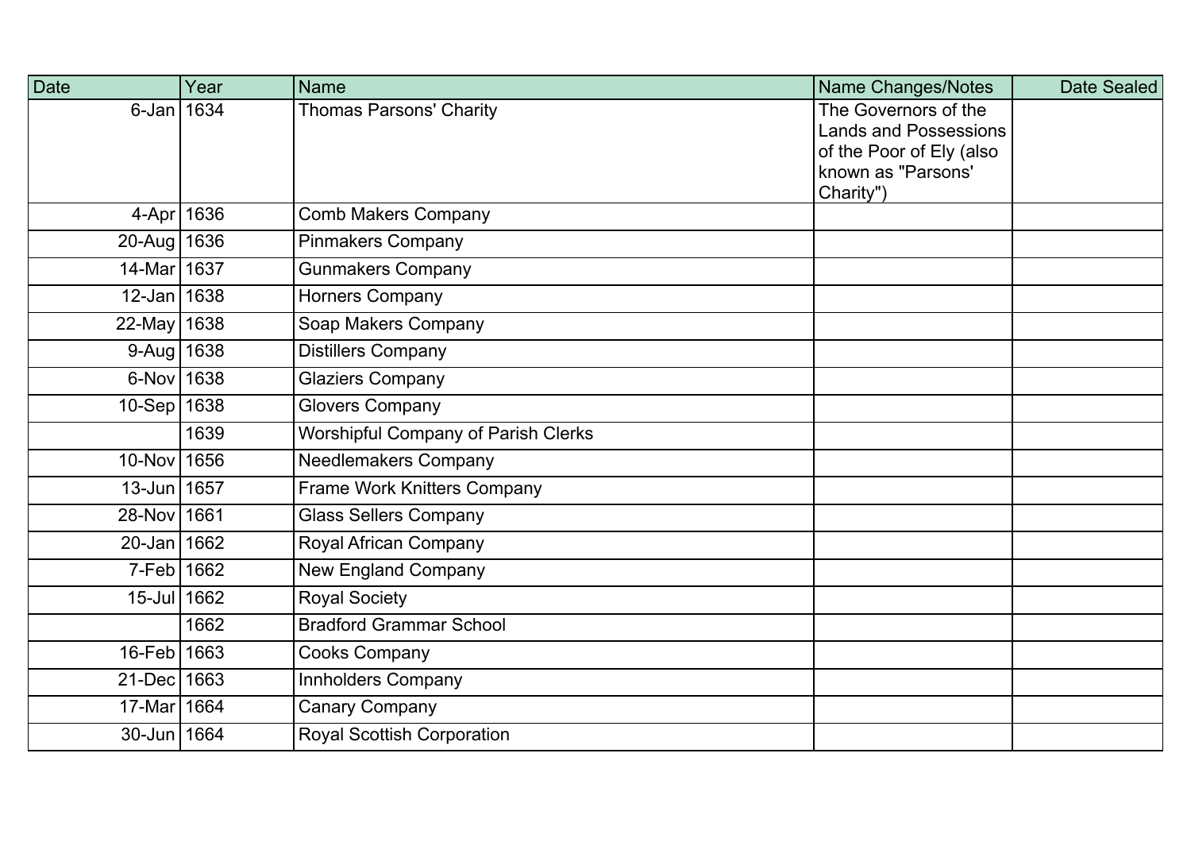| Date | Year | Name | Name Changes/Notes | Date Sealed |
|---|---|---|---|---|
| 6-Jan | 1634 | Thomas Parsons' Charity | The Governors of the Lands and Possessions of the Poor of Ely (also known as "Parsons' Charity") | |
| 4-Apr | 1636 | Comb Makers Company | | |
| 20-Aug | 1636 | Pinmakers Company | | |
| 14-Mar | 1637 | Gunmakers Company | | |
| 12-Jan | 1638 | Horners Company | | |
| 22-May | 1638 | Soap Makers Company | | |
| 9-Aug | 1638 | Distillers Company | | |
| 6-Nov | 1638 | Glaziers Company | | |
| 10-Sep | 1638 | Glovers Company | | |
| | 1639 | Worshipful Company of Parish Clerks | | |
| 10-Nov | 1656 | Needlemakers Company | | |
| 13-Jun | 1657 | Frame Work Knitters Company | | |
| 28-Nov | 1661 | Glass Sellers Company | | |
| 20-Jan | 1662 | Royal African Company | | |
| 7-Feb | 1662 | New England Company | | |
| 15-Jul | 1662 | Royal Society | | |
| | 1662 | Bradford Grammar School | | |
| 16-Feb | 1663 | Cooks Company | | |
| 21-Dec | 1663 | Innholders Company | | |
| 17-Mar | 1664 | Canary Company | | |
| 30-Jun | 1664 | Royal Scottish Corporation | | |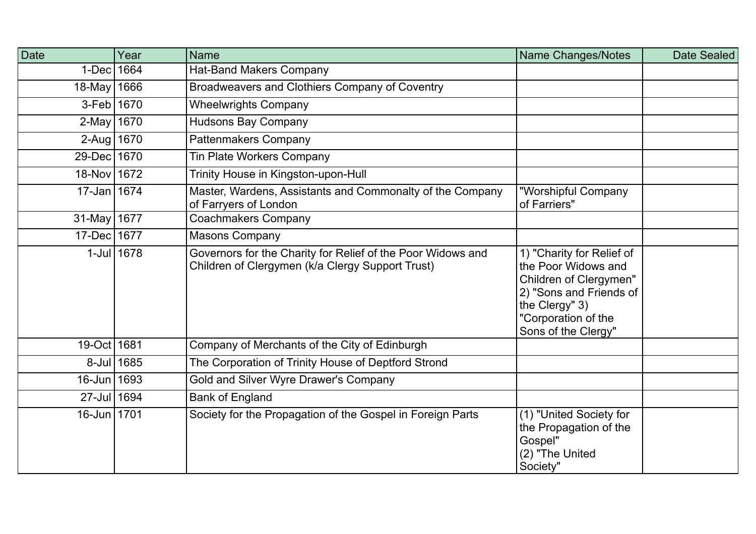| Date | Year | Name | Name Changes/Notes | Date Sealed |
|---|---|---|---|---|
| 1-Dec | 1664 | Hat-Band Makers Company | | |
| 18-May | 1666 | Broadweavers and Clothiers Company of Coventry | | |
| 3-Feb | 1670 | Wheelwrights Company | | |
| 2-May | 1670 | Hudsons Bay Company | | |
| 2-Aug | 1670 | Pattenmakers Company | | |
| 29-Dec | 1670 | Tin Plate Workers Company | | |
| 18-Nov | 1672 | Trinity House in Kingston-upon-Hull | | |
| 17-Jan | 1674 | Master, Wardens, Assistants and Commonalty of the Company of Farryers of London | "Worshipful Company of Farriers" | |
| 31-May | 1677 | Coachmakers Company | | |
| 17-Dec | 1677 | Masons Company | | |
| 1-Jul | 1678 | Governors for the Charity for Relief of the Poor Widows and Children of Clergymen (k/a Clergy Support Trust) | 1) "Charity for Relief of the Poor Widows and Children of Clergymen" 2) "Sons and Friends of the Clergy" 3) "Corporation of the Sons of the Clergy" | |
| 19-Oct | 1681 | Company of Merchants of the City of Edinburgh | | |
| 8-Jul | 1685 | The Corporation of Trinity House of Deptford Strond | | |
| 16-Jun | 1693 | Gold and Silver Wyre Drawer's Company | | |
| 27-Jul | 1694 | Bank of England | | |
| 16-Jun | 1701 | Society for the Propagation of the Gospel in Foreign Parts | (1) "United Society for the Propagation of the Gospel" (2) "The United Society" | |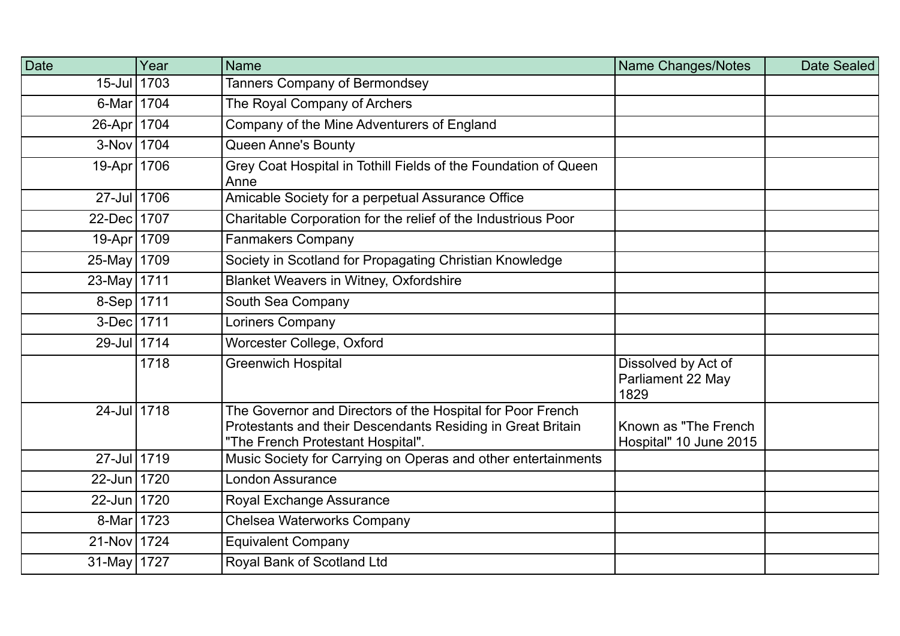| Date | Year | Name | Name Changes/Notes | Date Sealed |
|---|---|---|---|---|
| 15-Jul | 1703 | Tanners Company of Bermondsey | | |
| 6-Mar | 1704 | The Royal Company of Archers | | |
| 26-Apr | 1704 | Company of the Mine Adventurers of England | | |
| 3-Nov | 1704 | Queen Anne's Bounty | | |
| 19-Apr | 1706 | Grey Coat Hospital in Tothill Fields of the Foundation of Queen Anne | | |
| 27-Jul | 1706 | Amicable Society for a perpetual Assurance Office | | |
| 22-Dec | 1707 | Charitable Corporation for the relief of the Industrious Poor | | |
| 19-Apr | 1709 | Fanmakers Company | | |
| 25-May | 1709 | Society in Scotland for Propagating Christian Knowledge | | |
| 23-May | 1711 | Blanket Weavers in Witney, Oxfordshire | | |
| 8-Sep | 1711 | South Sea Company | | |
| 3-Dec | 1711 | Loriners Company | | |
| 29-Jul | 1714 | Worcester College, Oxford | | |
| | 1718 | Greenwich Hospital | Dissolved by Act of Parliament 22 May 1829 | |
| 24-Jul | 1718 | The Governor and Directors of the Hospital for Poor French Protestants and their Descendants Residing in Great Britain "The French Protestant Hospital". | Known as "The French Hospital" 10 June 2015 | |
| 27-Jul | 1719 | Music Society for Carrying on Operas and other entertainments | | |
| 22-Jun | 1720 | London Assurance | | |
| 22-Jun | 1720 | Royal Exchange Assurance | | |
| 8-Mar | 1723 | Chelsea Waterworks Company | | |
| 21-Nov | 1724 | Equivalent Company | | |
| 31-May | 1727 | Royal Bank of Scotland Ltd | | |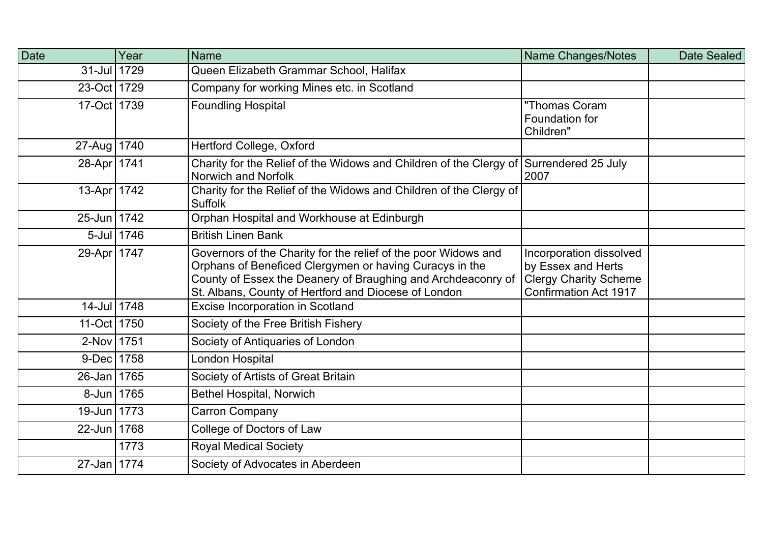| Date | Year | Name | Name Changes/Notes | Date Sealed |
|---|---|---|---|---|
| 31-Jul | 1729 | Queen Elizabeth Grammar School, Halifax | | |
| 23-Oct | 1729 | Company for working Mines etc. in Scotland | | |
| 17-Oct | 1739 | Foundling Hospital | "Thomas Coram Foundation for Children" | |
| 27-Aug | 1740 | Hertford College, Oxford | | |
| 28-Apr | 1741 | Charity for the Relief of the Widows and Children of the Clergy of Norwich and Norfolk | Surrendered 25 July 2007 | |
| 13-Apr | 1742 | Charity for the Relief of the Widows and Children of the Clergy of Suffolk | | |
| 25-Jun | 1742 | Orphan Hospital and Workhouse at Edinburgh | | |
| 5-Jul | 1746 | British Linen Bank | | |
| 29-Apr | 1747 | Governors of the Charity for the relief of the poor Widows and Orphans of Beneficed Clergymen or having Curacys in the County of Essex the Deanery of Braughing and Archdeaconry of St. Albans, County of Hertford and Diocese of London | Incorporation dissolved by Essex and Herts Clergy Charity Scheme Confirmation Act 1917 | |
| 14-Jul | 1748 | Excise Incorporation in Scotland | | |
| 11-Oct | 1750 | Society of the Free British Fishery | | |
| 2-Nov | 1751 | Society of Antiquaries of London | | |
| 9-Dec | 1758 | London Hospital | | |
| 26-Jan | 1765 | Society of Artists of Great Britain | | |
| 8-Jun | 1765 | Bethel Hospital, Norwich | | |
| 19-Jun | 1773 | Carron Company | | |
| 22-Jun | 1768 | College of Doctors of Law | | |
| | 1773 | Royal Medical Society | | |
| 27-Jan | 1774 | Society of Advocates in Aberdeen | | |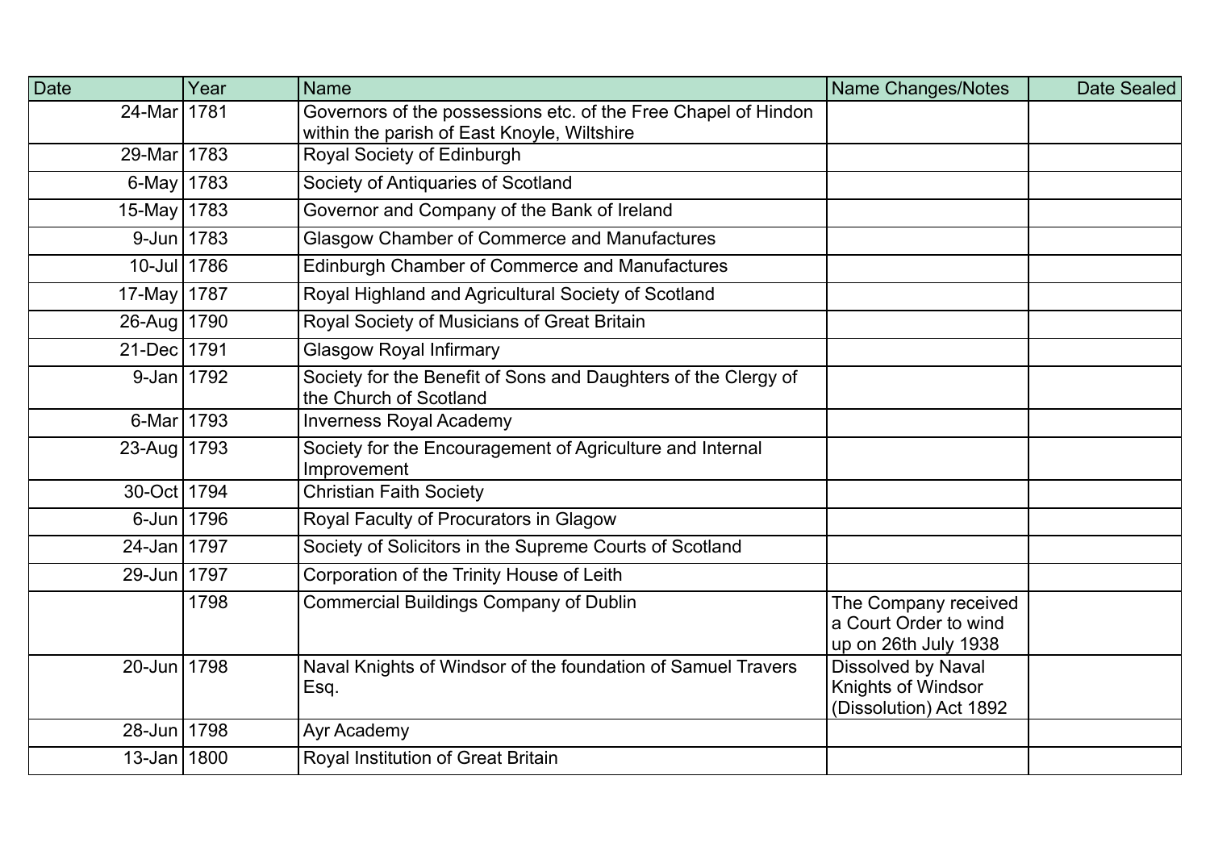| Date | Year | Name | Name Changes/Notes | Date Sealed |
|---|---|---|---|---|
| 24-Mar | 1781 | Governors of the possessions etc. of the Free Chapel of Hindon within the parish of East Knoyle, Wiltshire | | |
| 29-Mar | 1783 | Royal Society of Edinburgh | | |
| 6-May | 1783 | Society of Antiquaries of Scotland | | |
| 15-May | 1783 | Governor and Company of the Bank of Ireland | | |
| 9-Jun | 1783 | Glasgow Chamber of Commerce and Manufactures | | |
| 10-Jul | 1786 | Edinburgh Chamber of Commerce and Manufactures | | |
| 17-May | 1787 | Royal Highland and Agricultural Society of Scotland | | |
| 26-Aug | 1790 | Royal Society of Musicians of Great Britain | | |
| 21-Dec | 1791 | Glasgow Royal Infirmary | | |
| 9-Jan | 1792 | Society for the Benefit of Sons and Daughters of the Clergy of the Church of Scotland | | |
| 6-Mar | 1793 | Inverness Royal Academy | | |
| 23-Aug | 1793 | Society for the Encouragement of Agriculture and Internal Improvement | | |
| 30-Oct | 1794 | Christian Faith Society | | |
| 6-Jun | 1796 | Royal Faculty of Procurators in Glagow | | |
| 24-Jan | 1797 | Society of Solicitors in the Supreme Courts of Scotland | | |
| 29-Jun | 1797 | Corporation of the Trinity House of Leith | | |
| | 1798 | Commercial Buildings Company of Dublin | The Company received a Court Order to wind up on 26th July 1938 | |
| 20-Jun | 1798 | Naval Knights of Windsor of the foundation of Samuel Travers Esq. | Dissolved by Naval Knights of Windsor (Dissolution) Act 1892 | |
| 28-Jun | 1798 | Ayr Academy | | |
| 13-Jan | 1800 | Royal Institution of Great Britain | | |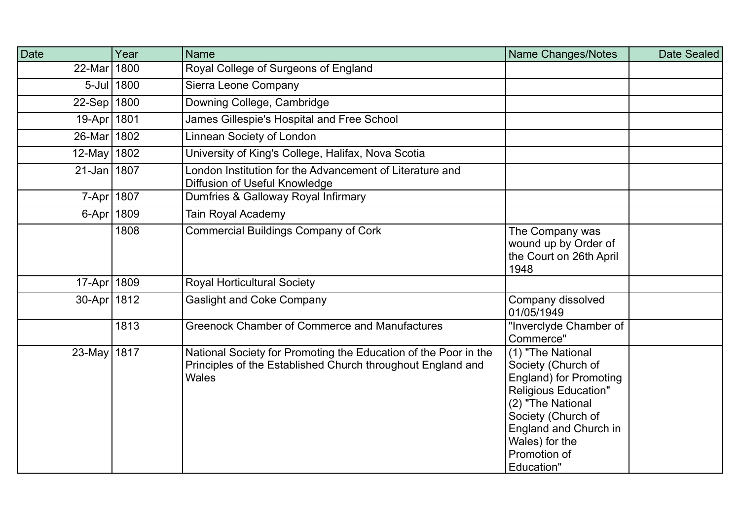| Date | Year | Name | Name Changes/Notes | Date Sealed |
|---|---|---|---|---|
| 22-Mar | 1800 | Royal College of Surgeons of England | | |
| 5-Jul | 1800 | Sierra Leone Company | | |
| 22-Sep | 1800 | Downing College, Cambridge | | |
| 19-Apr | 1801 | James Gillespie's Hospital and Free School | | |
| 26-Mar | 1802 | Linnean Society of London | | |
| 12-May | 1802 | University of King's College, Halifax, Nova Scotia | | |
| 21-Jan | 1807 | London Institution for the Advancement of Literature and Diffusion of Useful Knowledge | | |
| 7-Apr | 1807 | Dumfries & Galloway Royal Infirmary | | |
| 6-Apr | 1809 | Tain Royal Academy | | |
| | 1808 | Commercial Buildings Company of Cork | The Company was wound up by Order of the Court on 26th April 1948 | |
| 17-Apr | 1809 | Royal Horticultural Society | | |
| 30-Apr | 1812 | Gaslight and Coke Company | Company dissolved 01/05/1949 | |
| | 1813 | Greenock Chamber of Commerce and Manufactures | "Inverclyde Chamber of Commerce" | |
| 23-May | 1817 | National Society for Promoting the Education of the Poor in the Principles of the Established Church throughout England and Wales | (1) "The National Society (Church of England) for Promoting Religious Education" (2) "The National Society (Church of England and Church in Wales) for the Promotion of Education" | |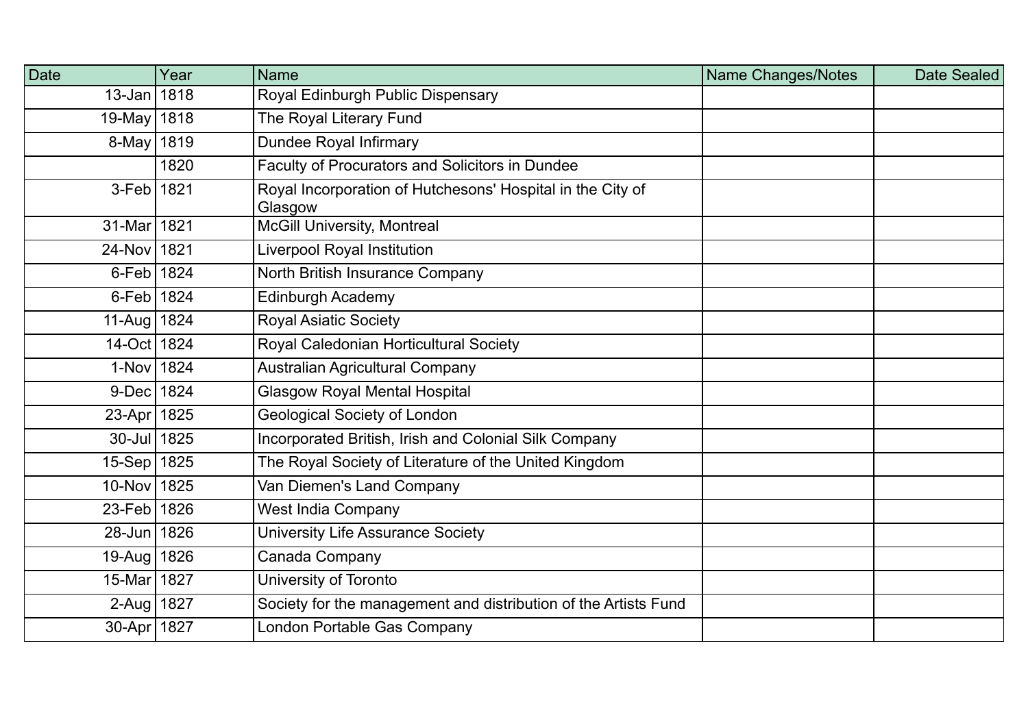| Date | Year | Name | Name Changes/Notes | Date Sealed |
|---|---|---|---|---|
| 13-Jan | 1818 | Royal Edinburgh Public Dispensary | | |
| 19-May | 1818 | The Royal Literary Fund | | |
| 8-May | 1819 | Dundee Royal Infirmary | | |
| | 1820 | Faculty of Procurators and Solicitors in Dundee | | |
| 3-Feb | 1821 | Royal Incorporation of Hutchesons' Hospital in the City of Glasgow | | |
| 31-Mar | 1821 | McGill University, Montreal | | |
| 24-Nov | 1821 | Liverpool Royal Institution | | |
| 6-Feb | 1824 | North British Insurance Company | | |
| 6-Feb | 1824 | Edinburgh Academy | | |
| 11-Aug | 1824 | Royal Asiatic Society | | |
| 14-Oct | 1824 | Royal Caledonian Horticultural Society | | |
| 1-Nov | 1824 | Australian Agricultural Company | | |
| 9-Dec | 1824 | Glasgow Royal Mental Hospital | | |
| 23-Apr | 1825 | Geological Society of London | | |
| 30-Jul | 1825 | Incorporated British, Irish and Colonial Silk Company | | |
| 15-Sep | 1825 | The Royal Society of Literature of the United Kingdom | | |
| 10-Nov | 1825 | Van Diemen's Land Company | | |
| 23-Feb | 1826 | West India Company | | |
| 28-Jun | 1826 | University Life Assurance Society | | |
| 19-Aug | 1826 | Canada Company | | |
| 15-Mar | 1827 | University of Toronto | | |
| 2-Aug | 1827 | Society for the management and distribution of the Artists Fund | | |
| 30-Apr | 1827 | London Portable Gas Company | | |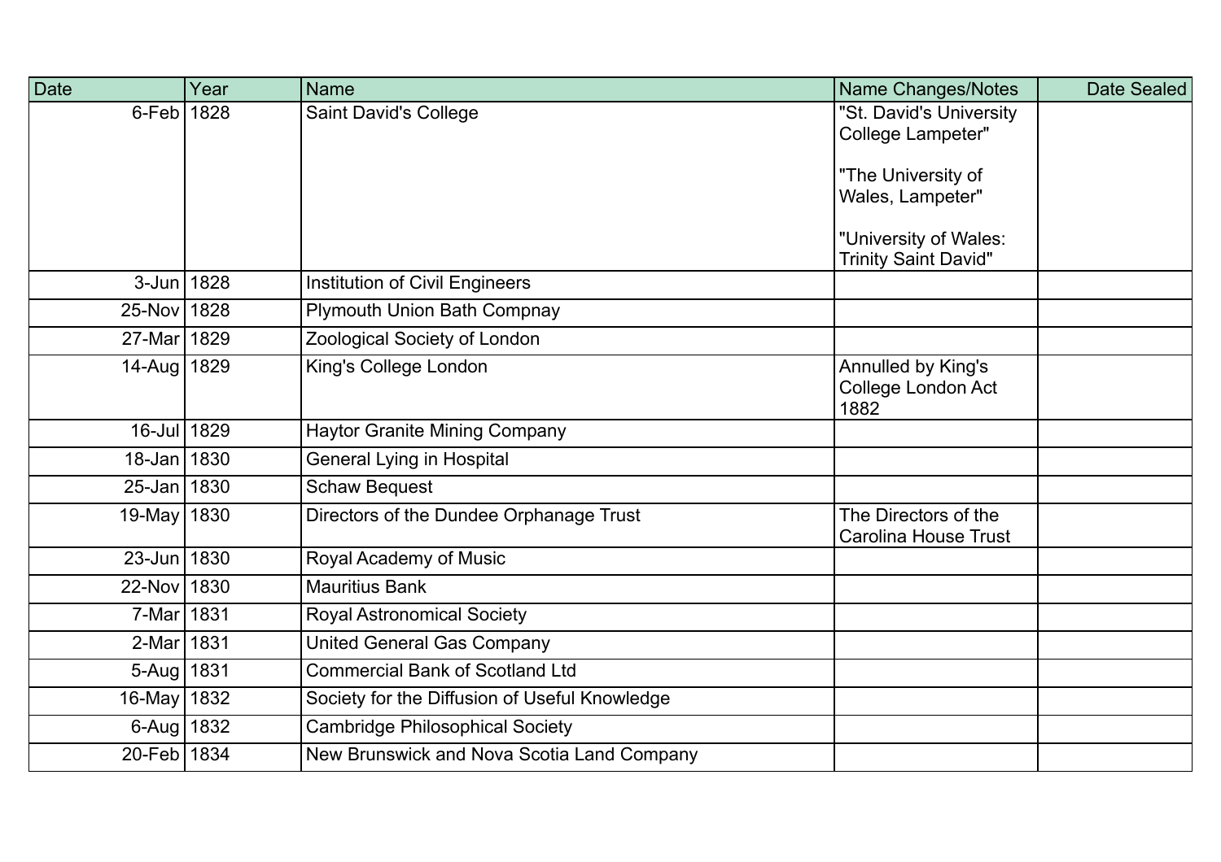| Date | Year | Name | Name Changes/Notes | Date Sealed |
|---|---|---|---|---|
| 6-Feb | 1828 | Saint David's College | "St. David's University College Lampeter"<br><br>"The University of Wales, Lampeter"<br><br>"University of Wales: Trinity Saint David" | |
| 3-Jun | 1828 | Institution of Civil Engineers | | |
| 25-Nov | 1828 | Plymouth Union Bath Compnay | | |
| 27-Mar | 1829 | Zoological Society of London | | |
| 14-Aug | 1829 | King's College London | Annulled by King's College London Act 1882 | |
| 16-Jul | 1829 | Haytor Granite Mining Company | | |
| 18-Jan | 1830 | General Lying in Hospital | | |
| 25-Jan | 1830 | Schaw Bequest | | |
| 19-May | 1830 | Directors of the Dundee Orphanage Trust | The Directors of the Carolina House Trust | |
| 23-Jun | 1830 | Royal Academy of Music | | |
| 22-Nov | 1830 | Mauritius Bank | | |
| 7-Mar | 1831 | Royal Astronomical Society | | |
| 2-Mar | 1831 | United General Gas Company | | |
| 5-Aug | 1831 | Commercial Bank of Scotland Ltd | | |
| 16-May | 1832 | Society for the Diffusion of Useful Knowledge | | |
| 6-Aug | 1832 | Cambridge Philosophical Society | | |
| 20-Feb | 1834 | New Brunswick and Nova Scotia Land Company | | |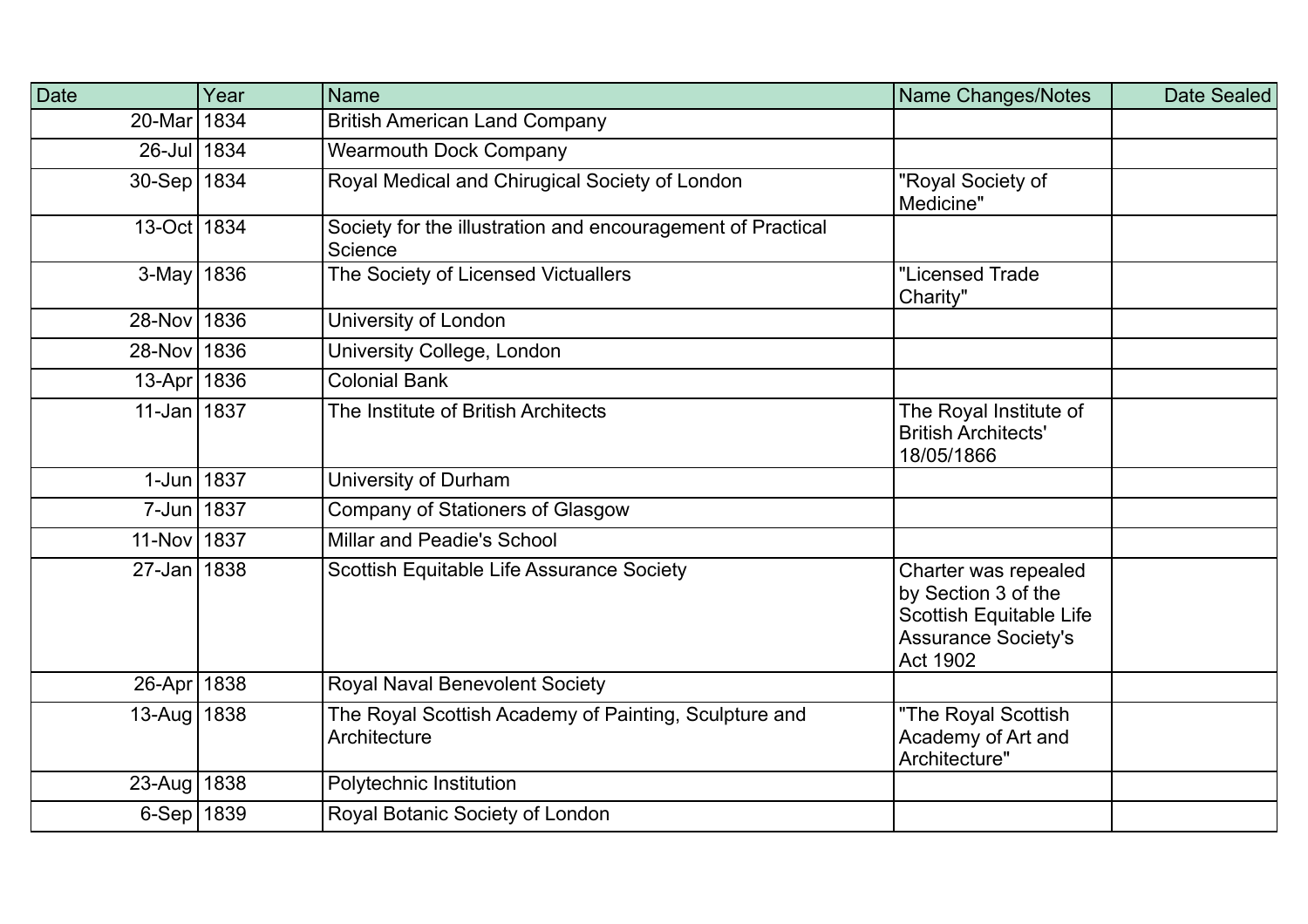| Date | Year | Name | Name Changes/Notes | Date Sealed |
| --- | --- | --- | --- | --- |
| 20-Mar | 1834 | British American Land Company | | |
| 26-Jul | 1834 | Wearmouth Dock Company | | |
| 30-Sep | 1834 | Royal Medical and Chirugical Society of London | "Royal Society of Medicine" | |
| 13-Oct | 1834 | Society for the illustration and encouragement of Practical Science | | |
| 3-May | 1836 | The Society of Licensed Victuallers | "Licensed Trade Charity" | |
| 28-Nov | 1836 | University of London | | |
| 28-Nov | 1836 | University College, London | | |
| 13-Apr | 1836 | Colonial Bank | | |
| 11-Jan | 1837 | The Institute of British Architects | The Royal Institute of British Architects' 18/05/1866 | |
| 1-Jun | 1837 | University of Durham | | |
| 7-Jun | 1837 | Company of Stationers of Glasgow | | |
| 11-Nov | 1837 | Millar and Peadie's School | | |
| 27-Jan | 1838 | Scottish Equitable Life Assurance Society | Charter was repealed by Section 3 of the Scottish Equitable Life Assurance Society's Act 1902 | |
| 26-Apr | 1838 | Royal Naval Benevolent Society | | |
| 13-Aug | 1838 | The Royal Scottish Academy of Painting, Sculpture and Architecture | "The Royal Scottish Academy of Art and Architecture" | |
| 23-Aug | 1838 | Polytechnic Institution | | |
| 6-Sep | 1839 | Royal Botanic Society of London | | |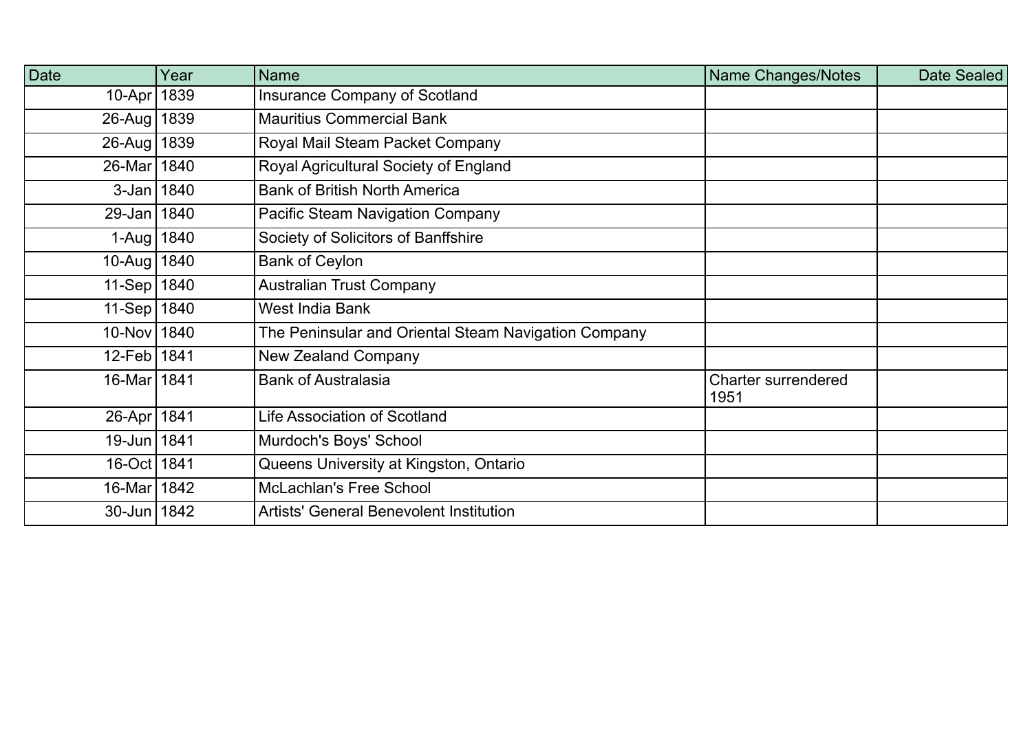| Date | Year | Name | Name Changes/Notes | Date Sealed |
|---|---|---|---|---|
| 10-Apr | 1839 | Insurance Company of Scotland | | |
| 26-Aug | 1839 | Mauritius Commercial Bank | | |
| 26-Aug | 1839 | Royal Mail Steam Packet Company | | |
| 26-Mar | 1840 | Royal Agricultural Society of England | | |
| 3-Jan | 1840 | Bank of British North America | | |
| 29-Jan | 1840 | Pacific Steam Navigation Company | | |
| 1-Aug | 1840 | Society of Solicitors of Banffshire | | |
| 10-Aug | 1840 | Bank of Ceylon | | |
| 11-Sep | 1840 | Australian Trust Company | | |
| 11-Sep | 1840 | West India Bank | | |
| 10-Nov | 1840 | The Peninsular and Oriental Steam Navigation Company | | |
| 12-Feb | 1841 | New Zealand Company | | |
| 16-Mar | 1841 | Bank of Australasia | Charter surrendered 1951 | |
| 26-Apr | 1841 | Life Association of Scotland | | |
| 19-Jun | 1841 | Murdoch's Boys' School | | |
| 16-Oct | 1841 | Queens University at Kingston, Ontario | | |
| 16-Mar | 1842 | McLachlan's Free School | | |
| 30-Jun | 1842 | Artists' General Benevolent Institution | | |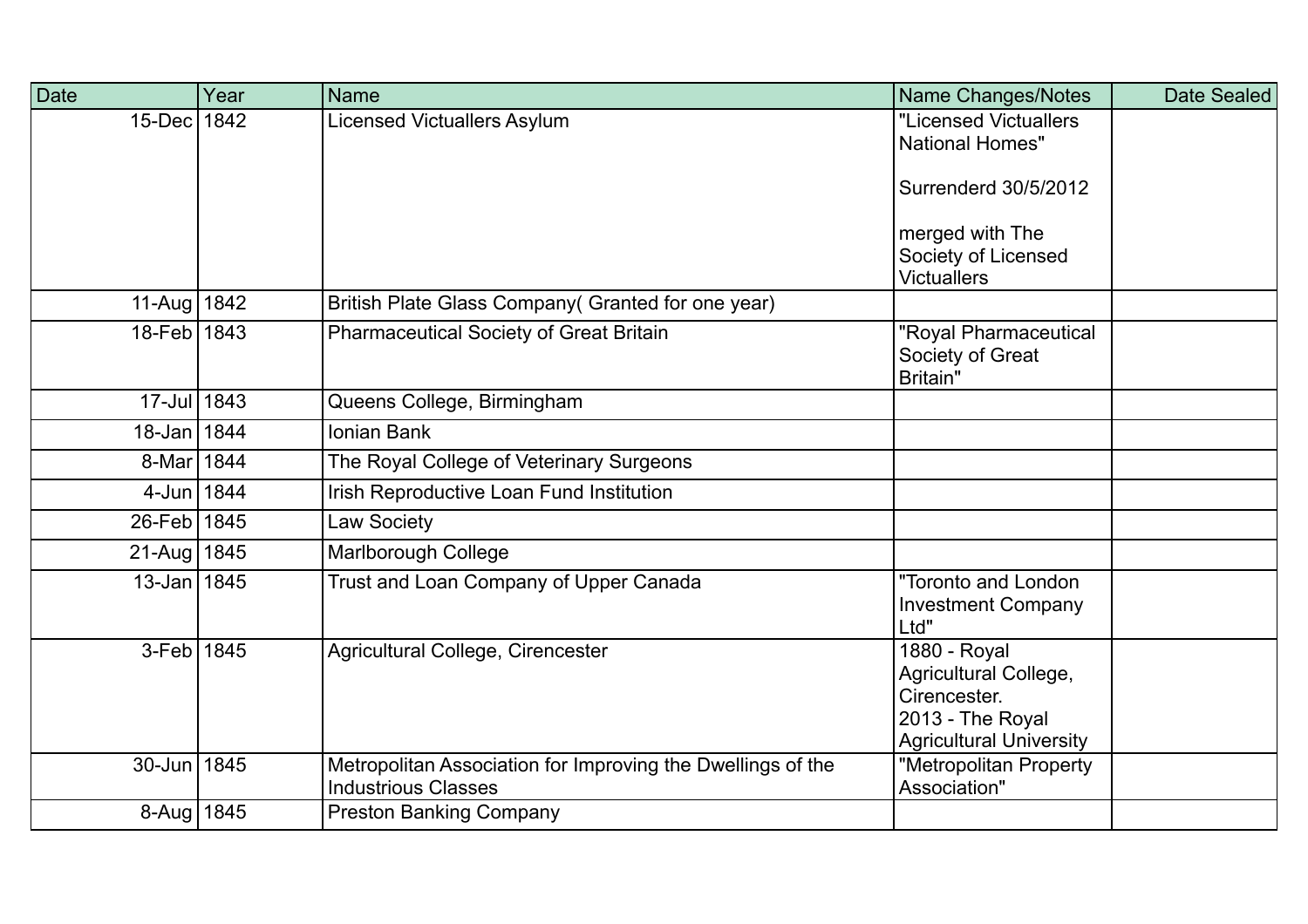| Date | Year | Name | Name Changes/Notes | Date Sealed |
|---|---|---|---|---|
| 15-Dec | 1842 | Licensed Victuallers Asylum | "Licensed Victuallers National Homes"<br><br>Surrenderd 30/5/2012<br><br>merged with The Society of Licensed Victuallers | |
| 11-Aug | 1842 | British Plate Glass Company( Granted for one year) | | |
| 18-Feb | 1843 | Pharmaceutical Society of Great Britain | "Royal Pharmaceutical Society of Great Britain" | |
| 17-Jul | 1843 | Queens College, Birmingham | | |
| 18-Jan | 1844 | Ionian Bank | | |
| 8-Mar | 1844 | The Royal College of Veterinary Surgeons | | |
| 4-Jun | 1844 | Irish Reproductive Loan Fund Institution | | |
| 26-Feb | 1845 | Law Society | | |
| 21-Aug | 1845 | Marlborough College | | |
| 13-Jan | 1845 | Trust and Loan Company of Upper Canada | "Toronto and London Investment Company Ltd" | |
| 3-Feb | 1845 | Agricultural College, Cirencester | 1880 - Royal Agricultural College, Cirencester.<br>2013 - The Royal Agricultural University | |
| 30-Jun | 1845 | Metropolitan Association for Improving the Dwellings of the Industrious Classes | "Metropolitan Property Association" | |
| 8-Aug | 1845 | Preston Banking Company | | |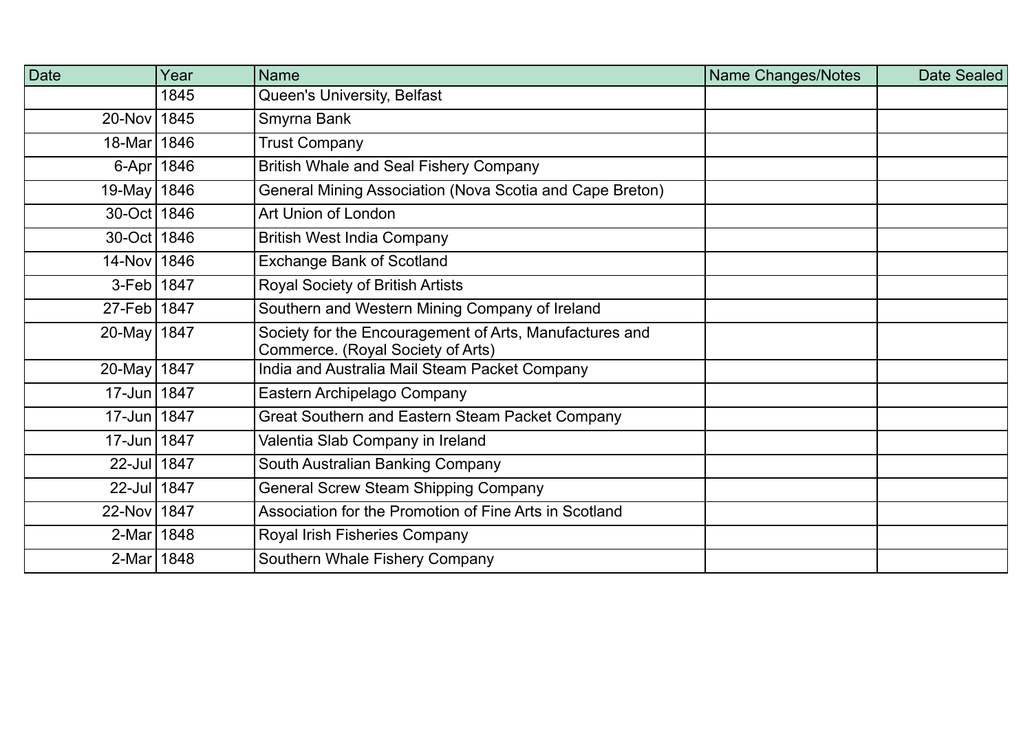| Date | Year | Name | Name Changes/Notes | Date Sealed |
|---|---|---|---|---|
| | 1845 | Queen's University, Belfast | | |
| 20-Nov | 1845 | Smyrna Bank | | |
| 18-Mar | 1846 | Trust Company | | |
| 6-Apr | 1846 | British Whale and Seal Fishery Company | | |
| 19-May | 1846 | General Mining Association (Nova Scotia and Cape Breton) | | |
| 30-Oct | 1846 | Art Union of London | | |
| 30-Oct | 1846 | British West India Company | | |
| 14-Nov | 1846 | Exchange Bank of Scotland | | |
| 3-Feb | 1847 | Royal Society of British Artists | | |
| 27-Feb | 1847 | Southern and Western Mining Company of Ireland | | |
| 20-May | 1847 | Society for the Encouragement of Arts, Manufactures and Commerce. (Royal Society of Arts) | | |
| 20-May | 1847 | India and Australia Mail Steam Packet Company | | |
| 17-Jun | 1847 | Eastern Archipelago Company | | |
| 17-Jun | 1847 | Great Southern and Eastern Steam Packet Company | | |
| 17-Jun | 1847 | Valentia Slab Company in Ireland | | |
| 22-Jul | 1847 | South Australian Banking Company | | |
| 22-Jul | 1847 | General Screw Steam Shipping Company | | |
| 22-Nov | 1847 | Association for the Promotion of Fine Arts in Scotland | | |
| 2-Mar | 1848 | Royal Irish Fisheries Company | | |
| 2-Mar | 1848 | Southern Whale Fishery Company | | |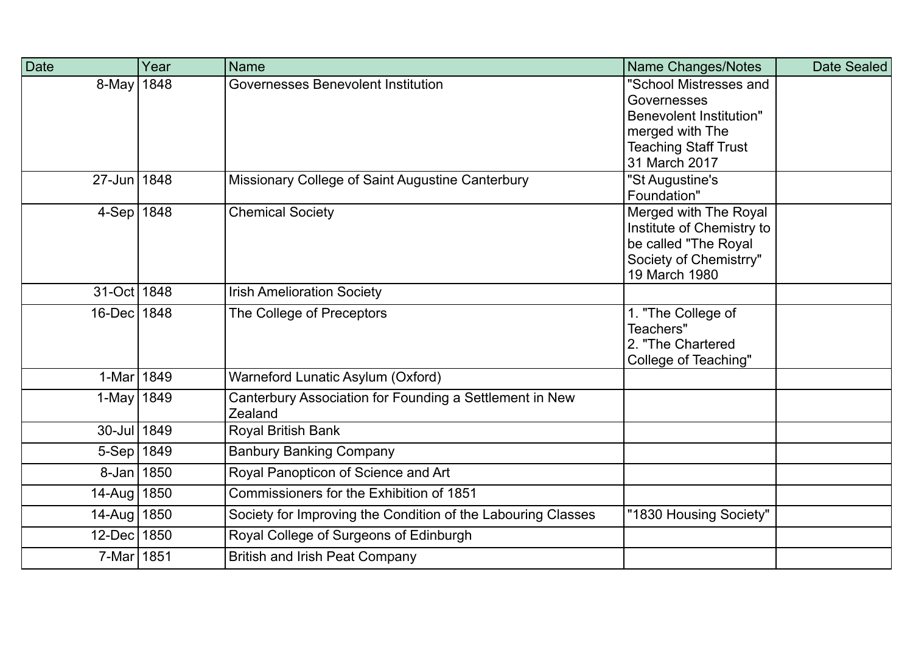| Date | Year | Name | Name Changes/Notes | Date Sealed |
|---|---|---|---|---|
| 8-May | 1848 | Governesses Benevolent Institution | "School Mistresses and Governesses Benevolent Institution" merged with The Teaching Staff Trust 31 March 2017 | |
| 27-Jun | 1848 | Missionary College of Saint Augustine Canterbury | "St Augustine's Foundation" | |
| 4-Sep | 1848 | Chemical Society | Merged with The Royal Institute of Chemistry to be called "The Royal Society of Chemistrry" 19 March 1980 | |
| 31-Oct | 1848 | Irish Amelioration Society | | |
| 16-Dec | 1848 | The College of Preceptors | 1. "The College of Teachers"<br>2. "The Chartered College of Teaching" | |
| 1-Mar | 1849 | Warneford Lunatic Asylum (Oxford) | | |
| 1-May | 1849 | Canterbury Association for Founding a Settlement in New Zealand | | |
| 30-Jul | 1849 | Royal British Bank | | |
| 5-Sep | 1849 | Banbury Banking Company | | |
| 8-Jan | 1850 | Royal Panopticon of Science and Art | | |
| 14-Aug | 1850 | Commissioners for the Exhibition of 1851 | | |
| 14-Aug | 1850 | Society for Improving the Condition of the Labouring Classes | "1830 Housing Society" | |
| 12-Dec | 1850 | Royal College of Surgeons of Edinburgh | | |
| 7-Mar | 1851 | British and Irish Peat Company | | |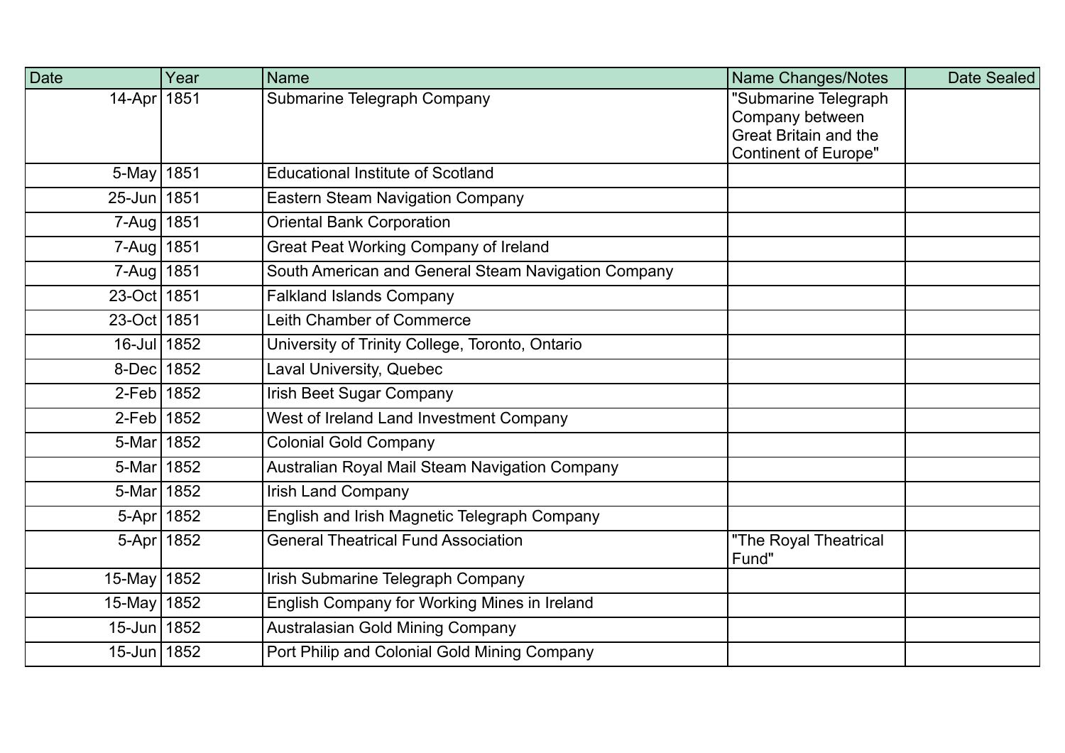| Date | Year | Name | Name Changes/Notes | Date Sealed |
|---|---|---|---|---|
| 14-Apr | 1851 | Submarine Telegraph Company | "Submarine Telegraph Company between Great Britain and the Continent of Europe" | |
| 5-May | 1851 | Educational Institute of Scotland | | |
| 25-Jun | 1851 | Eastern Steam Navigation Company | | |
| 7-Aug | 1851 | Oriental Bank Corporation | | |
| 7-Aug | 1851 | Great Peat Working Company of Ireland | | |
| 7-Aug | 1851 | South American and General Steam Navigation Company | | |
| 23-Oct | 1851 | Falkland Islands Company | | |
| 23-Oct | 1851 | Leith Chamber of Commerce | | |
| 16-Jul | 1852 | University of Trinity College, Toronto, Ontario | | |
| 8-Dec | 1852 | Laval University, Quebec | | |
| 2-Feb | 1852 | Irish Beet Sugar Company | | |
| 2-Feb | 1852 | West of Ireland Land Investment Company | | |
| 5-Mar | 1852 | Colonial Gold Company | | |
| 5-Mar | 1852 | Australian Royal Mail Steam Navigation Company | | |
| 5-Mar | 1852 | Irish Land Company | | |
| 5-Apr | 1852 | English and Irish Magnetic Telegraph Company | | |
| 5-Apr | 1852 | General Theatrical Fund Association | "The Royal Theatrical Fund" | |
| 15-May | 1852 | Irish Submarine Telegraph Company | | |
| 15-May | 1852 | English Company for Working Mines in Ireland | | |
| 15-Jun | 1852 | Australasian Gold Mining Company | | |
| 15-Jun | 1852 | Port Philip and Colonial Gold Mining Company | | |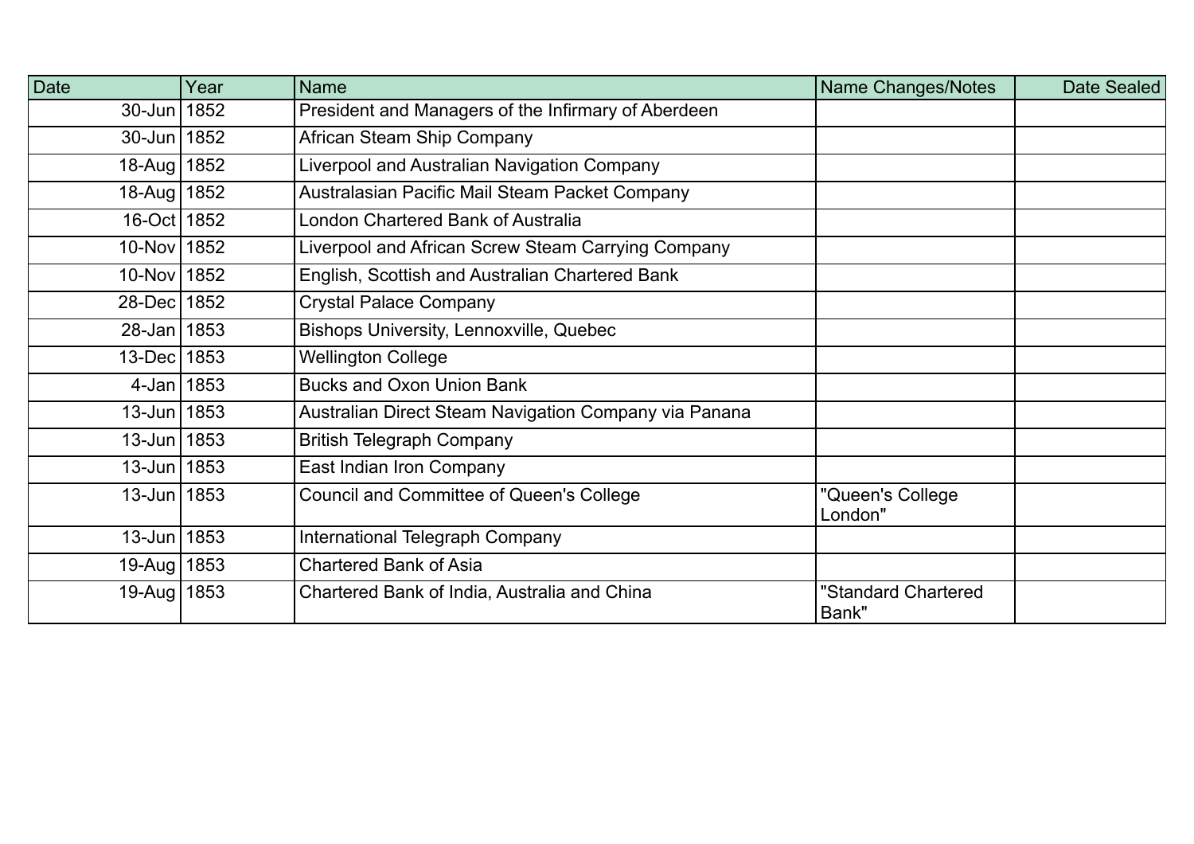| Date | Year | Name | Name Changes/Notes | Date Sealed |
|---|---|---|---|---|
| 30-Jun | 1852 | President and Managers of the Infirmary of Aberdeen | | |
| 30-Jun | 1852 | African Steam Ship Company | | |
| 18-Aug | 1852 | Liverpool and Australian Navigation Company | | |
| 18-Aug | 1852 | Australasian Pacific Mail Steam Packet Company | | |
| 16-Oct | 1852 | London Chartered Bank of Australia | | |
| 10-Nov | 1852 | Liverpool and African Screw Steam Carrying Company | | |
| 10-Nov | 1852 | English, Scottish and Australian Chartered Bank | | |
| 28-Dec | 1852 | Crystal Palace Company | | |
| 28-Jan | 1853 | Bishops University, Lennoxville, Quebec | | |
| 13-Dec | 1853 | Wellington College | | |
| 4-Jan | 1853 | Bucks and Oxon Union Bank | | |
| 13-Jun | 1853 | Australian Direct Steam Navigation Company via Panana | | |
| 13-Jun | 1853 | British Telegraph Company | | |
| 13-Jun | 1853 | East Indian Iron Company | | |
| 13-Jun | 1853 | Council and Committee of Queen's College | "Queen's College London" | |
| 13-Jun | 1853 | International Telegraph Company | | |
| 19-Aug | 1853 | Chartered Bank of Asia | | |
| 19-Aug | 1853 | Chartered Bank of India, Australia and China | "Standard Chartered Bank" | |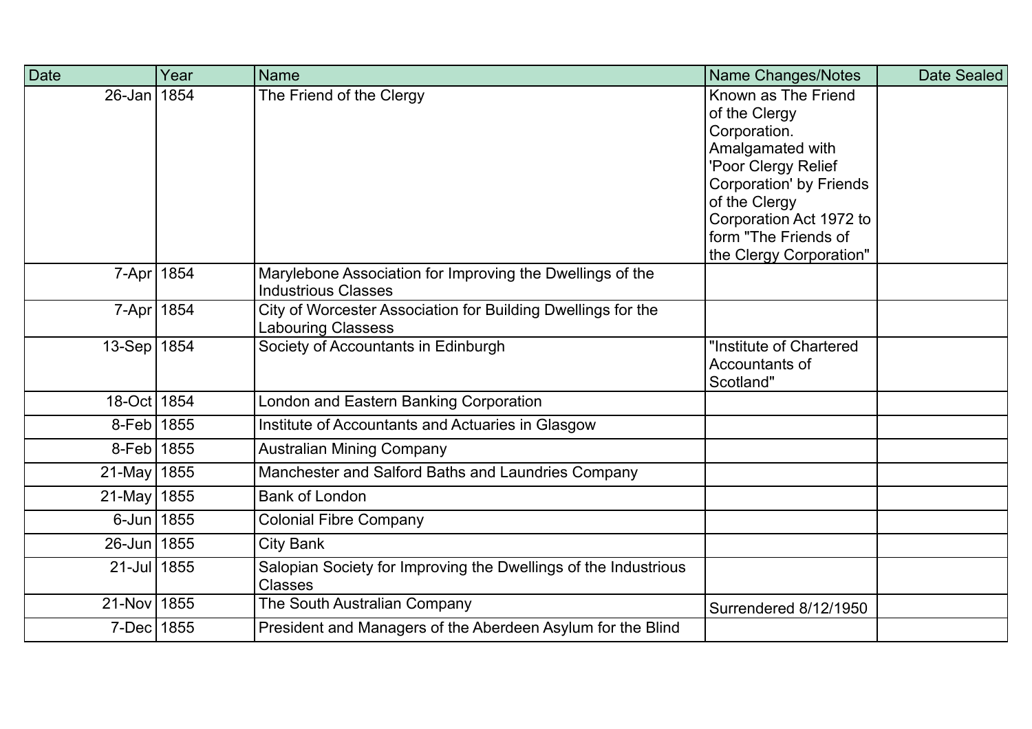| Date | Year | Name | Name Changes/Notes | Date Sealed |
|---|---|---|---|---|
| 26-Jan | 1854 | The Friend of the Clergy | Known as The Friend of the Clergy Corporation. Amalgamated with 'Poor Clergy Relief Corporation' by Friends of the Clergy Corporation Act 1972 to form "The Friends of the Clergy Corporation" | |
| 7-Apr | 1854 | Marylebone Association for Improving the Dwellings of the Industrious Classes | | |
| 7-Apr | 1854 | City of Worcester Association for Building Dwellings for the Labouring Classess | | |
| 13-Sep | 1854 | Society of Accountants in Edinburgh | "Institute of Chartered Accountants of Scotland" | |
| 18-Oct | 1854 | London and Eastern Banking Corporation | | |
| 8-Feb | 1855 | Institute of Accountants and Actuaries in Glasgow | | |
| 8-Feb | 1855 | Australian Mining Company | | |
| 21-May | 1855 | Manchester and Salford Baths and Laundries Company | | |
| 21-May | 1855 | Bank of London | | |
| 6-Jun | 1855 | Colonial Fibre Company | | |
| 26-Jun | 1855 | City Bank | | |
| 21-Jul | 1855 | Salopian Society for Improving the Dwellings of the Industrious Classes | | |
| 21-Nov | 1855 | The South Australian Company | Surrendered 8/12/1950 | |
| 7-Dec | 1855 | President and Managers of the Aberdeen Asylum for the Blind | | |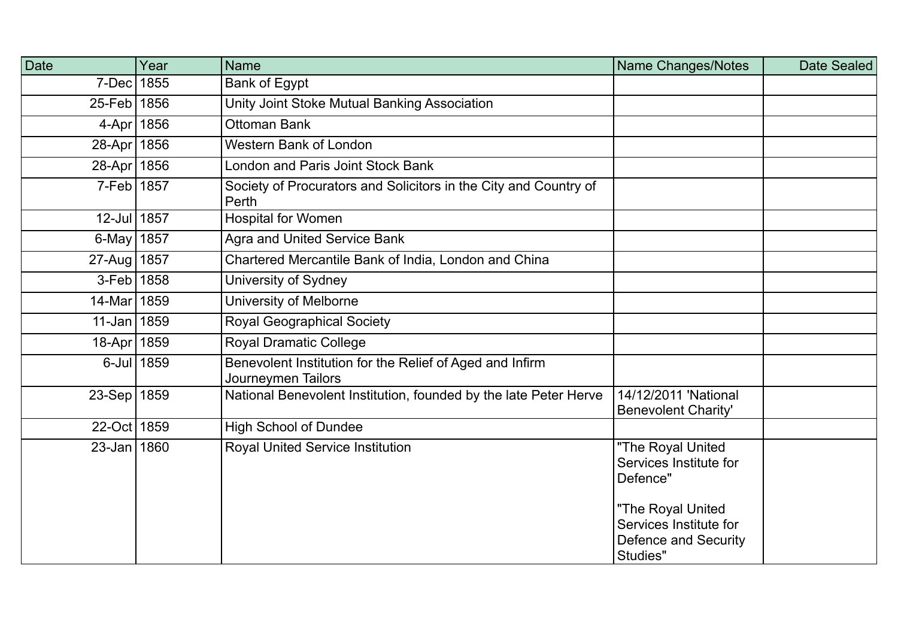| Date | Year | Name | Name Changes/Notes | Date Sealed |
|---|---|---|---|---|
| 7-Dec | 1855 | Bank of Egypt | | |
| 25-Feb | 1856 | Unity Joint Stoke Mutual Banking Association | | |
| 4-Apr | 1856 | Ottoman Bank | | |
| 28-Apr | 1856 | Western Bank of London | | |
| 28-Apr | 1856 | London and Paris Joint Stock Bank | | |
| 7-Feb | 1857 | Society of Procurators and Solicitors in the City and Country of Perth | | |
| 12-Jul | 1857 | Hospital for Women | | |
| 6-May | 1857 | Agra and United Service Bank | | |
| 27-Aug | 1857 | Chartered Mercantile Bank of India, London and China | | |
| 3-Feb | 1858 | University of Sydney | | |
| 14-Mar | 1859 | University of Melborne | | |
| 11-Jan | 1859 | Royal Geographical Society | | |
| 18-Apr | 1859 | Royal Dramatic College | | |
| 6-Jul | 1859 | Benevolent Institution for the Relief of Aged and Infirm Journeymen Tailors | | |
| 23-Sep | 1859 | National Benevolent Institution, founded by the late Peter Herve | 14/12/2011 'National Benevolent Charity' | |
| 22-Oct | 1859 | High School of Dundee | | |
| 23-Jan | 1860 | Royal United Service Institution | "The Royal United Services Institute for Defence"<br><br>"The Royal United Services Institute for Defence and Security Studies" | |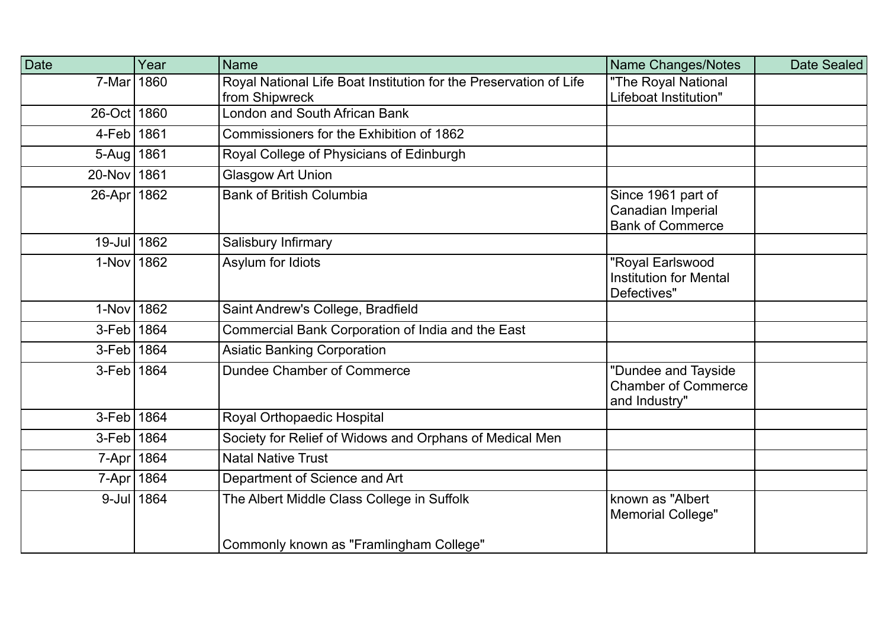| Date | Year | Name | Name Changes/Notes | Date Sealed |
| --- | --- | --- | --- | --- |
| 7-Mar | 1860 | Royal National Life Boat Institution for the Preservation of Life from Shipwreck | "The Royal National Lifeboat Institution" | |
| 26-Oct | 1860 | London and South African Bank | | |
| 4-Feb | 1861 | Commissioners for the Exhibition of 1862 | | |
| 5-Aug | 1861 | Royal College of Physicians of Edinburgh | | |
| 20-Nov | 1861 | Glasgow Art Union | | |
| 26-Apr | 1862 | Bank of British Columbia | Since 1961 part of Canadian Imperial Bank of Commerce | |
| 19-Jul | 1862 | Salisbury Infirmary | | |
| 1-Nov | 1862 | Asylum for Idiots | "Royal Earlswood Institution for Mental Defectives" | |
| 1-Nov | 1862 | Saint Andrew's College, Bradfield | | |
| 3-Feb | 1864 | Commercial Bank Corporation of India and the East | | |
| 3-Feb | 1864 | Asiatic Banking Corporation | | |
| 3-Feb | 1864 | Dundee Chamber of Commerce | "Dundee and Tayside Chamber of Commerce and Industry" | |
| 3-Feb | 1864 | Royal Orthopaedic Hospital | | |
| 3-Feb | 1864 | Society for Relief of Widows and Orphans of Medical Men | | |
| 7-Apr | 1864 | Natal Native Trust | | |
| 7-Apr | 1864 | Department of Science and Art | | |
| 9-Jul | 1864 | The Albert Middle Class College in Suffolk<br><br>Commonly known as "Framlingham College" | known as "Albert Memorial College" | |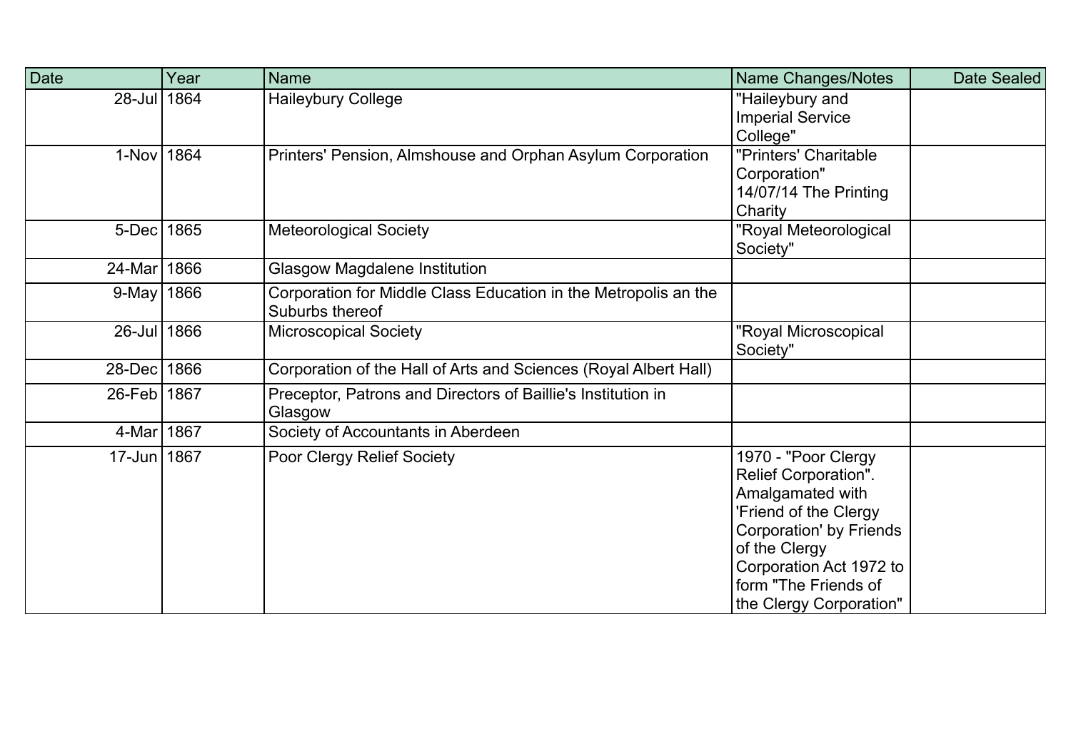| Date | Year | Name | Name Changes/Notes | Date Sealed |
|---|---|---|---|---|
| 28-Jul | 1864 | Haileybury College | "Haileybury and Imperial Service College" | |
| 1-Nov | 1864 | Printers' Pension, Almshouse and Orphan Asylum Corporation | "Printers' Charitable Corporation" 14/07/14 The Printing Charity | |
| 5-Dec | 1865 | Meteorological Society | "Royal Meteorological Society" | |
| 24-Mar | 1866 | Glasgow Magdalene Institution | | |
| 9-May | 1866 | Corporation for Middle Class Education in the Metropolis an the Suburbs thereof | | |
| 26-Jul | 1866 | Microscopical Society | "Royal Microscopical Society" | |
| 28-Dec | 1866 | Corporation of the Hall of Arts and Sciences (Royal Albert Hall) | | |
| 26-Feb | 1867 | Preceptor, Patrons and Directors of Baillie's Institution in Glasgow | | |
| 4-Mar | 1867 | Society of Accountants in Aberdeen | | |
| 17-Jun | 1867 | Poor Clergy Relief Society | 1970 - "Poor Clergy Relief Corporation". Amalgamated with 'Friend of the Clergy Corporation' by Friends of the Clergy Corporation Act 1972 to form "The Friends of the Clergy Corporation" | |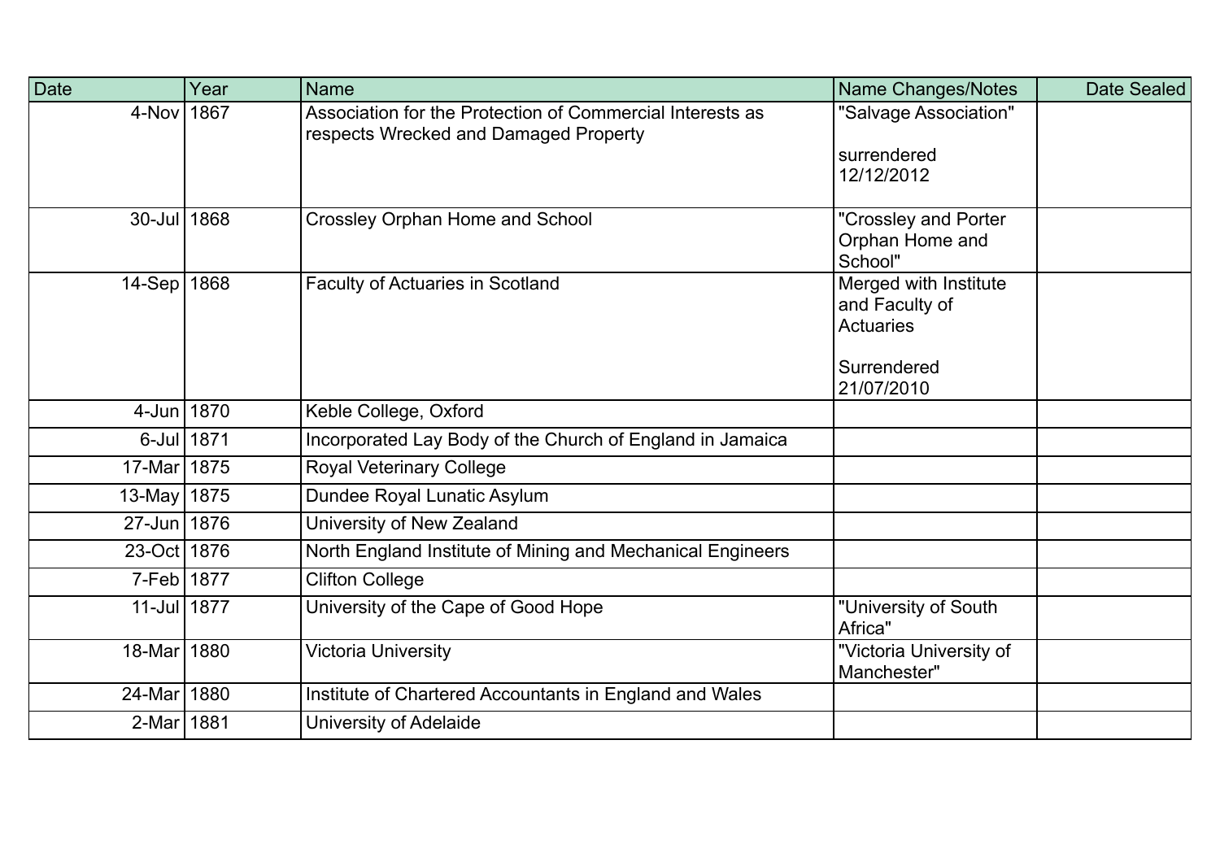| Date | Year | Name | Name Changes/Notes | Date Sealed |
|---|---|---|---|---|
| 4-Nov | 1867 | Association for the Protection of Commercial Interests as respects Wrecked and Damaged Property | "Salvage Association"<br><br>surrendered 12/12/2012 | |
| 30-Jul | 1868 | Crossley Orphan Home and School | "Crossley and Porter Orphan Home and School" | |
| 14-Sep | 1868 | Faculty of Actuaries in Scotland | Merged with Institute and Faculty of Actuaries<br><br>Surrendered 21/07/2010 | |
| 4-Jun | 1870 | Keble College, Oxford | | |
| 6-Jul | 1871 | Incorporated Lay Body of the Church of England in Jamaica | | |
| 17-Mar | 1875 | Royal Veterinary College | | |
| 13-May | 1875 | Dundee Royal Lunatic Asylum | | |
| 27-Jun | 1876 | University of New Zealand | | |
| 23-Oct | 1876 | North England Institute of Mining and Mechanical Engineers | | |
| 7-Feb | 1877 | Clifton College | | |
| 11-Jul | 1877 | University of the Cape of Good Hope | "University of South Africa" | |
| 18-Mar | 1880 | Victoria University | "Victoria University of Manchester" | |
| 24-Mar | 1880 | Institute of Chartered Accountants in England and Wales | | |
| 2-Mar | 1881 | University of Adelaide | | |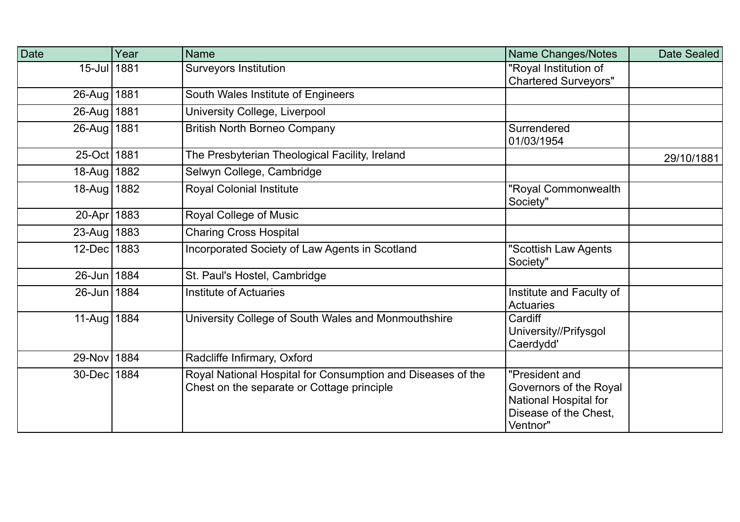| Date | Year | Name | Name Changes/Notes | Date Sealed |
|---|---|---|---|---|
| 15-Jul | 1881 | Surveyors Institution | "Royal Institution of Chartered Surveyors" | |
| 26-Aug | 1881 | South Wales Institute of Engineers | | |
| 26-Aug | 1881 | University College, Liverpool | | |
| 26-Aug | 1881 | British North Borneo Company | Surrendered 01/03/1954 | |
| 25-Oct | 1881 | The Presbyterian Theological Facility, Ireland | | 29/10/1881 |
| 18-Aug | 1882 | Selwyn College, Cambridge | | |
| 18-Aug | 1882 | Royal Colonial Institute | "Royal Commonwealth Society" | |
| 20-Apr | 1883 | Royal College of Music | | |
| 23-Aug | 1883 | Charing Cross Hospital | | |
| 12-Dec | 1883 | Incorporated Society of Law Agents in Scotland | "Scottish Law Agents Society" | |
| 26-Jun | 1884 | St. Paul's Hostel, Cambridge | | |
| 26-Jun | 1884 | Institute of Actuaries | Institute and Faculty of Actuaries | |
| 11-Aug | 1884 | University College of South Wales and Monmouthshire | Cardiff University//Prifysgol Caerdydd' | |
| 29-Nov | 1884 | Radcliffe Infirmary, Oxford | | |
| 30-Dec | 1884 | Royal National Hospital for Consumption and Diseases of the Chest on the separate or Cottage principle | "President and Governors of the Royal National Hospital for Disease of the Chest, Ventnor" | |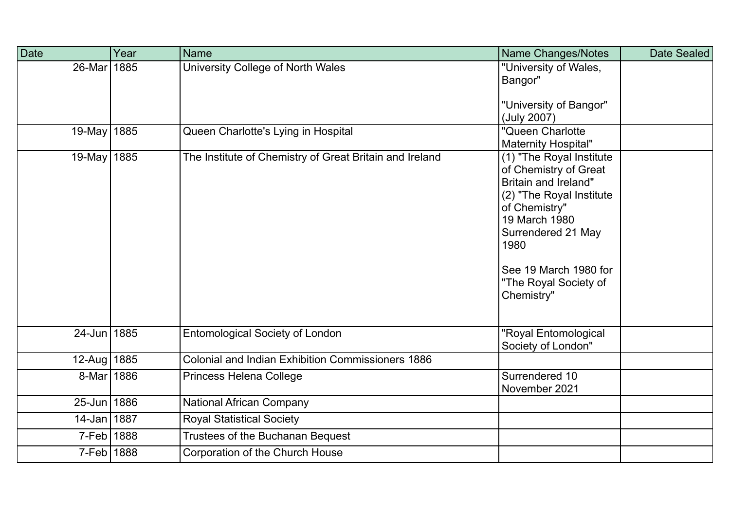| Date | Year | Name | Name Changes/Notes | Date Sealed |
|---|---|---|---|---|
| 26-Mar | 1885 | University College of North Wales | "University of Wales, Bangor"<br><br>"University of Bangor" (July 2007) | |
| 19-May | 1885 | Queen Charlotte's Lying in Hospital | "Queen Charlotte Maternity Hospital" | |
| 19-May | 1885 | The Institute of Chemistry of Great Britain and Ireland | (1) "The Royal Institute of Chemistry of Great Britain and Ireland"<br>(2) "The Royal Institute of Chemistry"<br>19 March 1980<br>Surrendered 21 May 1980<br><br>See 19 March 1980 for "The Royal Society of Chemistry" | |
| 24-Jun | 1885 | Entomological Society of London | "Royal Entomological Society of London" | |
| 12-Aug | 1885 | Colonial and Indian Exhibition Commissioners 1886 | | |
| 8-Mar | 1886 | Princess Helena College | Surrendered 10 November 2021 | |
| 25-Jun | 1886 | National African Company | | |
| 14-Jan | 1887 | Royal Statistical Society | | |
| 7-Feb | 1888 | Trustees of the Buchanan Bequest | | |
| 7-Feb | 1888 | Corporation of the Church House | | |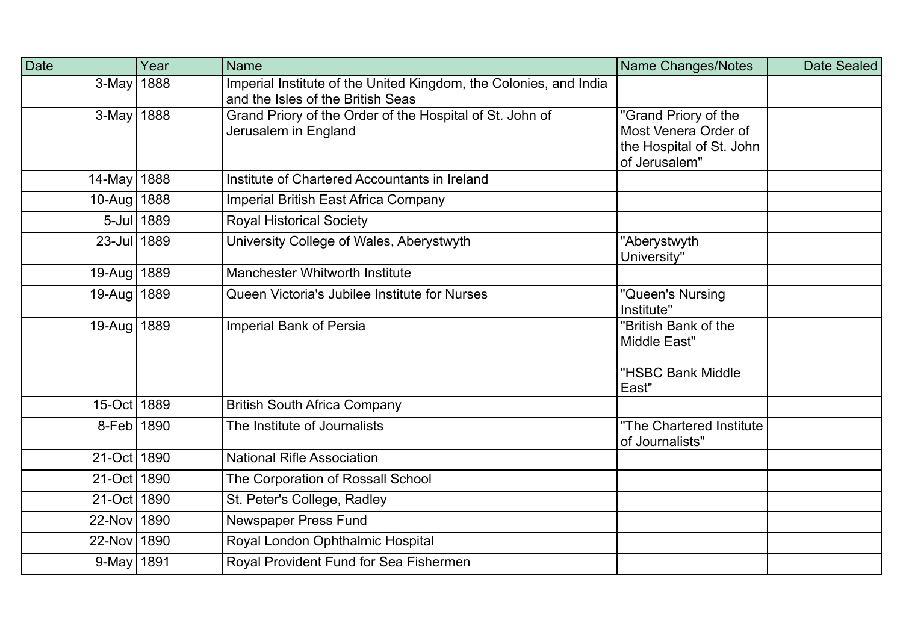| Date | Year | Name | Name Changes/Notes | Date Sealed |
|---|---|---|---|---|
| 3-May | 1888 | Imperial Institute of the United Kingdom, the Colonies, and India and the Isles of the British Seas | | |
| 3-May | 1888 | Grand Priory of the Order of the Hospital of St. John of Jerusalem in England | "Grand Priory of the Most Venera Order of the Hospital of St. John of Jerusalem" | |
| 14-May | 1888 | Institute of Chartered Accountants in Ireland | | |
| 10-Aug | 1888 | Imperial British East Africa Company | | |
| 5-Jul | 1889 | Royal Historical Society | | |
| 23-Jul | 1889 | University College of Wales, Aberystwyth | "Aberystwyth University" | |
| 19-Aug | 1889 | Manchester Whitworth Institute | | |
| 19-Aug | 1889 | Queen Victoria's Jubilee Institute for Nurses | "Queen's Nursing Institute" | |
| 19-Aug | 1889 | Imperial Bank of Persia | "British Bank of the Middle East"<br><br>"HSBC Bank Middle East" | |
| 15-Oct | 1889 | British South Africa Company | | |
| 8-Feb | 1890 | The Institute of Journalists | "The Chartered Institute of Journalists" | |
| 21-Oct | 1890 | National Rifle Association | | |
| 21-Oct | 1890 | The Corporation of Rossall School | | |
| 21-Oct | 1890 | St. Peter's College, Radley | | |
| 22-Nov | 1890 | Newspaper Press Fund | | |
| 22-Nov | 1890 | Royal London Ophthalmic Hospital | | |
| 9-May | 1891 | Royal Provident Fund for Sea Fishermen | | |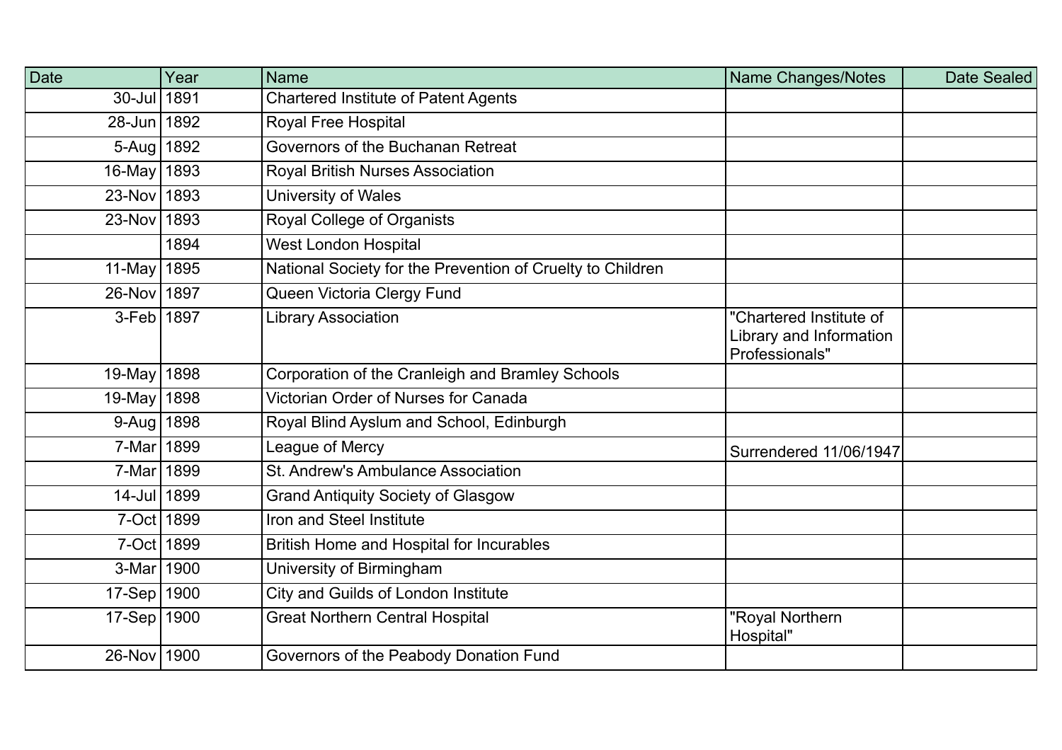| Date | Year | Name | Name Changes/Notes | Date Sealed |
|---|---|---|---|---|
| 30-Jul | 1891 | Chartered Institute of Patent Agents | | |
| 28-Jun | 1892 | Royal Free Hospital | | |
| 5-Aug | 1892 | Governors of the Buchanan Retreat | | |
| 16-May | 1893 | Royal British Nurses Association | | |
| 23-Nov | 1893 | University of Wales | | |
| 23-Nov | 1893 | Royal College of Organists | | |
| | 1894 | West London Hospital | | |
| 11-May | 1895 | National Society for the Prevention of Cruelty to Children | | |
| 26-Nov | 1897 | Queen Victoria Clergy Fund | | |
| 3-Feb | 1897 | Library Association | "Chartered Institute of Library and Information Professionals" | |
| 19-May | 1898 | Corporation of the Cranleigh and Bramley Schools | | |
| 19-May | 1898 | Victorian Order of Nurses for Canada | | |
| 9-Aug | 1898 | Royal Blind Ayslum and School, Edinburgh | | |
| 7-Mar | 1899 | League of Mercy | Surrendered 11/06/1947 | |
| 7-Mar | 1899 | St. Andrew's Ambulance Association | | |
| 14-Jul | 1899 | Grand Antiquity Society of Glasgow | | |
| 7-Oct | 1899 | Iron and Steel Institute | | |
| 7-Oct | 1899 | British Home and Hospital for Incurables | | |
| 3-Mar | 1900 | University of Birmingham | | |
| 17-Sep | 1900 | City and Guilds of London Institute | | |
| 17-Sep | 1900 | Great Northern Central Hospital | "Royal Northern Hospital" | |
| 26-Nov | 1900 | Governors of the Peabody Donation Fund | | |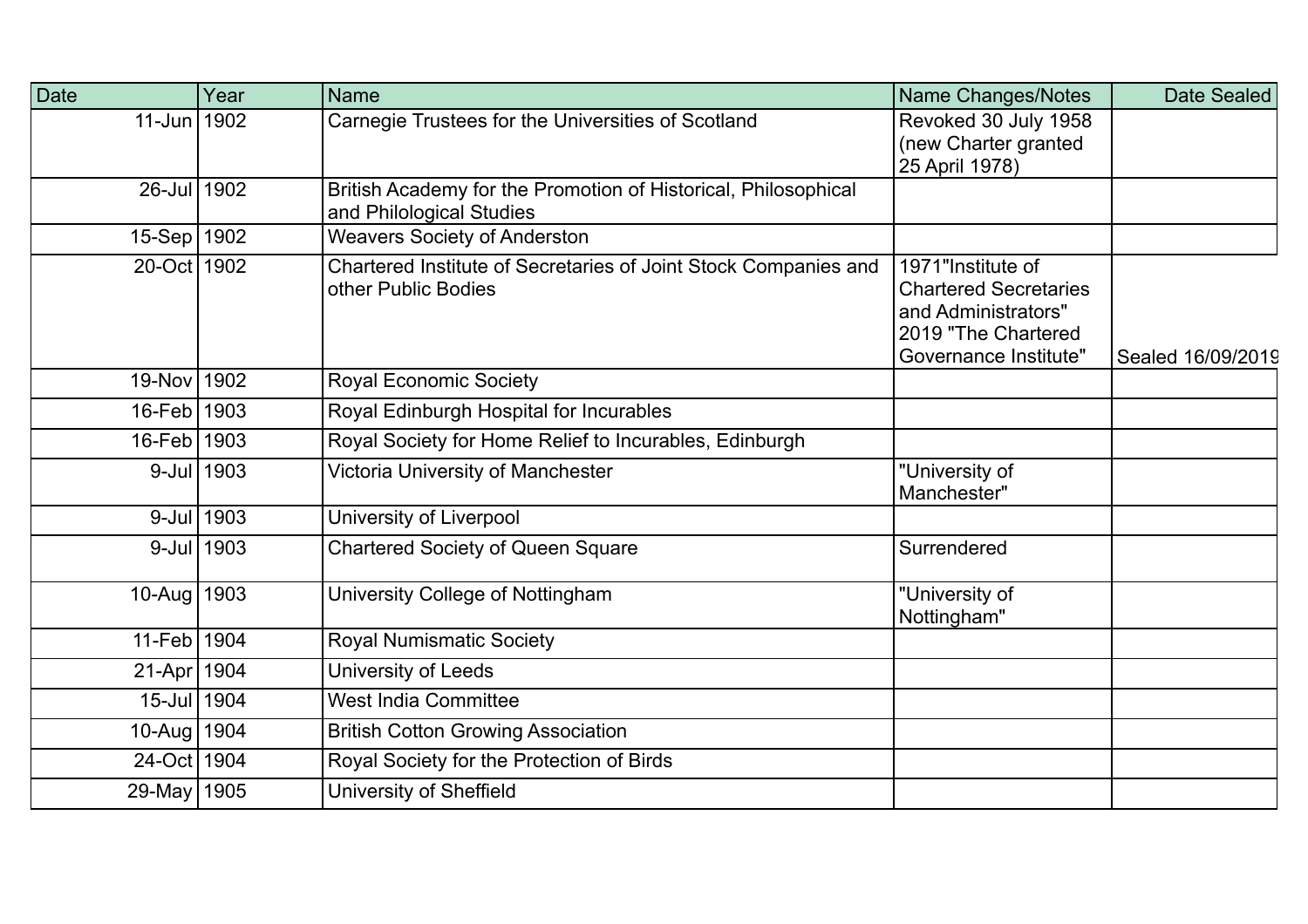| Date | Year | Name | Name Changes/Notes | Date Sealed |
|---|---|---|---|---|
| 11-Jun | 1902 | Carnegie Trustees for the Universities of Scotland | Revoked 30 July 1958 (new Charter granted 25 April 1978) | |
| 26-Jul | 1902 | British Academy for the Promotion of Historical, Philosophical and Philological Studies | | |
| 15-Sep | 1902 | Weavers Society of Anderston | | |
| 20-Oct | 1902 | Chartered Institute of Secretaries of Joint Stock Companies and other Public Bodies | 1971"Institute of Chartered Secretaries and Administrators" 2019 "The Chartered Governance Institute" | Sealed 16/09/2019 |
| 19-Nov | 1902 | Royal Economic Society | | |
| 16-Feb | 1903 | Royal Edinburgh Hospital for Incurables | | |
| 16-Feb | 1903 | Royal Society for Home Relief to Incurables, Edinburgh | | |
| 9-Jul | 1903 | Victoria University of Manchester | "University of Manchester" | |
| 9-Jul | 1903 | University of Liverpool | | |
| 9-Jul | 1903 | Chartered Society of Queen Square | Surrendered | |
| 10-Aug | 1903 | University College of Nottingham | "University of Nottingham" | |
| 11-Feb | 1904 | Royal Numismatic Society | | |
| 21-Apr | 1904 | University of Leeds | | |
| 15-Jul | 1904 | West India Committee | | |
| 10-Aug | 1904 | British Cotton Growing Association | | |
| 24-Oct | 1904 | Royal Society for the Protection of Birds | | |
| 29-May | 1905 | University of Sheffield | | |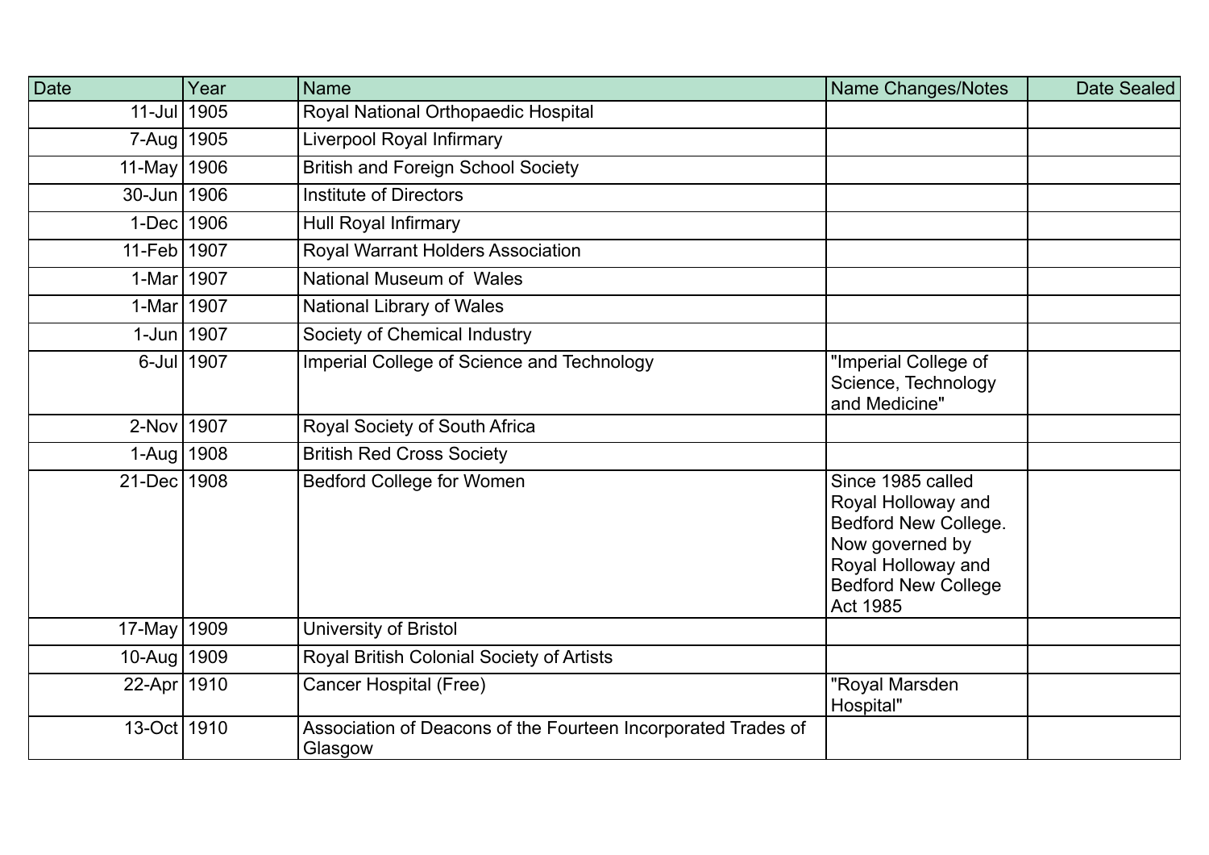| Date | Year | Name | Name Changes/Notes | Date Sealed |
|---|---|---|---|---|
| 11-Jul | 1905 | Royal National Orthopaedic Hospital | | |
| 7-Aug | 1905 | Liverpool Royal Infirmary | | |
| 11-May | 1906 | British and Foreign School Society | | |
| 30-Jun | 1906 | Institute of Directors | | |
| 1-Dec | 1906 | Hull Royal Infirmary | | |
| 11-Feb | 1907 | Royal Warrant Holders Association | | |
| 1-Mar | 1907 | National Museum of  Wales | | |
| 1-Mar | 1907 | National Library of Wales | | |
| 1-Jun | 1907 | Society of Chemical Industry | | |
| 6-Jul | 1907 | Imperial College of Science and Technology | "Imperial College of Science, Technology and Medicine" | |
| 2-Nov | 1907 | Royal Society of South Africa | | |
| 1-Aug | 1908 | British Red Cross Society | | |
| 21-Dec | 1908 | Bedford College for Women | Since 1985 called Royal Holloway and Bedford New College. Now governed by Royal Holloway and Bedford New College Act 1985 | |
| 17-May | 1909 | University of Bristol | | |
| 10-Aug | 1909 | Royal British Colonial Society of Artists | | |
| 22-Apr | 1910 | Cancer Hospital (Free) | "Royal Marsden Hospital" | |
| 13-Oct | 1910 | Association of Deacons of the Fourteen Incorporated Trades of Glasgow | | |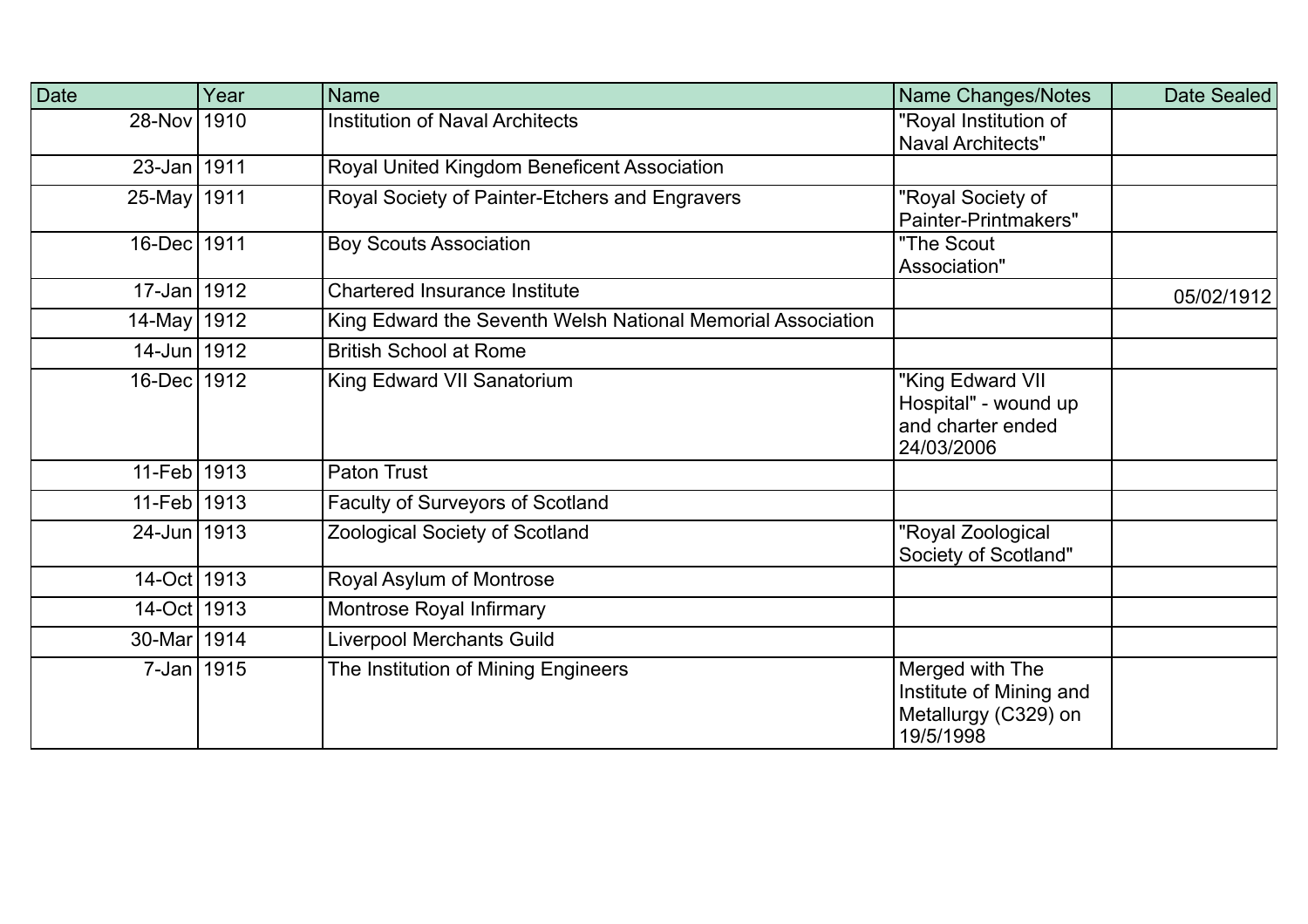| Date | Year | Name | Name Changes/Notes | Date Sealed |
|---|---|---|---|---|
| 28-Nov | 1910 | Institution of Naval Architects | "Royal Institution of Naval Architects" | |
| 23-Jan | 1911 | Royal United Kingdom Beneficent Association | | |
| 25-May | 1911 | Royal Society of Painter-Etchers and Engravers | "Royal Society of Painter-Printmakers" | |
| 16-Dec | 1911 | Boy Scouts Association | "The Scout Association" | |
| 17-Jan | 1912 | Chartered Insurance Institute | | 05/02/1912 |
| 14-May | 1912 | King Edward the Seventh Welsh National Memorial Association | | |
| 14-Jun | 1912 | British School at Rome | | |
| 16-Dec | 1912 | King Edward VII Sanatorium | "King Edward VII Hospital" - wound up and charter ended 24/03/2006 | |
| 11-Feb | 1913 | Paton Trust | | |
| 11-Feb | 1913 | Faculty of Surveyors of Scotland | | |
| 24-Jun | 1913 | Zoological Society of Scotland | "Royal Zoological Society of Scotland" | |
| 14-Oct | 1913 | Royal Asylum of Montrose | | |
| 14-Oct | 1913 | Montrose Royal Infirmary | | |
| 30-Mar | 1914 | Liverpool Merchants Guild | | |
| 7-Jan | 1915 | The Institution of Mining Engineers | Merged with The Institute of Mining and Metallurgy (C329) on 19/5/1998 | |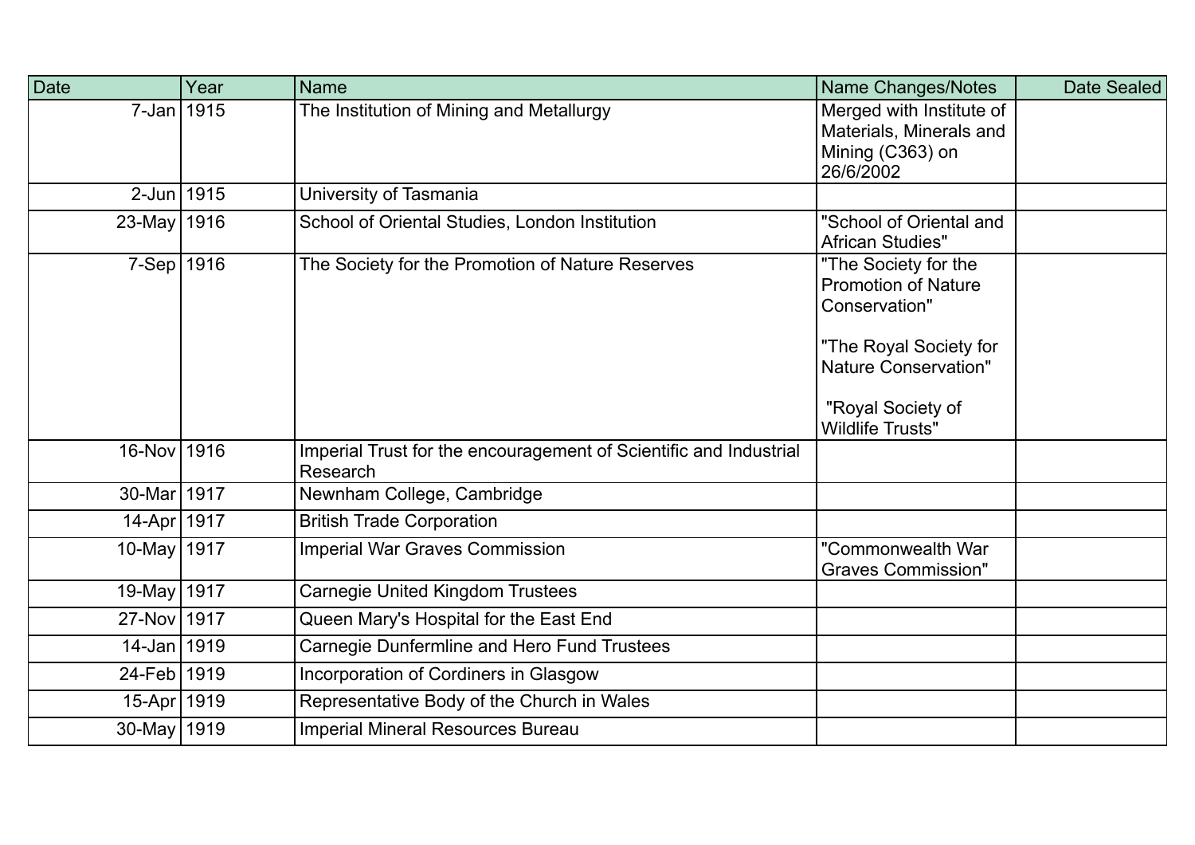| Date | Year | Name | Name Changes/Notes | Date Sealed |
| --- | --- | --- | --- | --- |
| 7-Jan | 1915 | The Institution of Mining and Metallurgy | Merged with Institute of Materials, Minerals and Mining (C363) on 26/6/2002 | |
| 2-Jun | 1915 | University of Tasmania | | |
| 23-May | 1916 | School of Oriental Studies, London Institution | "School of Oriental and African Studies" | |
| 7-Sep | 1916 | The Society for the Promotion of Nature Reserves | "The Society for the Promotion of Nature Conservation"<br><br>"The Royal Society for Nature Conservation"<br><br>"Royal Society of Wildlife Trusts" | |
| 16-Nov | 1916 | Imperial Trust for the encouragement of Scientific and Industrial Research | | |
| 30-Mar | 1917 | Newnham College, Cambridge | | |
| 14-Apr | 1917 | British Trade Corporation | | |
| 10-May | 1917 | Imperial War Graves Commission | "Commonwealth War Graves Commission" | |
| 19-May | 1917 | Carnegie United Kingdom Trustees | | |
| 27-Nov | 1917 | Queen Mary's Hospital for the East End | | |
| 14-Jan | 1919 | Carnegie Dunfermline and Hero Fund Trustees | | |
| 24-Feb | 1919 | Incorporation of Cordiners in Glasgow | | |
| 15-Apr | 1919 | Representative Body of the Church in Wales | | |
| 30-May | 1919 | Imperial Mineral Resources Bureau | | |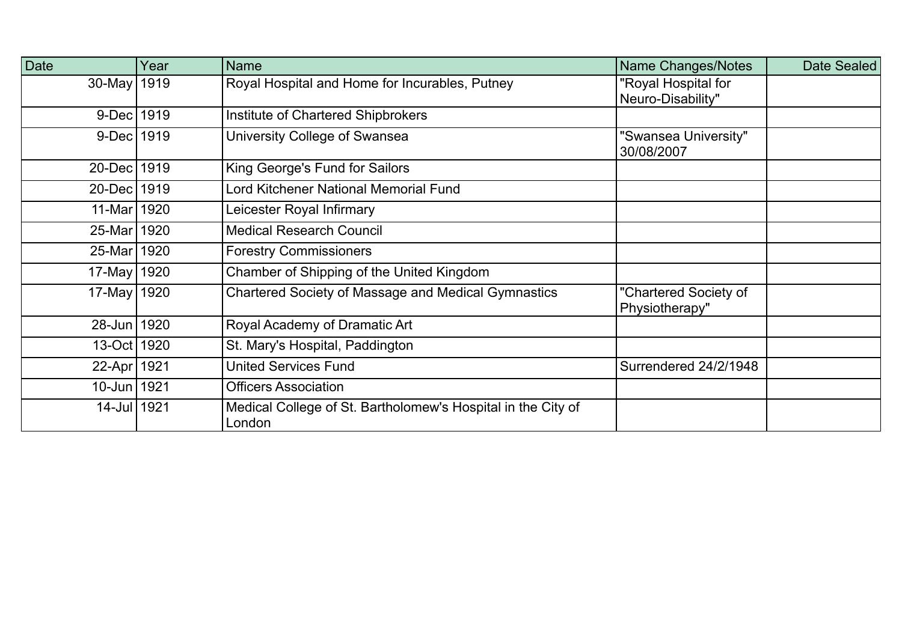| Date | Year | Name | Name Changes/Notes | Date Sealed |
|---|---|---|---|---|
| 30-May | 1919 | Royal Hospital and Home for Incurables, Putney | "Royal Hospital for Neuro-Disability" | |
| 9-Dec | 1919 | Institute of Chartered Shipbrokers | | |
| 9-Dec | 1919 | University College of Swansea | "Swansea University" 30/08/2007 | |
| 20-Dec | 1919 | King George's Fund for Sailors | | |
| 20-Dec | 1919 | Lord Kitchener National Memorial Fund | | |
| 11-Mar | 1920 | Leicester Royal Infirmary | | |
| 25-Mar | 1920 | Medical Research Council | | |
| 25-Mar | 1920 | Forestry Commissioners | | |
| 17-May | 1920 | Chamber of Shipping of the United Kingdom | | |
| 17-May | 1920 | Chartered Society of Massage and Medical Gymnastics | "Chartered Society of Physiotherapy" | |
| 28-Jun | 1920 | Royal Academy of Dramatic Art | | |
| 13-Oct | 1920 | St. Mary's Hospital, Paddington | | |
| 22-Apr | 1921 | United Services Fund | Surrendered 24/2/1948 | |
| 10-Jun | 1921 | Officers Association | | |
| 14-Jul | 1921 | Medical College of St. Bartholomew's Hospital in the City of London | | |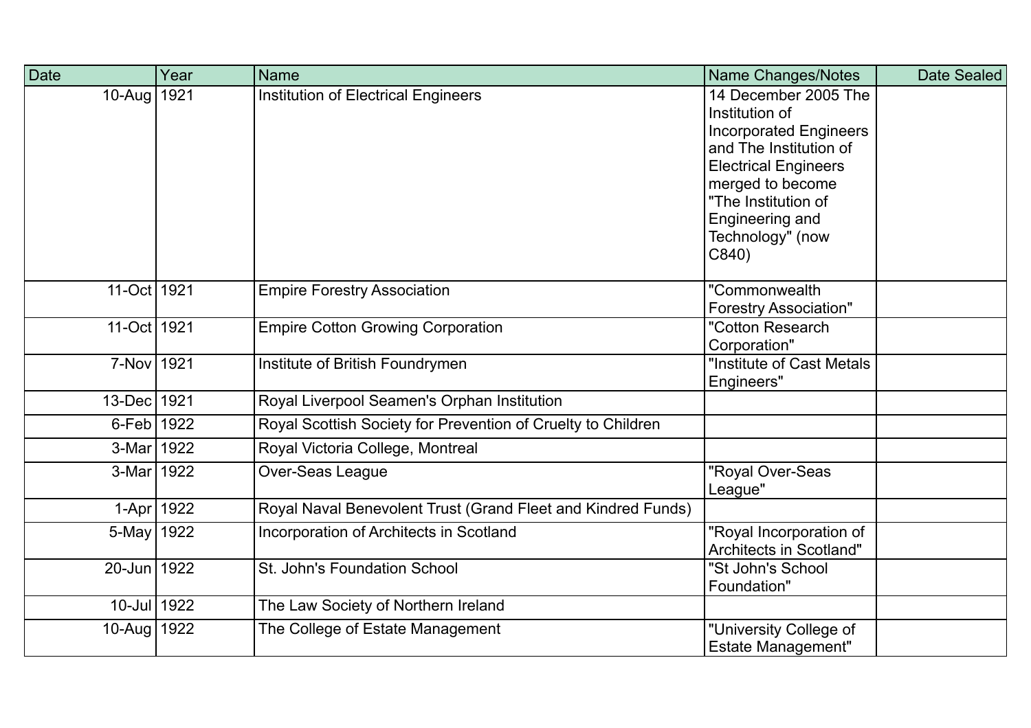| Date | Year | Name | Name Changes/Notes | Date Sealed |
|---|---|---|---|---|
| 10-Aug | 1921 | Institution of Electrical Engineers | 14 December 2005 The Institution of Incorporated Engineers and The Institution of Electrical Engineers merged to become "The Institution of Engineering and Technology" (now C840) | |
| 11-Oct | 1921 | Empire Forestry Association | "Commonwealth Forestry Association" | |
| 11-Oct | 1921 | Empire Cotton Growing Corporation | "Cotton Research Corporation" | |
| 7-Nov | 1921 | Institute of British Foundrymen | "Institute of Cast Metals Engineers" | |
| 13-Dec | 1921 | Royal Liverpool Seamen's Orphan Institution | | |
| 6-Feb | 1922 | Royal Scottish Society for Prevention of Cruelty to Children | | |
| 3-Mar | 1922 | Royal Victoria College, Montreal | | |
| 3-Mar | 1922 | Over-Seas League | "Royal Over-Seas League" | |
| 1-Apr | 1922 | Royal Naval Benevolent Trust (Grand Fleet and Kindred Funds) | | |
| 5-May | 1922 | Incorporation of Architects in Scotland | "Royal Incorporation of Architects in Scotland" | |
| 20-Jun | 1922 | St. John's Foundation School | "St John's School Foundation" | |
| 10-Jul | 1922 | The Law Society of Northern Ireland | | |
| 10-Aug | 1922 | The College of Estate Management | "University College of Estate Management" | |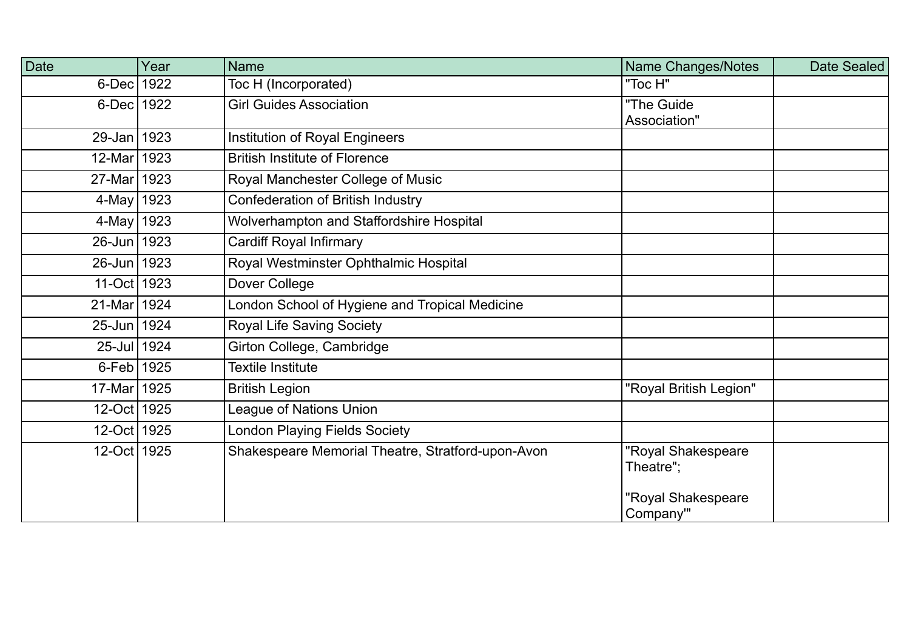| Date | Year | Name | Name Changes/Notes | Date Sealed |
|---|---|---|---|---|
| 6-Dec | 1922 | Toc H (Incorporated) | "Toc H" | |
| 6-Dec | 1922 | Girl Guides Association | "The Guide Association" | |
| 29-Jan | 1923 | Institution of Royal Engineers | | |
| 12-Mar | 1923 | British Institute of Florence | | |
| 27-Mar | 1923 | Royal Manchester College of Music | | |
| 4-May | 1923 | Confederation of British Industry | | |
| 4-May | 1923 | Wolverhampton and Staffordshire Hospital | | |
| 26-Jun | 1923 | Cardiff Royal Infirmary | | |
| 26-Jun | 1923 | Royal Westminster Ophthalmic Hospital | | |
| 11-Oct | 1923 | Dover College | | |
| 21-Mar | 1924 | London School of Hygiene and Tropical Medicine | | |
| 25-Jun | 1924 | Royal Life Saving Society | | |
| 25-Jul | 1924 | Girton College, Cambridge | | |
| 6-Feb | 1925 | Textile Institute | | |
| 17-Mar | 1925 | British Legion | "Royal British Legion" | |
| 12-Oct | 1925 | League of Nations Union | | |
| 12-Oct | 1925 | London Playing Fields Society | | |
| 12-Oct | 1925 | Shakespeare Memorial Theatre, Stratford-upon-Avon | "Royal Shakespeare Theatre"; "Royal Shakespeare Company"' | |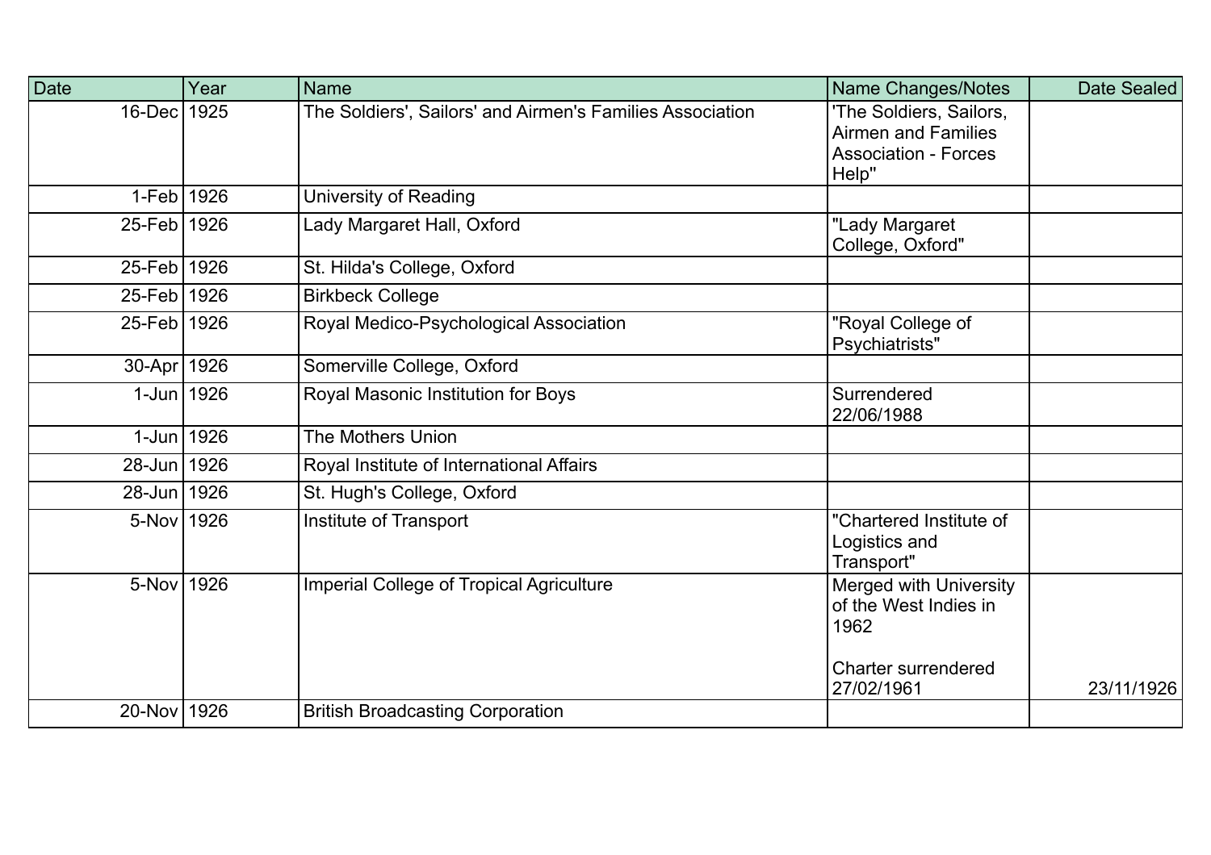| Date | Year | Name | Name Changes/Notes | Date Sealed |
|---|---|---|---|---|
| 16-Dec | 1925 | The Soldiers', Sailors' and Airmen's Families Association | 'The Soldiers, Sailors, Airmen and Families Association - Forces Help" | |
| 1-Feb | 1926 | University of Reading | | |
| 25-Feb | 1926 | Lady Margaret Hall, Oxford | "Lady Margaret College, Oxford" | |
| 25-Feb | 1926 | St. Hilda's College, Oxford | | |
| 25-Feb | 1926 | Birkbeck College | | |
| 25-Feb | 1926 | Royal Medico-Psychological Association | "Royal College of Psychiatrists" | |
| 30-Apr | 1926 | Somerville College, Oxford | | |
| 1-Jun | 1926 | Royal Masonic Institution for Boys | Surrendered 22/06/1988 | |
| 1-Jun | 1926 | The Mothers Union | | |
| 28-Jun | 1926 | Royal Institute of International Affairs | | |
| 28-Jun | 1926 | St. Hugh's College, Oxford | | |
| 5-Nov | 1926 | Institute of Transport | "Chartered Institute of Logistics and Transport" | |
| 5-Nov | 1926 | Imperial College of Tropical Agriculture | Merged with University of the West Indies in 1962<br><br>Charter surrendered 27/02/1961 | 23/11/1926 |
| 20-Nov | 1926 | British Broadcasting Corporation | | |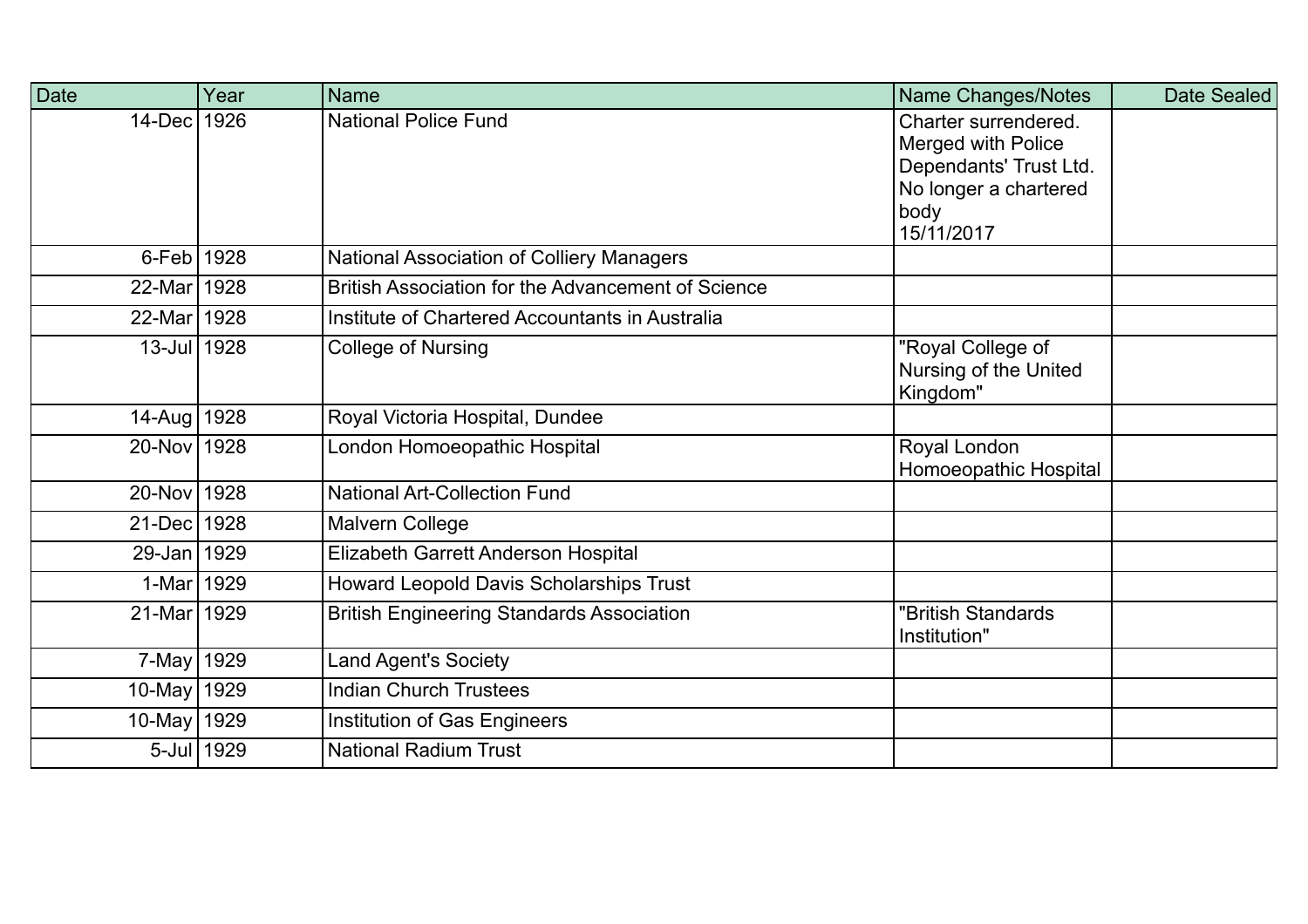| Date | Year | Name | Name Changes/Notes | Date Sealed |
|---|---|---|---|---|
| 14-Dec | 1926 | National Police Fund | Charter surrendered. Merged with Police Dependants' Trust Ltd. No longer a chartered body 15/11/2017 | |
| 6-Feb | 1928 | National Association of Colliery Managers | | |
| 22-Mar | 1928 | British Association for the Advancement of Science | | |
| 22-Mar | 1928 | Institute of Chartered Accountants in Australia | | |
| 13-Jul | 1928 | College of Nursing | "Royal College of Nursing of the United Kingdom" | |
| 14-Aug | 1928 | Royal Victoria Hospital, Dundee | | |
| 20-Nov | 1928 | London Homoeopathic Hospital | Royal London Homoeopathic Hospital | |
| 20-Nov | 1928 | National Art-Collection Fund | | |
| 21-Dec | 1928 | Malvern College | | |
| 29-Jan | 1929 | Elizabeth Garrett Anderson Hospital | | |
| 1-Mar | 1929 | Howard Leopold Davis Scholarships Trust | | |
| 21-Mar | 1929 | British Engineering Standards Association | "British Standards Institution" | |
| 7-May | 1929 | Land Agent's Society | | |
| 10-May | 1929 | Indian Church Trustees | | |
| 10-May | 1929 | Institution of Gas Engineers | | |
| 5-Jul | 1929 | National Radium Trust | | |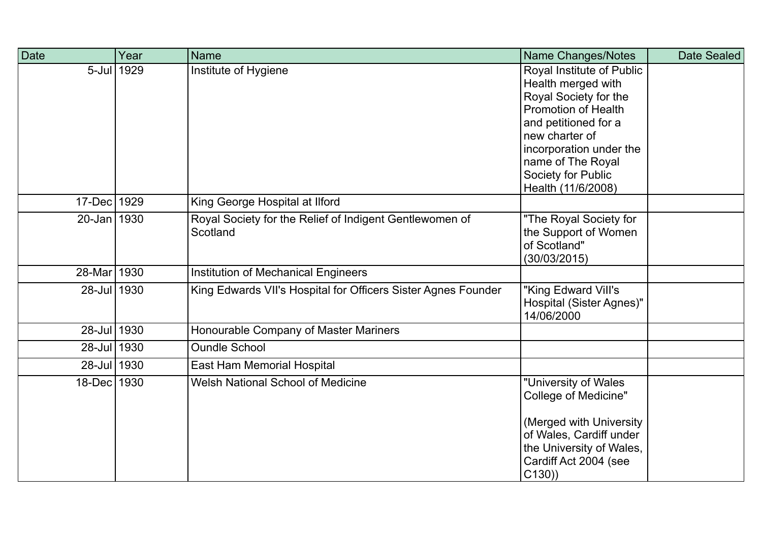| Date | Year | Name | Name Changes/Notes | Date Sealed |
|---|---|---|---|---|
| 5-Jul | 1929 | Institute of Hygiene | Royal Institute of Public Health merged with Royal Society for the Promotion of Health and petitioned for a new charter of incorporation under the name of The Royal Society for Public Health (11/6/2008) | |
| 17-Dec | 1929 | King George Hospital at Ilford | | |
| 20-Jan | 1930 | Royal Society for the Relief of Indigent Gentlewomen of Scotland | "The Royal Society for the Support of Women of Scotland" (30/03/2015) | |
| 28-Mar | 1930 | Institution of Mechanical Engineers | | |
| 28-Jul | 1930 | King Edwards VII's Hospital for Officers Sister Agnes Founder | "King Edward VilI's Hospital (Sister Agnes)" 14/06/2000 | |
| 28-Jul | 1930 | Honourable Company of Master Mariners | | |
| 28-Jul | 1930 | Oundle School | | |
| 28-Jul | 1930 | East Ham Memorial Hospital | | |
| 18-Dec | 1930 | Welsh National School of Medicine | "University of Wales College of Medicine" (Merged with University of Wales, Cardiff under the University of Wales, Cardiff Act 2004 (see C130)) | |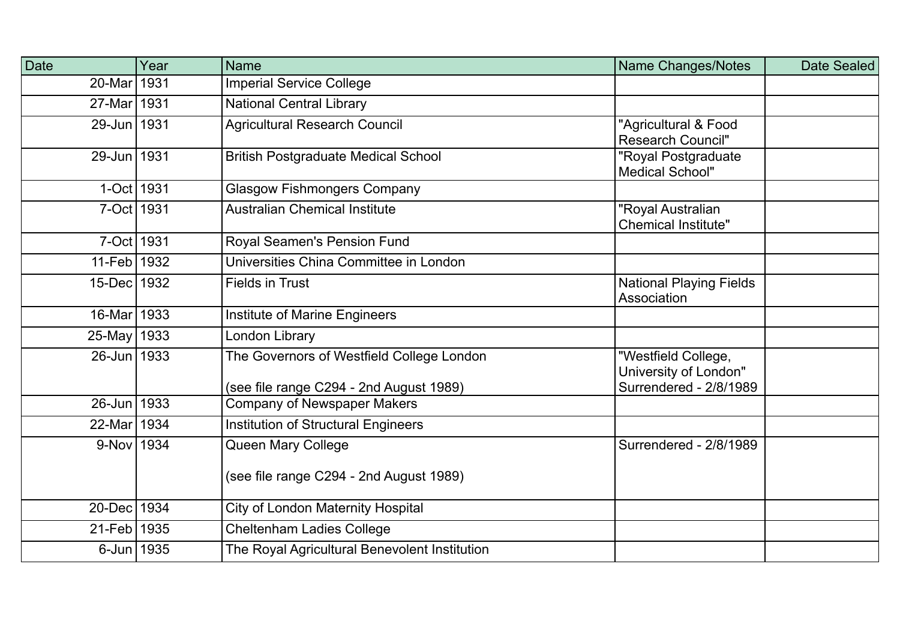| Date | Year | Name | Name Changes/Notes | Date Sealed |
|---|---|---|---|---|
| 20-Mar | 1931 | Imperial Service College | | |
| 27-Mar | 1931 | National Central Library | | |
| 29-Jun | 1931 | Agricultural Research Council | "Agricultural & Food Research Council" | |
| 29-Jun | 1931 | British Postgraduate Medical School | "Royal Postgraduate Medical School" | |
| 1-Oct | 1931 | Glasgow Fishmongers Company | | |
| 7-Oct | 1931 | Australian Chemical Institute | "Royal Australian Chemical Institute" | |
| 7-Oct | 1931 | Royal Seamen's Pension Fund | | |
| 11-Feb | 1932 | Universities China Committee in London | | |
| 15-Dec | 1932 | Fields in Trust | National Playing Fields Association | |
| 16-Mar | 1933 | Institute of Marine Engineers | | |
| 25-May | 1933 | London Library | | |
| 26-Jun | 1933 | The Governors of Westfield College London<br><br>(see file range C294 - 2nd August 1989) | "Westfield College, University of London" Surrendered - 2/8/1989 | |
| 26-Jun | 1933 | Company of Newspaper Makers | | |
| 22-Mar | 1934 | Institution of Structural Engineers | | |
| 9-Nov | 1934 | Queen Mary College<br><br>(see file range C294 - 2nd August 1989) | Surrendered - 2/8/1989 | |
| 20-Dec | 1934 | City of London Maternity Hospital | | |
| 21-Feb | 1935 | Cheltenham Ladies College | | |
| 6-Jun | 1935 | The Royal Agricultural Benevolent Institution | | |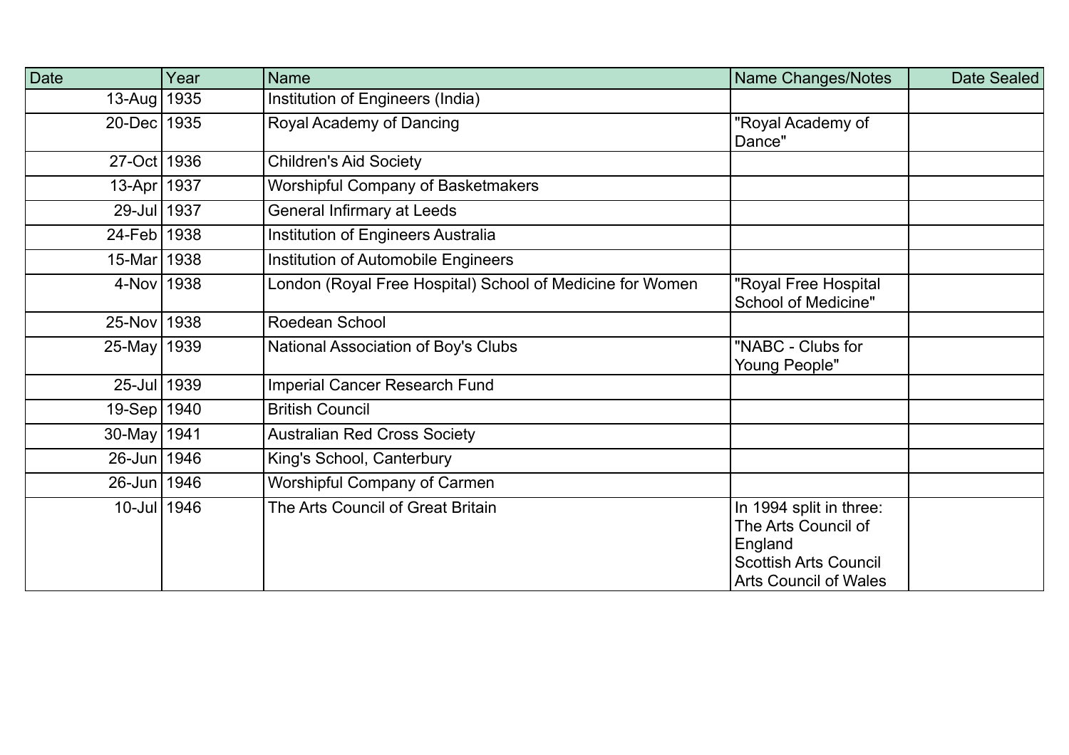| Date | Year | Name | Name Changes/Notes | Date Sealed |
|---|---|---|---|---|
| 13-Aug | 1935 | Institution of Engineers (India) | | |
| 20-Dec | 1935 | Royal Academy of Dancing | "Royal Academy of Dance" | |
| 27-Oct | 1936 | Children's Aid Society | | |
| 13-Apr | 1937 | Worshipful Company of Basketmakers | | |
| 29-Jul | 1937 | General Infirmary at Leeds | | |
| 24-Feb | 1938 | Institution of Engineers Australia | | |
| 15-Mar | 1938 | Institution of Automobile Engineers | | |
| 4-Nov | 1938 | London (Royal Free Hospital) School of Medicine for Women | "Royal Free Hospital School of Medicine" | |
| 25-Nov | 1938 | Roedean School | | |
| 25-May | 1939 | National Association of Boy's Clubs | "NABC - Clubs for Young People" | |
| 25-Jul | 1939 | Imperial Cancer Research Fund | | |
| 19-Sep | 1940 | British Council | | |
| 30-May | 1941 | Australian Red Cross Society | | |
| 26-Jun | 1946 | King's School, Canterbury | | |
| 26-Jun | 1946 | Worshipful Company of Carmen | | |
| 10-Jul | 1946 | The Arts Council of Great Britain | In 1994 split in three: The Arts Council of England Scottish Arts Council Arts Council of Wales | |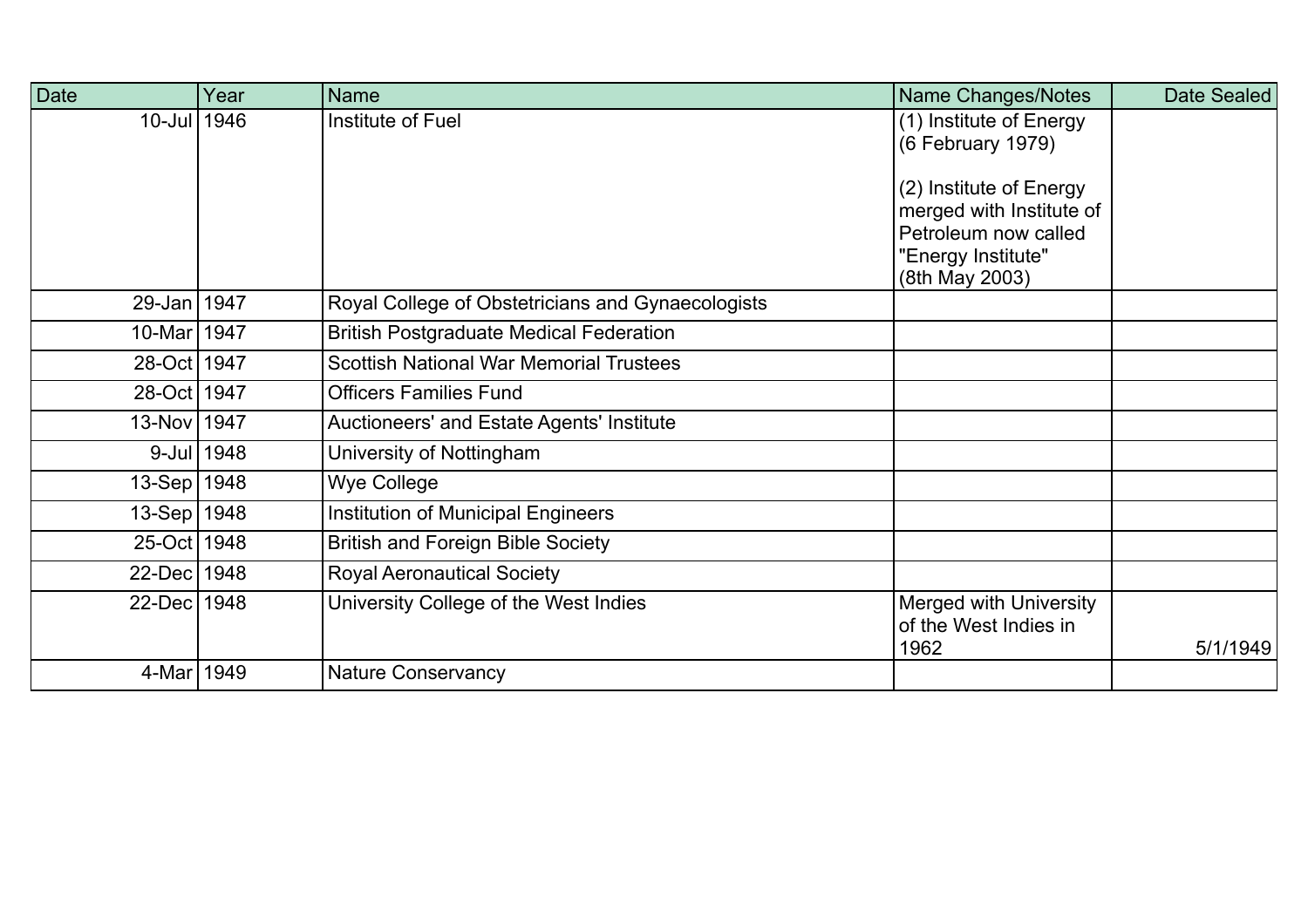| Date | Year | Name | Name Changes/Notes | Date Sealed |
|---|---|---|---|---|
| 10-Jul | 1946 | Institute of Fuel | (1) Institute of Energy (6 February 1979)<br><br>(2) Institute of Energy merged with Institute of Petroleum now called "Energy Institute" (8th May 2003) | |
| 29-Jan | 1947 | Royal College of Obstetricians and Gynaecologists | | |
| 10-Mar | 1947 | British Postgraduate Medical Federation | | |
| 28-Oct | 1947 | Scottish National War Memorial Trustees | | |
| 28-Oct | 1947 | Officers Families Fund | | |
| 13-Nov | 1947 | Auctioneers' and Estate Agents' Institute | | |
| 9-Jul | 1948 | University of Nottingham | | |
| 13-Sep | 1948 | Wye College | | |
| 13-Sep | 1948 | Institution of Municipal Engineers | | |
| 25-Oct | 1948 | British and Foreign Bible Society | | |
| 22-Dec | 1948 | Royal Aeronautical Society | | |
| 22-Dec | 1948 | University College of the West Indies | Merged with University of the West Indies in 1962 | 5/1/1949 |
| 4-Mar | 1949 | Nature Conservancy | | |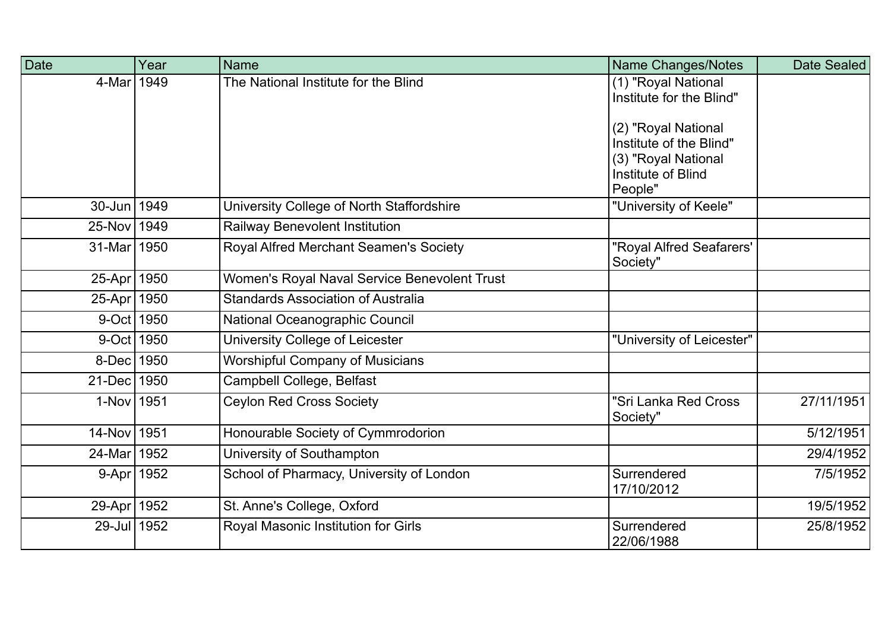| Date | Year | Name | Name Changes/Notes | Date Sealed |
|---|---|---|---|---|
| 4-Mar | 1949 | The National Institute for the Blind | (1) "Royal National Institute for the Blind" (2) "Royal National Institute of the Blind" (3) "Royal National Institute of Blind People" | |
| 30-Jun | 1949 | University College of North Staffordshire | "University of Keele" | |
| 25-Nov | 1949 | Railway Benevolent Institution | | |
| 31-Mar | 1950 | Royal Alfred Merchant Seamen's Society | "Royal Alfred Seafarers' Society" | |
| 25-Apr | 1950 | Women's Royal Naval Service Benevolent Trust | | |
| 25-Apr | 1950 | Standards Association of Australia | | |
| 9-Oct | 1950 | National Oceanographic Council | | |
| 9-Oct | 1950 | University College of Leicester | "University of Leicester" | |
| 8-Dec | 1950 | Worshipful Company of Musicians | | |
| 21-Dec | 1950 | Campbell College, Belfast | | |
| 1-Nov | 1951 | Ceylon Red Cross Society | "Sri Lanka Red Cross Society" | 27/11/1951 |
| 14-Nov | 1951 | Honourable Society of Cymmrodorion | | 5/12/1951 |
| 24-Mar | 1952 | University of Southampton | | 29/4/1952 |
| 9-Apr | 1952 | School of Pharmacy, University of London | Surrendered 17/10/2012 | 7/5/1952 |
| 29-Apr | 1952 | St. Anne's College, Oxford | | 19/5/1952 |
| 29-Jul | 1952 | Royal Masonic Institution for Girls | Surrendered 22/06/1988 | 25/8/1952 |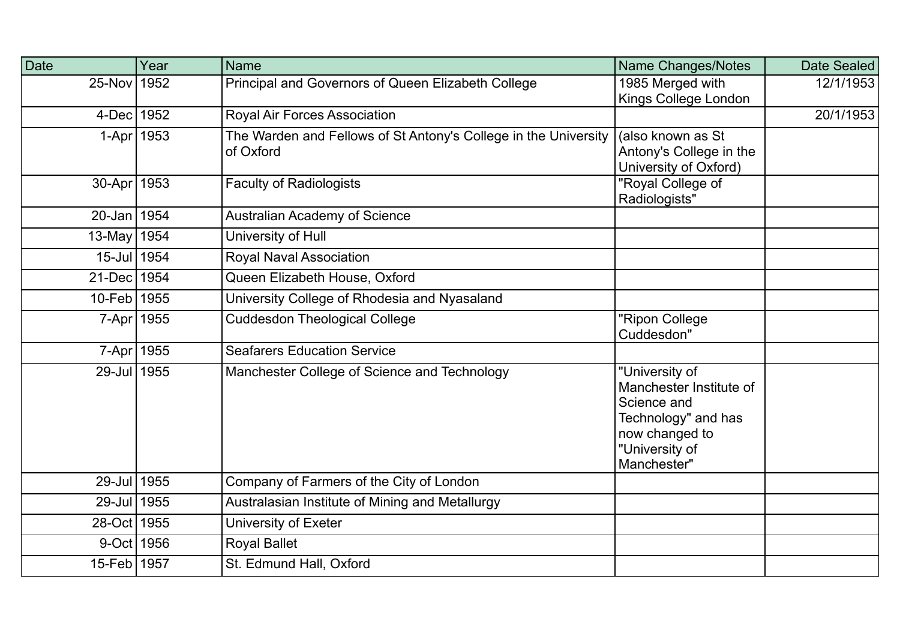| Date | Year | Name | Name Changes/Notes | Date Sealed |
|---|---|---|---|---|
| 25-Nov | 1952 | Principal and Governors of Queen Elizabeth College | 1985 Merged with Kings College London | 12/1/1953 |
| 4-Dec | 1952 | Royal Air Forces Association | | 20/1/1953 |
| 1-Apr | 1953 | The Warden and Fellows of St Antony's College in the University of Oxford | (also known as St Antony's College in the University of Oxford) | |
| 30-Apr | 1953 | Faculty of Radiologists | "Royal College of Radiologists" | |
| 20-Jan | 1954 | Australian Academy of Science | | |
| 13-May | 1954 | University of Hull | | |
| 15-Jul | 1954 | Royal Naval Association | | |
| 21-Dec | 1954 | Queen Elizabeth House, Oxford | | |
| 10-Feb | 1955 | University College of Rhodesia and Nyasaland | | |
| 7-Apr | 1955 | Cuddesdon Theological College | "Ripon College Cuddesdon" | |
| 7-Apr | 1955 | Seafarers Education Service | | |
| 29-Jul | 1955 | Manchester College of Science and Technology | "University of Manchester Institute of Science and Technology" and has now changed to "University of Manchester" | |
| 29-Jul | 1955 | Company of Farmers of the City of London | | |
| 29-Jul | 1955 | Australasian Institute of Mining and Metallurgy | | |
| 28-Oct | 1955 | University of Exeter | | |
| 9-Oct | 1956 | Royal Ballet | | |
| 15-Feb | 1957 | St. Edmund Hall, Oxford | | |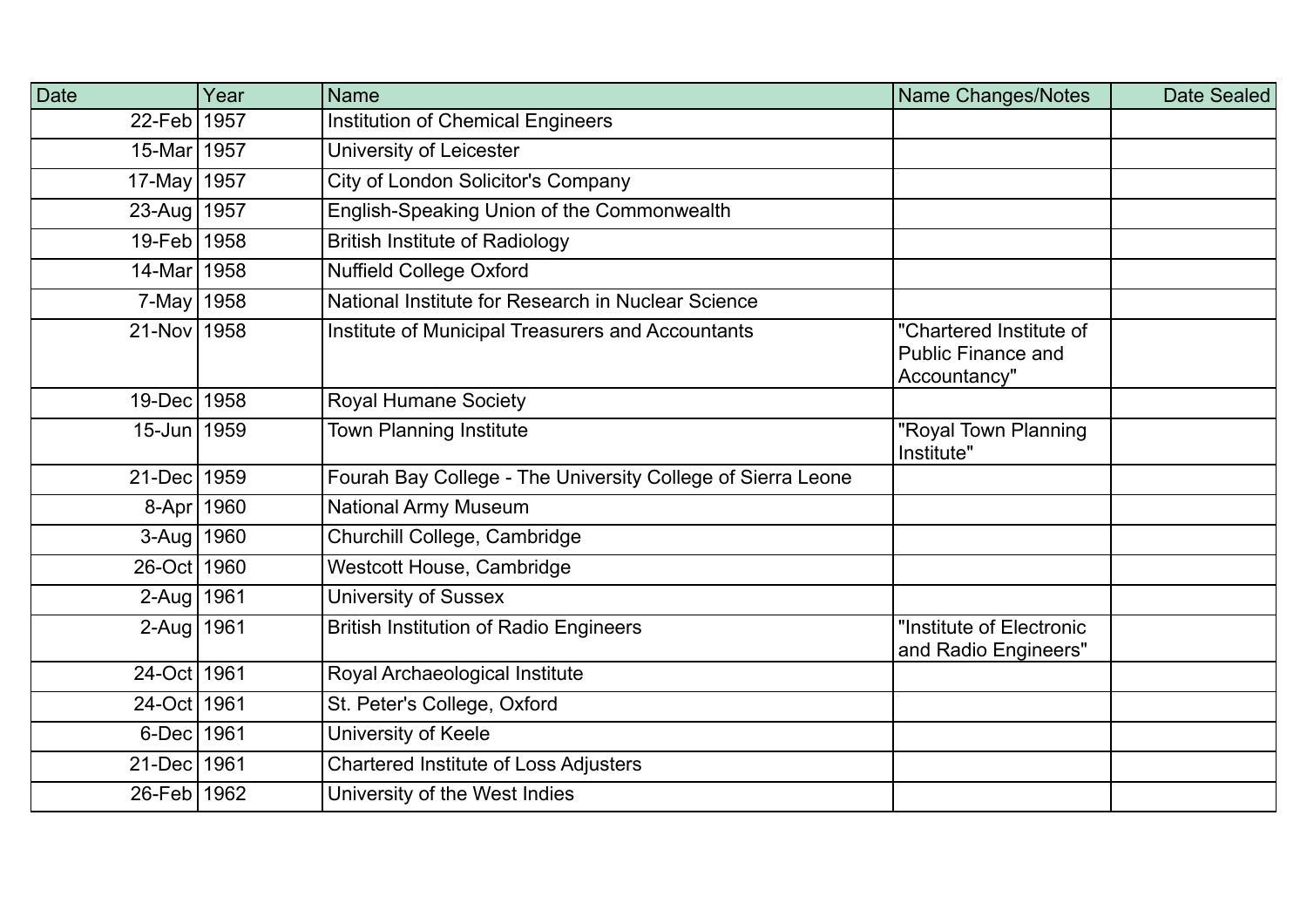| Date | Year | Name | Name Changes/Notes | Date Sealed |
| --- | --- | --- | --- | --- |
| 22-Feb | 1957 | Institution of Chemical Engineers | | |
| 15-Mar | 1957 | University of Leicester | | |
| 17-May | 1957 | City of London Solicitor's Company | | |
| 23-Aug | 1957 | English-Speaking Union of the Commonwealth | | |
| 19-Feb | 1958 | British Institute of Radiology | | |
| 14-Mar | 1958 | Nuffield College Oxford | | |
| 7-May | 1958 | National Institute for Research in Nuclear Science | | |
| 21-Nov | 1958 | Institute of Municipal Treasurers and Accountants | "Chartered Institute of Public Finance and Accountancy" | |
| 19-Dec | 1958 | Royal Humane Society | | |
| 15-Jun | 1959 | Town Planning Institute | "Royal Town Planning Institute" | |
| 21-Dec | 1959 | Fourah Bay College - The University College of Sierra Leone | | |
| 8-Apr | 1960 | National Army Museum | | |
| 3-Aug | 1960 | Churchill College, Cambridge | | |
| 26-Oct | 1960 | Westcott House, Cambridge | | |
| 2-Aug | 1961 | University of Sussex | | |
| 2-Aug | 1961 | British Institution of Radio Engineers | "Institute of Electronic and Radio Engineers" | |
| 24-Oct | 1961 | Royal Archaeological Institute | | |
| 24-Oct | 1961 | St. Peter's College, Oxford | | |
| 6-Dec | 1961 | University of Keele | | |
| 21-Dec | 1961 | Chartered Institute of Loss Adjusters | | |
| 26-Feb | 1962 | University of the West Indies | | |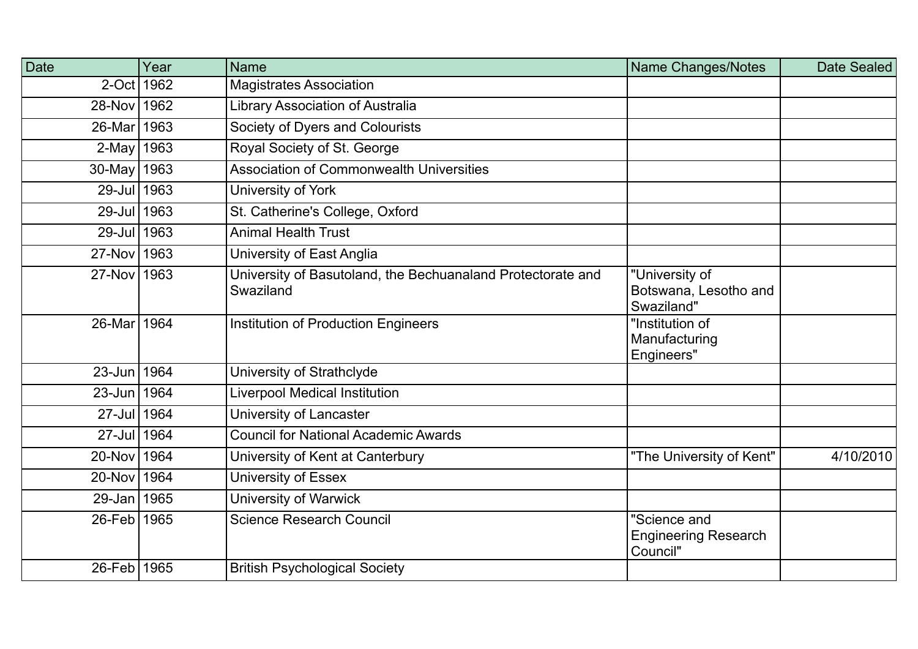| Date | Year | Name | Name Changes/Notes | Date Sealed |
|---|---|---|---|---|
| 2-Oct | 1962 | Magistrates Association | | |
| 28-Nov | 1962 | Library Association of Australia | | |
| 26-Mar | 1963 | Society of Dyers and Colourists | | |
| 2-May | 1963 | Royal Society of St. George | | |
| 30-May | 1963 | Association of Commonwealth Universities | | |
| 29-Jul | 1963 | University of York | | |
| 29-Jul | 1963 | St. Catherine's College, Oxford | | |
| 29-Jul | 1963 | Animal Health Trust | | |
| 27-Nov | 1963 | University of East Anglia | | |
| 27-Nov | 1963 | University of Basutoland, the Bechuanaland Protectorate and Swaziland | "University of Botswana, Lesotho and Swaziland" | |
| 26-Mar | 1964 | Institution of Production Engineers | "Institution of Manufacturing Engineers" | |
| 23-Jun | 1964 | University of Strathclyde | | |
| 23-Jun | 1964 | Liverpool Medical Institution | | |
| 27-Jul | 1964 | University of Lancaster | | |
| 27-Jul | 1964 | Council for National Academic Awards | | |
| 20-Nov | 1964 | University of Kent at Canterbury | "The University of Kent" | 4/10/2010 |
| 20-Nov | 1964 | University of Essex | | |
| 29-Jan | 1965 | University of Warwick | | |
| 26-Feb | 1965 | Science Research Council | "Science and Engineering Research Council" | |
| 26-Feb | 1965 | British Psychological Society | | |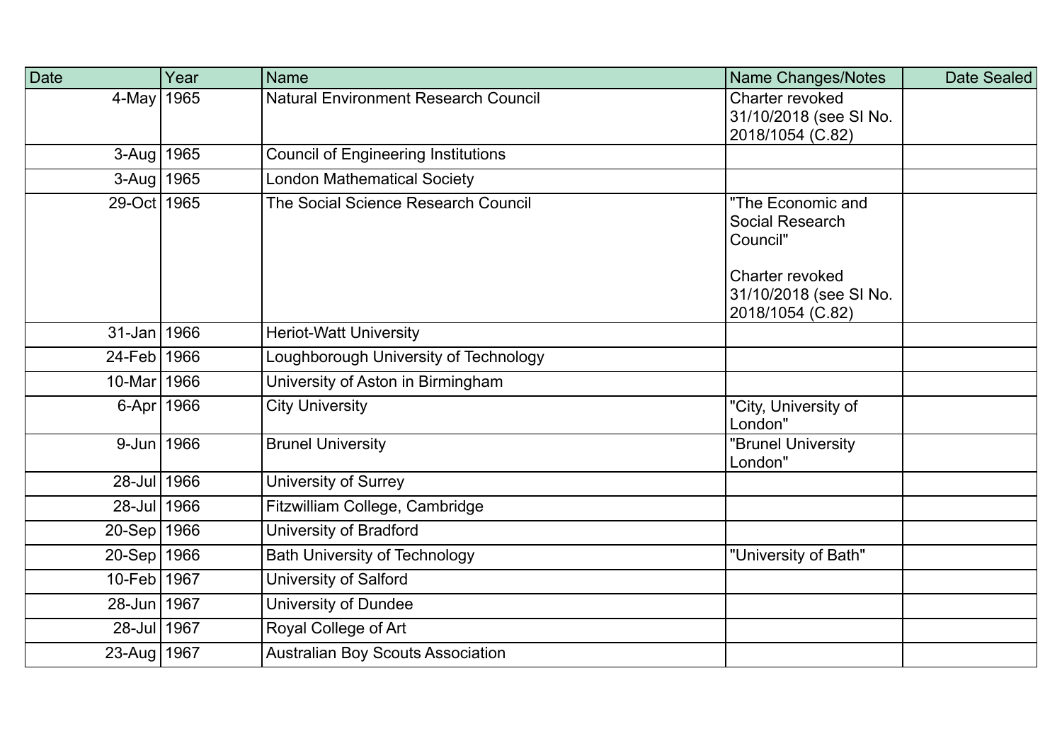| Date | Year | Name | Name Changes/Notes | Date Sealed |
|---|---|---|---|---|
| 4-May | 1965 | Natural Environment Research Council | Charter revoked 31/10/2018 (see SI No. 2018/1054 (C.82) | |
| 3-Aug | 1965 | Council of Engineering Institutions | | |
| 3-Aug | 1965 | London Mathematical Society | | |
| 29-Oct | 1965 | The Social Science Research Council | "The Economic and Social Research Council"<br><br>Charter revoked 31/10/2018 (see SI No. 2018/1054 (C.82) | |
| 31-Jan | 1966 | Heriot-Watt University | | |
| 24-Feb | 1966 | Loughborough University of Technology | | |
| 10-Mar | 1966 | University of Aston in Birmingham | | |
| 6-Apr | 1966 | City University | "City, University of London" | |
| 9-Jun | 1966 | Brunel University | "Brunel University London" | |
| 28-Jul | 1966 | University of Surrey | | |
| 28-Jul | 1966 | Fitzwilliam College, Cambridge | | |
| 20-Sep | 1966 | University of Bradford | | |
| 20-Sep | 1966 | Bath University of Technology | "University of Bath" | |
| 10-Feb | 1967 | University of Salford | | |
| 28-Jun | 1967 | University of Dundee | | |
| 28-Jul | 1967 | Royal College of Art | | |
| 23-Aug | 1967 | Australian Boy Scouts Association | | |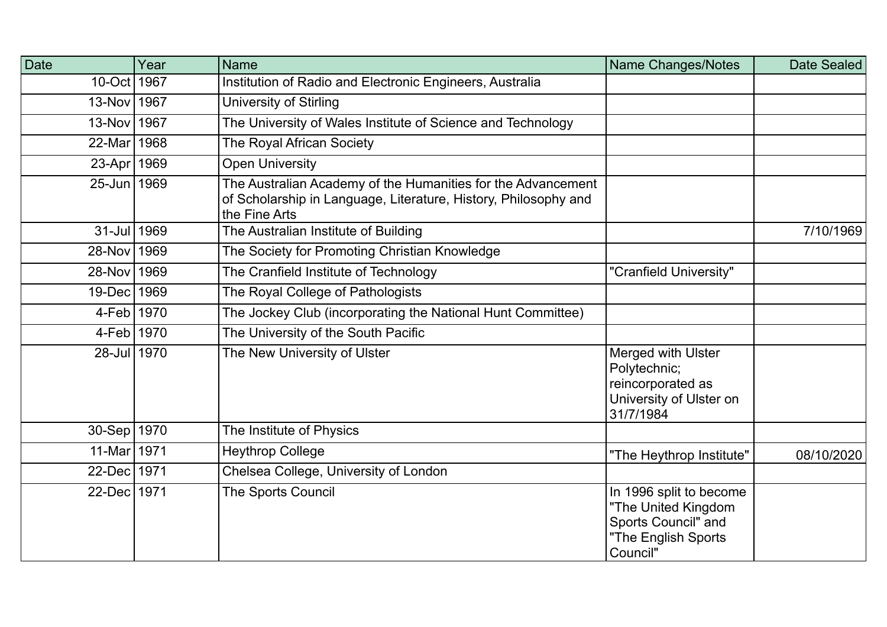| Date | Year | Name | Name Changes/Notes | Date Sealed |
|---|---|---|---|---|
| 10-Oct | 1967 | Institution of Radio and Electronic Engineers, Australia | | |
| 13-Nov | 1967 | University of Stirling | | |
| 13-Nov | 1967 | The University of Wales Institute of Science and Technology | | |
| 22-Mar | 1968 | The Royal African Society | | |
| 23-Apr | 1969 | Open University | | |
| 25-Jun | 1969 | The Australian Academy of the Humanities for the Advancement of Scholarship in Language, Literature, History, Philosophy and the Fine Arts | | |
| 31-Jul | 1969 | The Australian Institute of Building | | 7/10/1969 |
| 28-Nov | 1969 | The Society for Promoting Christian Knowledge | | |
| 28-Nov | 1969 | The Cranfield Institute of Technology | "Cranfield University" | |
| 19-Dec | 1969 | The Royal College of Pathologists | | |
| 4-Feb | 1970 | The Jockey Club (incorporating the National Hunt Committee) | | |
| 4-Feb | 1970 | The University of the South Pacific | | |
| 28-Jul | 1970 | The New University of Ulster | Merged with Ulster Polytechnic; reincorporated as University of Ulster on 31/7/1984 | |
| 30-Sep | 1970 | The Institute of Physics | | |
| 11-Mar | 1971 | Heythrop College | "The Heythrop Institute" | 08/10/2020 |
| 22-Dec | 1971 | Chelsea College, University of London | | |
| 22-Dec | 1971 | The Sports Council | In 1996 split to become "The United Kingdom Sports Council" and "The English Sports Council" | |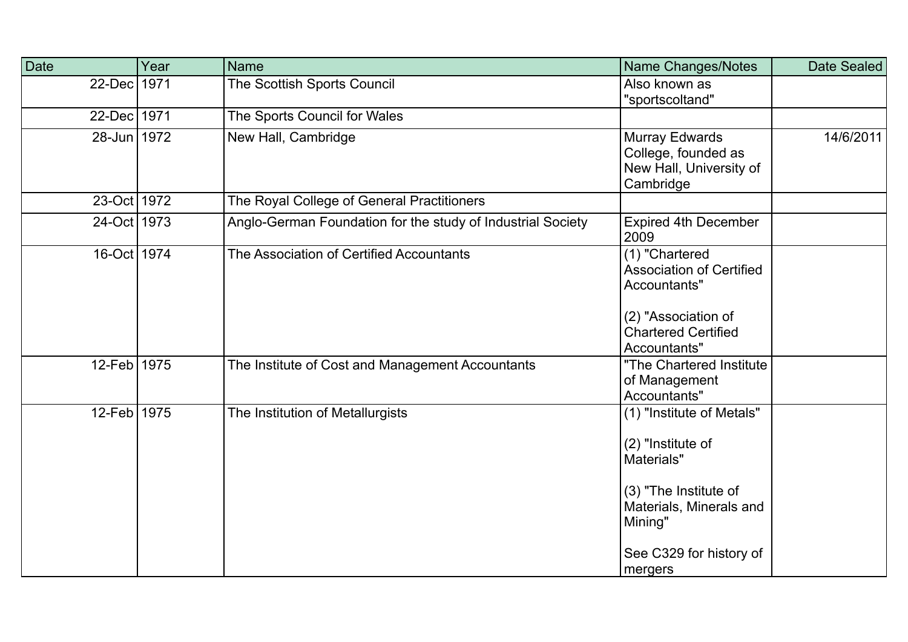| Date | Year | Name | Name Changes/Notes | Date Sealed |
|---|---|---|---|---|
| 22-Dec | 1971 | The Scottish Sports Council | Also known as "sportscoltand" | |
| 22-Dec | 1971 | The Sports Council for Wales | | |
| 28-Jun | 1972 | New Hall, Cambridge | Murray Edwards College, founded as New Hall, University of Cambridge | 14/6/2011 |
| 23-Oct | 1972 | The Royal College of General Practitioners | | |
| 24-Oct | 1973 | Anglo-German Foundation for the study of Industrial Society | Expired 4th December 2009 | |
| 16-Oct | 1974 | The Association of Certified Accountants | (1) "Chartered Association of Certified Accountants"<br><br>(2) "Association of Chartered Certified Accountants" | |
| 12-Feb | 1975 | The Institute of Cost and Management Accountants | "The Chartered Institute of Management Accountants" | |
| 12-Feb | 1975 | The Institution of Metallurgists | (1) "Institute of Metals"<br><br>(2) "Institute of Materials"<br><br>(3) "The Institute of Materials, Minerals and Mining"<br><br>See C329 for history of mergers | |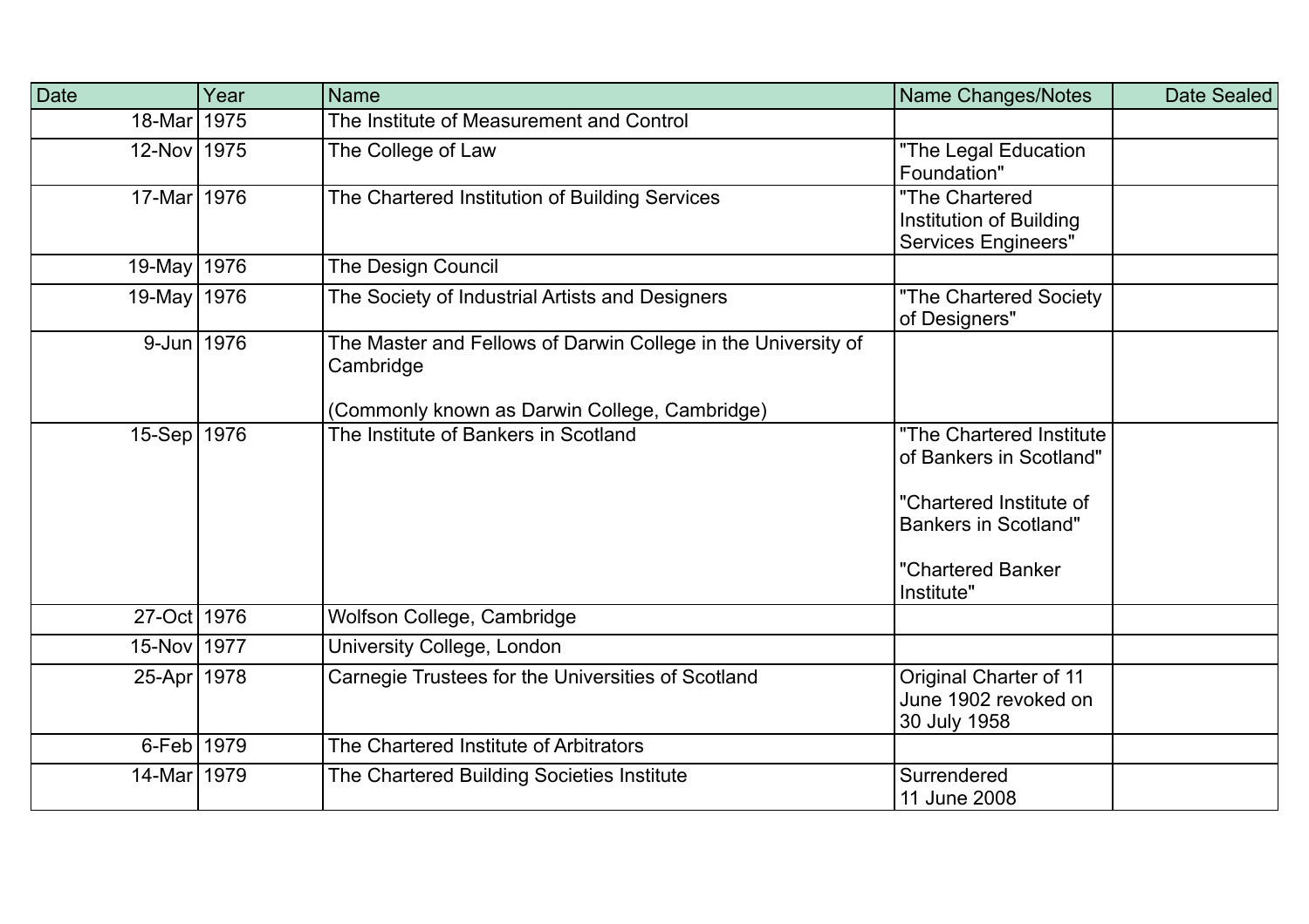| Date | Year | Name | Name Changes/Notes | Date Sealed |
|---|---|---|---|---|
| 18-Mar | 1975 | The Institute of Measurement and Control | | |
| 12-Nov | 1975 | The College of Law | "The Legal Education Foundation" | |
| 17-Mar | 1976 | The Chartered Institution of Building Services | "The Chartered Institution of Building Services Engineers" | |
| 19-May | 1976 | The Design Council | | |
| 19-May | 1976 | The Society of Industrial Artists and Designers | "The Chartered Society of Designers" | |
| 9-Jun | 1976 | The Master and Fellows of Darwin College in the University of Cambridge<br><br>(Commonly known as Darwin College, Cambridge) | | |
| 15-Sep | 1976 | The Institute of Bankers in Scotland | "The Chartered Institute of Bankers in Scotland"<br><br>"Chartered Institute of Bankers in Scotland"<br><br>"Chartered Banker Institute" | |
| 27-Oct | 1976 | Wolfson College, Cambridge | | |
| 15-Nov | 1977 | University College, London | | |
| 25-Apr | 1978 | Carnegie Trustees for the Universities of Scotland | Original Charter of 11 June 1902 revoked on 30 July 1958 | |
| 6-Feb | 1979 | The Chartered Institute of Arbitrators | | |
| 14-Mar | 1979 | The Chartered Building Societies Institute | Surrendered<br>11 June 2008 | |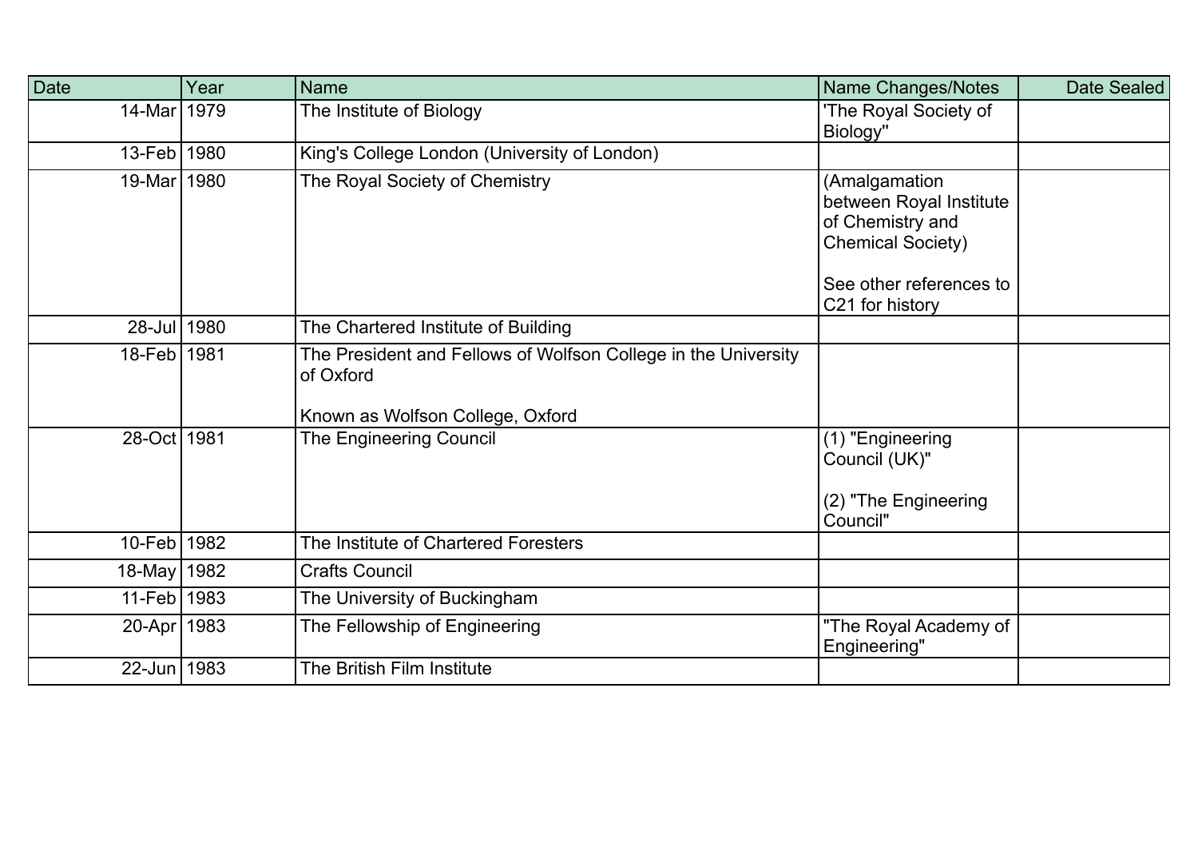| Date | Year | Name | Name Changes/Notes | Date Sealed |
|---|---|---|---|---|
| 14-Mar | 1979 | The Institute of Biology | 'The Royal Society of Biology'' | |
| 13-Feb | 1980 | King's College London (University of London) | | |
| 19-Mar | 1980 | The Royal Society of Chemistry | (Amalgamation between Royal Institute of Chemistry and Chemical Society)<br><br>See other references to C21 for history | |
| 28-Jul | 1980 | The Chartered Institute of Building | | |
| 18-Feb | 1981 | The President and Fellows of Wolfson College in the University of Oxford<br><br>Known as Wolfson College, Oxford | | |
| 28-Oct | 1981 | The Engineering Council | (1) "Engineering Council (UK)"<br><br>(2) "The Engineering Council" | |
| 10-Feb | 1982 | The Institute of Chartered Foresters | | |
| 18-May | 1982 | Crafts Council | | |
| 11-Feb | 1983 | The University of Buckingham | | |
| 20-Apr | 1983 | The Fellowship of Engineering | "The Royal Academy of Engineering" | |
| 22-Jun | 1983 | The British Film Institute | | |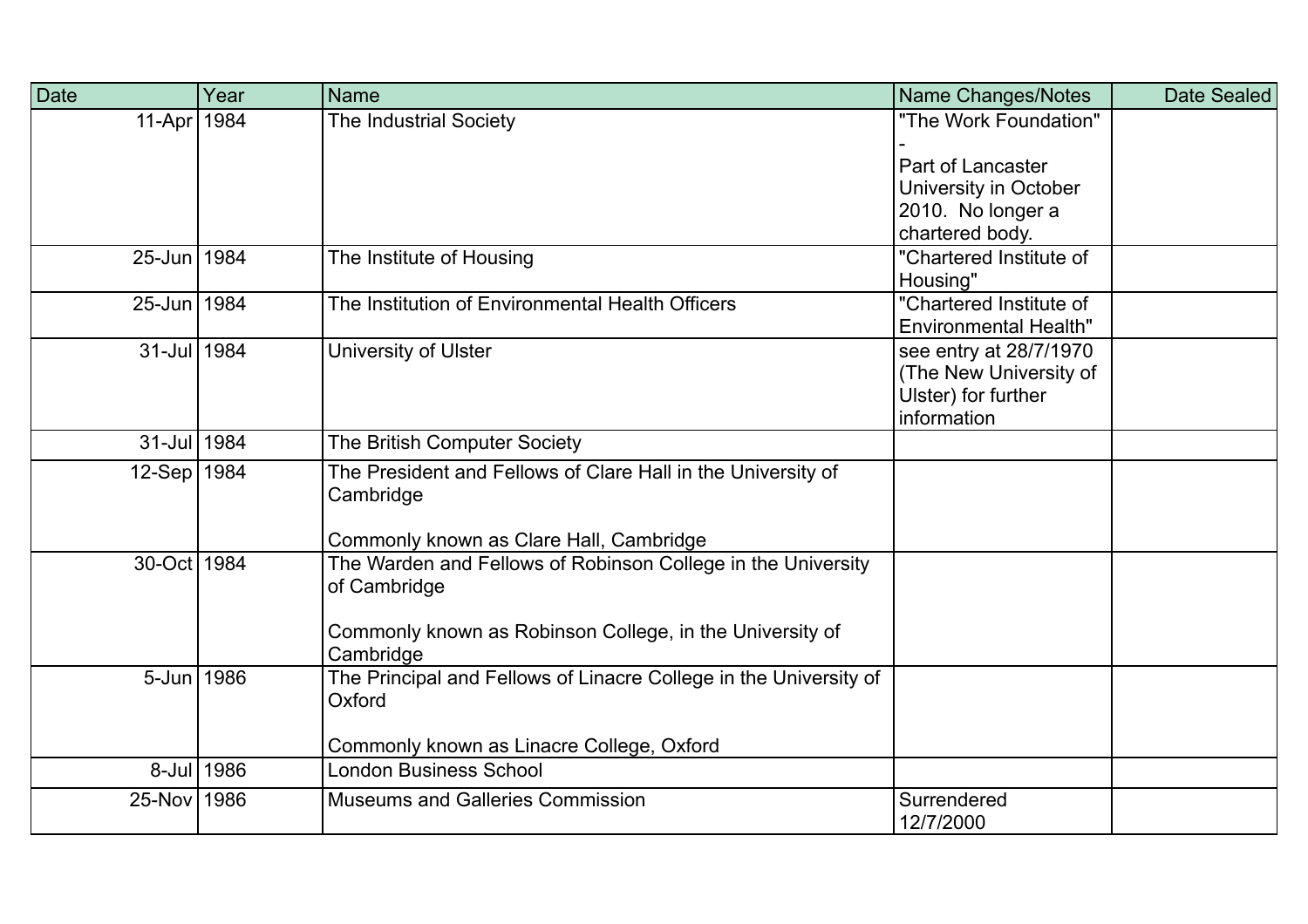| Date | Year | Name | Name Changes/Notes | Date Sealed |
|---|---|---|---|---|
| 11-Apr | 1984 | The Industrial Society | "The Work Foundation" - Part of Lancaster University in October 2010. No longer a chartered body. | |
| 25-Jun | 1984 | The Institute of Housing | "Chartered Institute of Housing" | |
| 25-Jun | 1984 | The Institution of Environmental Health Officers | "Chartered Institute of Environmental Health" | |
| 31-Jul | 1984 | University of Ulster | see entry at 28/7/1970 (The New University of Ulster) for further information | |
| 31-Jul | 1984 | The British Computer Society | | |
| 12-Sep | 1984 | The President and Fellows of Clare Hall in the University of Cambridge<br><br>Commonly known as Clare Hall, Cambridge | | |
| 30-Oct | 1984 | The Warden and Fellows of Robinson College in the University of Cambridge<br><br>Commonly known as Robinson College, in the University of Cambridge | | |
| 5-Jun | 1986 | The Principal and Fellows of Linacre College in the University of Oxford<br><br>Commonly known as Linacre College, Oxford | | |
| 8-Jul | 1986 | London Business School | | |
| 25-Nov | 1986 | Museums and Galleries Commission | Surrendered 12/7/2000 | |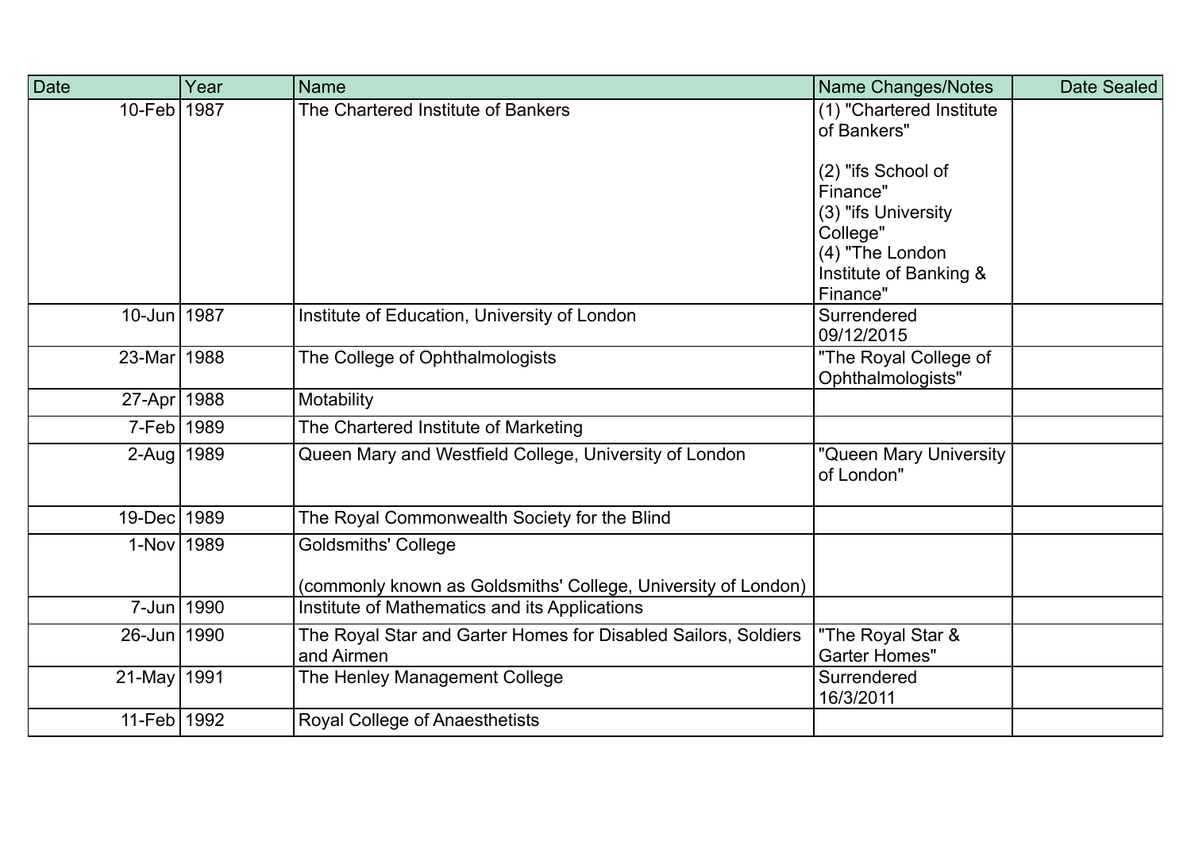| Date | Year | Name | Name Changes/Notes | Date Sealed |
|---|---|---|---|---|
| 10-Feb | 1987 | The Chartered Institute of Bankers | (1) "Chartered Institute of Bankers"<br><br>(2) "ifs School of Finance"<br>(3) "ifs University College"<br>(4) "The London Institute of Banking & Finance" | |
| 10-Jun | 1987 | Institute of Education, University of London | Surrendered 09/12/2015 | |
| 23-Mar | 1988 | The College of Ophthalmologists | "The Royal College of Ophthalmologists" | |
| 27-Apr | 1988 | Motability | | |
| 7-Feb | 1989 | The Chartered Institute of Marketing | | |
| 2-Aug | 1989 | Queen Mary and Westfield College, University of London | "Queen Mary University of London" | |
| 19-Dec | 1989 | The Royal Commonwealth Society for the Blind | | |
| 1-Nov | 1989 | Goldsmiths' College<br><br>(commonly known as Goldsmiths' College, University of London) | | |
| 7-Jun | 1990 | Institute of Mathematics and its Applications | | |
| 26-Jun | 1990 | The Royal Star and Garter Homes for Disabled Sailors, Soldiers and Airmen | "The Royal Star & Garter Homes" | |
| 21-May | 1991 | The Henley Management College | Surrendered 16/3/2011 | |
| 11-Feb | 1992 | Royal College of Anaesthetists | | |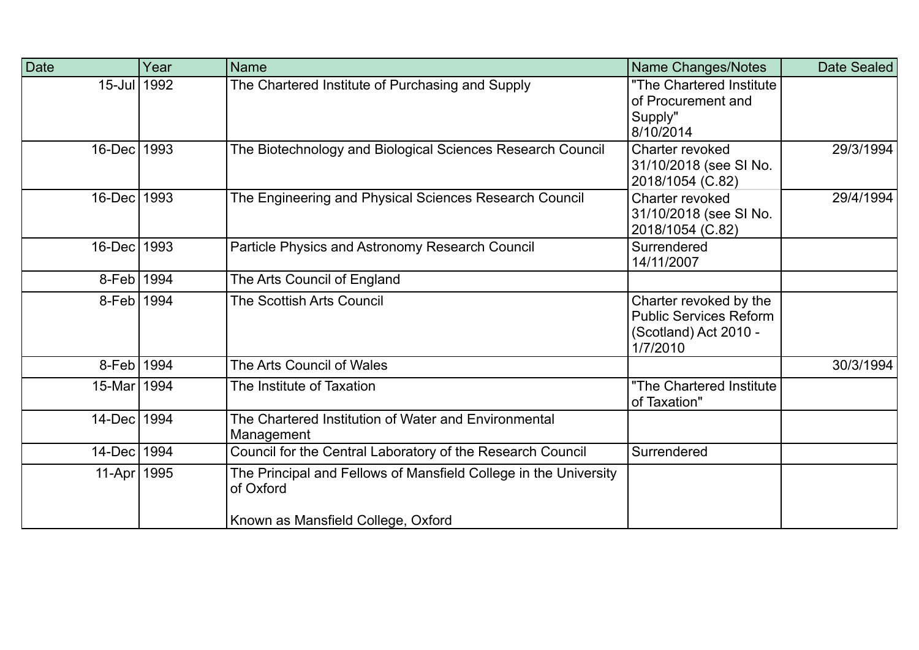| Date | Year | Name | Name Changes/Notes | Date Sealed |
|---|---|---|---|---|
| 15-Jul | 1992 | The Chartered Institute of Purchasing and Supply | "The Chartered Institute of Procurement and Supply" 8/10/2014 | |
| 16-Dec | 1993 | The Biotechnology and Biological Sciences Research Council | Charter revoked 31/10/2018 (see SI No. 2018/1054 (C.82) | 29/3/1994 |
| 16-Dec | 1993 | The Engineering and Physical Sciences Research Council | Charter revoked 31/10/2018 (see SI No. 2018/1054 (C.82) | 29/4/1994 |
| 16-Dec | 1993 | Particle Physics and Astronomy Research Council | Surrendered 14/11/2007 | |
| 8-Feb | 1994 | The Arts Council of England | | |
| 8-Feb | 1994 | The Scottish Arts Council | Charter revoked by the Public Services Reform (Scotland) Act 2010 - 1/7/2010 | |
| 8-Feb | 1994 | The Arts Council of Wales | | 30/3/1994 |
| 15-Mar | 1994 | The Institute of Taxation | "The Chartered Institute of Taxation" | |
| 14-Dec | 1994 | The Chartered Institution of Water and Environmental Management | | |
| 14-Dec | 1994 | Council for the Central Laboratory of the Research Council | Surrendered | |
| 11-Apr | 1995 | The Principal and Fellows of Mansfield College in the University of Oxford<br><br>Known as Mansfield College, Oxford | | |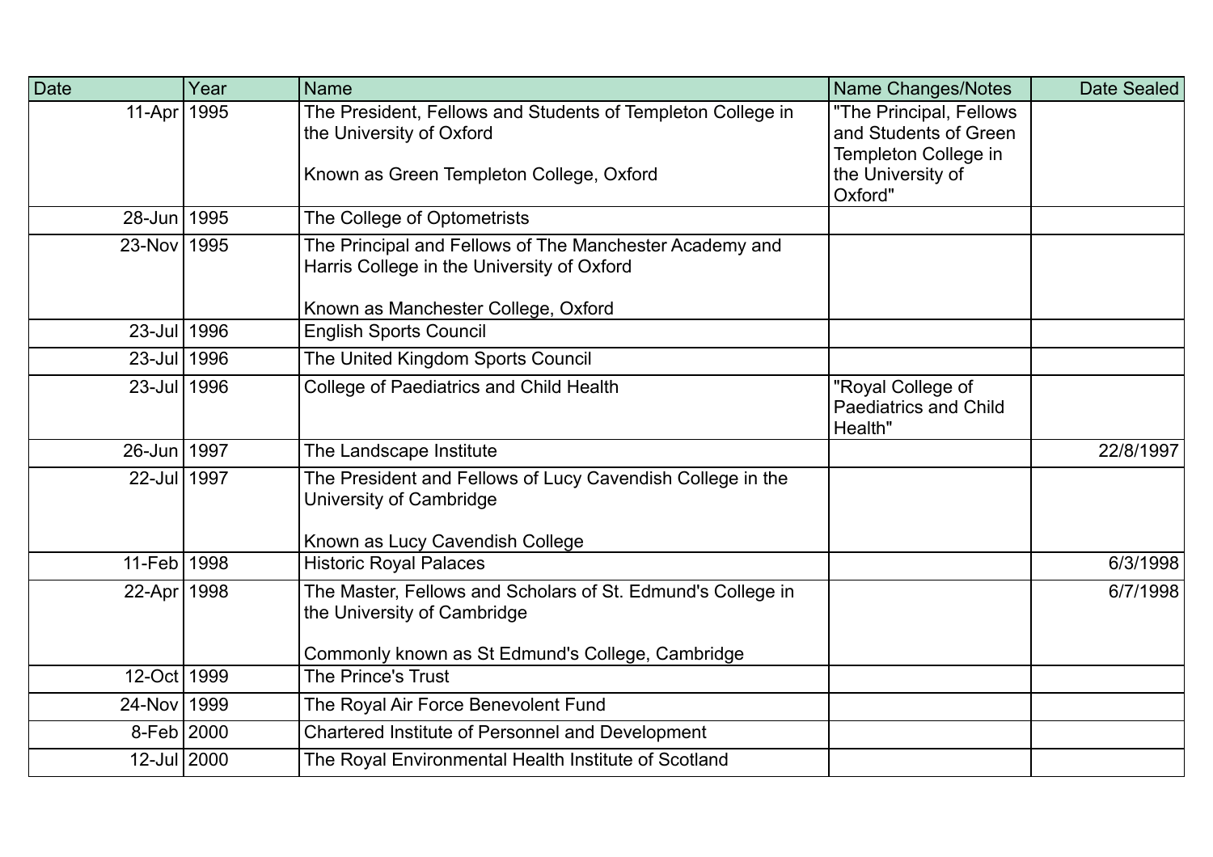| Date | Year | Name | Name Changes/Notes | Date Sealed |
|---|---|---|---|---|
| 11-Apr | 1995 | The President, Fellows and Students of Templeton College in the University of Oxford<br><br>Known as Green Templeton College, Oxford | "The Principal, Fellows and Students of Green Templeton College in the University of Oxford" | |
| 28-Jun | 1995 | The College of Optometrists | | |
| 23-Nov | 1995 | The Principal and Fellows of The Manchester Academy and Harris College in the University of Oxford<br><br>Known as Manchester College, Oxford | | |
| 23-Jul | 1996 | English Sports Council | | |
| 23-Jul | 1996 | The United Kingdom Sports Council | | |
| 23-Jul | 1996 | College of Paediatrics and Child Health | "Royal College of Paediatrics and Child Health" | |
| 26-Jun | 1997 | The Landscape Institute | | 22/8/1997 |
| 22-Jul | 1997 | The President and Fellows of Lucy Cavendish College in the University of Cambridge<br><br>Known as Lucy Cavendish College | | |
| 11-Feb | 1998 | Historic Royal Palaces | | 6/3/1998 |
| 22-Apr | 1998 | The Master, Fellows and Scholars of St. Edmund's College in the University of Cambridge<br><br>Commonly known as St Edmund's College, Cambridge | | 6/7/1998 |
| 12-Oct | 1999 | The Prince's Trust | | |
| 24-Nov | 1999 | The Royal Air Force Benevolent Fund | | |
| 8-Feb | 2000 | Chartered Institute of Personnel and Development | | |
| 12-Jul | 2000 | The Royal Environmental Health Institute of Scotland | | |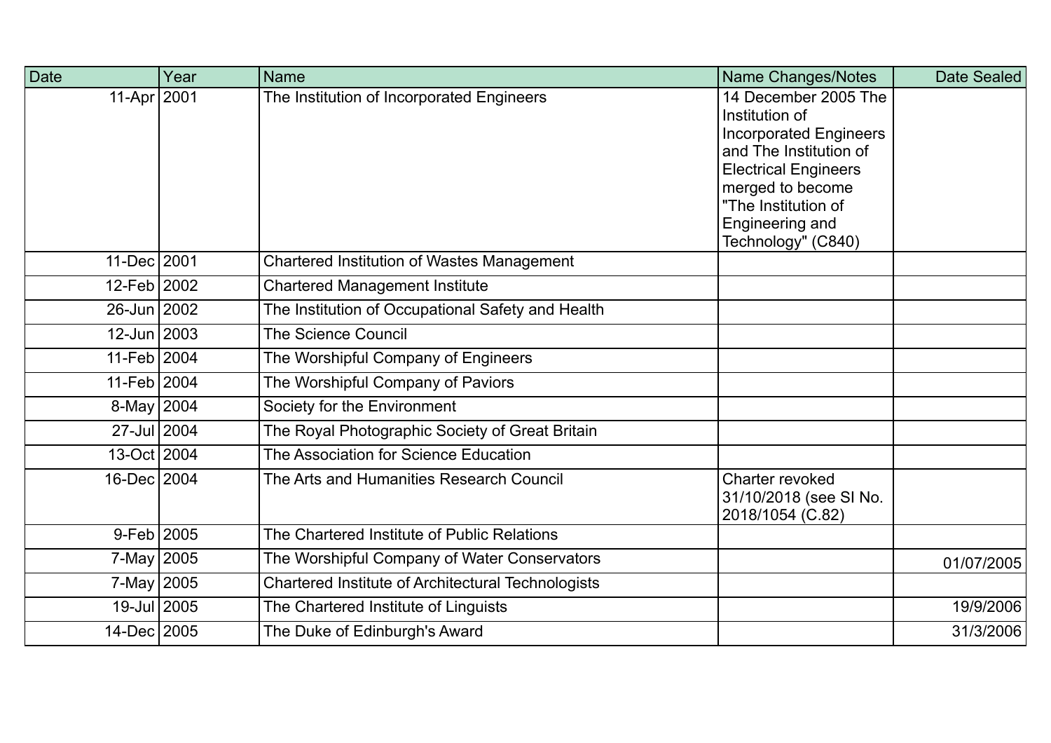| Date | Year | Name | Name Changes/Notes | Date Sealed |
|---|---|---|---|---|
| 11-Apr | 2001 | The Institution of Incorporated Engineers | 14 December 2005 The Institution of Incorporated Engineers and The Institution of Electrical Engineers merged to become "The Institution of Engineering and Technology" (C840) | |
| 11-Dec | 2001 | Chartered Institution of Wastes Management | | |
| 12-Feb | 2002 | Chartered Management Institute | | |
| 26-Jun | 2002 | The Institution of Occupational Safety and Health | | |
| 12-Jun | 2003 | The Science Council | | |
| 11-Feb | 2004 | The Worshipful Company of Engineers | | |
| 11-Feb | 2004 | The Worshipful Company of Paviors | | |
| 8-May | 2004 | Society for the Environment | | |
| 27-Jul | 2004 | The Royal Photographic Society of Great Britain | | |
| 13-Oct | 2004 | The Association for Science Education | | |
| 16-Dec | 2004 | The Arts and Humanities Research Council | Charter revoked 31/10/2018 (see SI No. 2018/1054 (C.82) | |
| 9-Feb | 2005 | The Chartered Institute of Public Relations | | |
| 7-May | 2005 | The Worshipful Company of Water Conservators | | 01/07/2005 |
| 7-May | 2005 | Chartered Institute of Architectural Technologists | | |
| 19-Jul | 2005 | The Chartered Institute of Linguists | | 19/9/2006 |
| 14-Dec | 2005 | The Duke of Edinburgh's Award | | 31/3/2006 |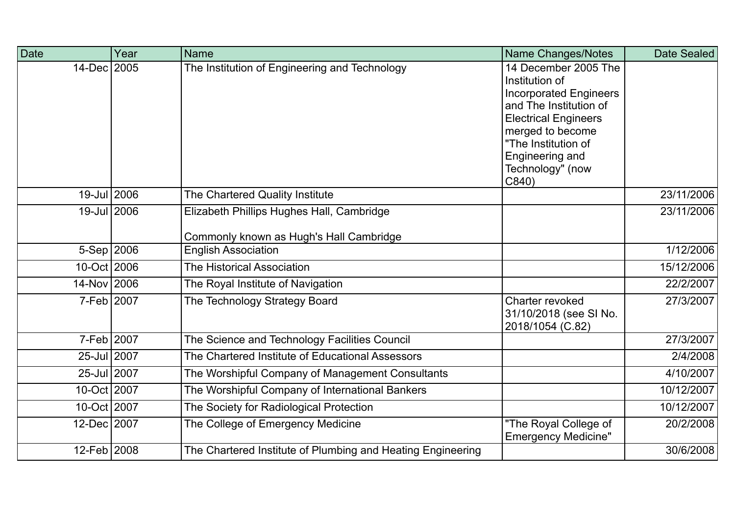| Date | Year | Name | Name Changes/Notes | Date Sealed |
|---|---|---|---|---|
| 14-Dec | 2005 | The Institution of Engineering and Technology | 14 December 2005 The Institution of Incorporated Engineers and The Institution of Electrical Engineers merged to become "The Institution of Engineering and Technology" (now C840) | |
| 19-Jul | 2006 | The Chartered Quality Institute | | 23/11/2006 |
| 19-Jul | 2006 | Elizabeth Phillips Hughes Hall, Cambridge<br><br>Commonly known as Hugh's Hall Cambridge | | 23/11/2006 |
| 5-Sep | 2006 | English Association | | 1/12/2006 |
| 10-Oct | 2006 | The Historical Association | | 15/12/2006 |
| 14-Nov | 2006 | The Royal Institute of Navigation | | 22/2/2007 |
| 7-Feb | 2007 | The Technology Strategy Board | Charter revoked 31/10/2018 (see SI No. 2018/1054 (C.82) | 27/3/2007 |
| 7-Feb | 2007 | The Science and Technology Facilities Council | | 27/3/2007 |
| 25-Jul | 2007 | The Chartered Institute of Educational Assessors | | 2/4/2008 |
| 25-Jul | 2007 | The Worshipful Company of Management Consultants | | 4/10/2007 |
| 10-Oct | 2007 | The Worshipful Company of International Bankers | | 10/12/2007 |
| 10-Oct | 2007 | The Society for Radiological Protection | | 10/12/2007 |
| 12-Dec | 2007 | The College of Emergency Medicine | "The Royal College of Emergency Medicine" | 20/2/2008 |
| 12-Feb | 2008 | The Chartered Institute of Plumbing and Heating Engineering | | 30/6/2008 |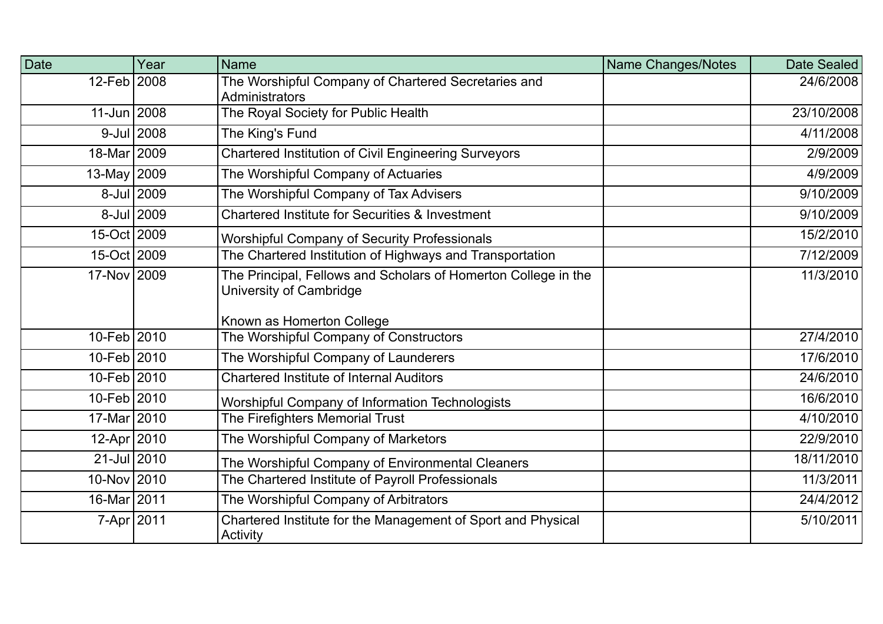| Date | Year | Name | Name Changes/Notes | Date Sealed |
|---|---|---|---|---|
| 12-Feb | 2008 | The Worshipful Company of Chartered Secretaries and Administrators | | 24/6/2008 |
| 11-Jun | 2008 | The Royal Society for Public Health | | 23/10/2008 |
| 9-Jul | 2008 | The King's Fund | | 4/11/2008 |
| 18-Mar | 2009 | Chartered Institution of Civil Engineering Surveyors | | 2/9/2009 |
| 13-May | 2009 | The Worshipful Company of Actuaries | | 4/9/2009 |
| 8-Jul | 2009 | The Worshipful Company of Tax Advisers | | 9/10/2009 |
| 8-Jul | 2009 | Chartered Institute for Securities & Investment | | 9/10/2009 |
| 15-Oct | 2009 | Worshipful Company of Security Professionals | | 15/2/2010 |
| 15-Oct | 2009 | The Chartered Institution of Highways and Transportation | | 7/12/2009 |
| 17-Nov | 2009 | The Principal, Fellows and Scholars of Homerton College in the University of Cambridge<br><br>Known as Homerton College | | 11/3/2010 |
| 10-Feb | 2010 | The Worshipful Company of Constructors | | 27/4/2010 |
| 10-Feb | 2010 | The Worshipful Company of Launderers | | 17/6/2010 |
| 10-Feb | 2010 | Chartered Institute of Internal Auditors | | 24/6/2010 |
| 10-Feb | 2010 | Worshipful Company of Information Technologists | | 16/6/2010 |
| 17-Mar | 2010 | The Firefighters Memorial Trust | | 4/10/2010 |
| 12-Apr | 2010 | The Worshipful Company of Marketors | | 22/9/2010 |
| 21-Jul | 2010 | The Worshipful Company of Environmental Cleaners | | 18/11/2010 |
| 10-Nov | 2010 | The Chartered Institute of Payroll Professionals | | 11/3/2011 |
| 16-Mar | 2011 | The Worshipful Company of Arbitrators | | 24/4/2012 |
| 7-Apr | 2011 | Chartered Institute for the Management of Sport and Physical Activity | | 5/10/2011 |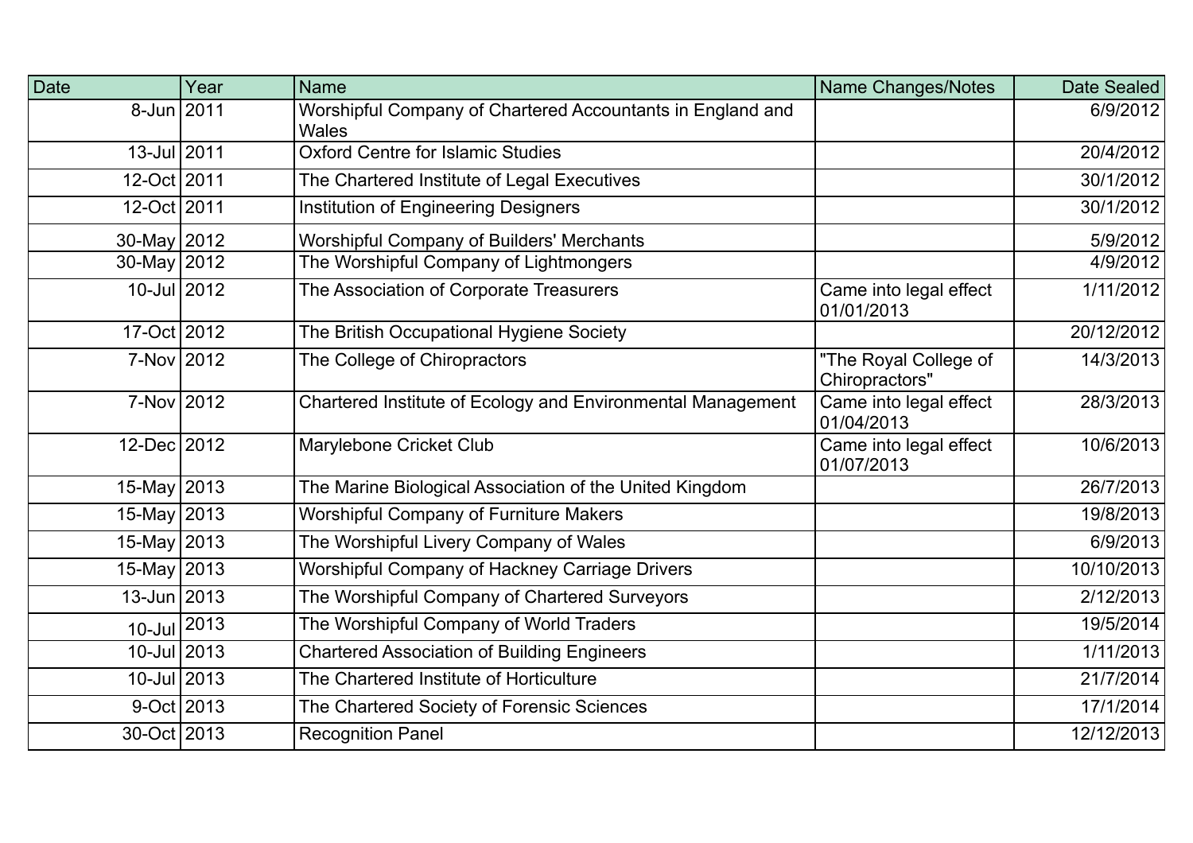| Date | Year | Name | Name Changes/Notes | Date Sealed |
|---|---|---|---|---|
| 8-Jun | 2011 | Worshipful Company of Chartered Accountants in England and Wales | | 6/9/2012 |
| 13-Jul | 2011 | Oxford Centre for Islamic Studies | | 20/4/2012 |
| 12-Oct | 2011 | The Chartered Institute of Legal Executives | | 30/1/2012 |
| 12-Oct | 2011 | Institution of Engineering Designers | | 30/1/2012 |
| 30-May | 2012 | Worshipful Company of Builders' Merchants | | 5/9/2012 |
| 30-May | 2012 | The Worshipful Company of Lightmongers | | 4/9/2012 |
| 10-Jul | 2012 | The Association of Corporate Treasurers | Came into legal effect 01/01/2013 | 1/11/2012 |
| 17-Oct | 2012 | The British Occupational Hygiene Society | | 20/12/2012 |
| 7-Nov | 2012 | The College of Chiropractors | "The Royal College of Chiropractors" | 14/3/2013 |
| 7-Nov | 2012 | Chartered Institute of Ecology and Environmental Management | Came into legal effect 01/04/2013 | 28/3/2013 |
| 12-Dec | 2012 | Marylebone Cricket Club | Came into legal effect 01/07/2013 | 10/6/2013 |
| 15-May | 2013 | The Marine Biological Association of the United Kingdom | | 26/7/2013 |
| 15-May | 2013 | Worshipful Company of Furniture Makers | | 19/8/2013 |
| 15-May | 2013 | The Worshipful Livery Company of Wales | | 6/9/2013 |
| 15-May | 2013 | Worshipful Company of Hackney Carriage Drivers | | 10/10/2013 |
| 13-Jun | 2013 | The Worshipful Company of Chartered Surveyors | | 2/12/2013 |
| 10-Jul | 2013 | The Worshipful Company of World Traders | | 19/5/2014 |
| 10-Jul | 2013 | Chartered Association of Building Engineers | | 1/11/2013 |
| 10-Jul | 2013 | The Chartered Institute of Horticulture | | 21/7/2014 |
| 9-Oct | 2013 | The Chartered Society of Forensic Sciences | | 17/1/2014 |
| 30-Oct | 2013 | Recognition Panel | | 12/12/2013 |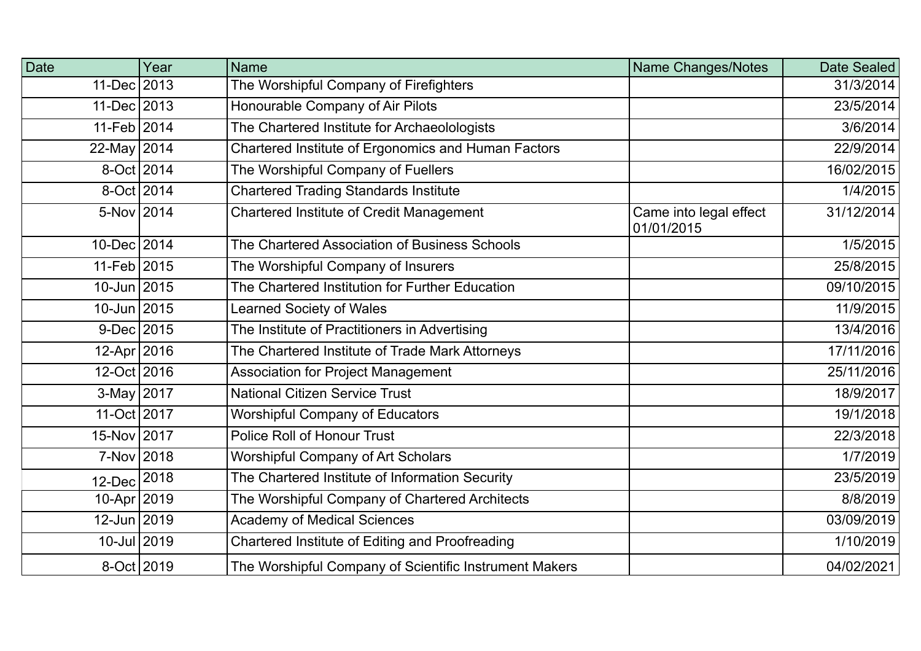| Date | Year | Name | Name Changes/Notes | Date Sealed |
|---|---|---|---|---|
| 11-Dec | 2013 | The Worshipful Company of Firefighters | | 31/3/2014 |
| 11-Dec | 2013 | Honourable Company of Air Pilots | | 23/5/2014 |
| 11-Feb | 2014 | The Chartered Institute for Archaeolologists | | 3/6/2014 |
| 22-May | 2014 | Chartered Institute of Ergonomics and Human Factors | | 22/9/2014 |
| 8-Oct | 2014 | The Worshipful Company of Fuellers | | 16/02/2015 |
| 8-Oct | 2014 | Chartered Trading Standards Institute | | 1/4/2015 |
| 5-Nov | 2014 | Chartered Institute of Credit Management | Came into legal effect 01/01/2015 | 31/12/2014 |
| 10-Dec | 2014 | The Chartered Association of Business Schools | | 1/5/2015 |
| 11-Feb | 2015 | The Worshipful Company of Insurers | | 25/8/2015 |
| 10-Jun | 2015 | The Chartered Institution for Further Education | | 09/10/2015 |
| 10-Jun | 2015 | Learned Society of Wales | | 11/9/2015 |
| 9-Dec | 2015 | The Institute of Practitioners in Advertising | | 13/4/2016 |
| 12-Apr | 2016 | The Chartered Institute of Trade Mark Attorneys | | 17/11/2016 |
| 12-Oct | 2016 | Association for Project Management | | 25/11/2016 |
| 3-May | 2017 | National Citizen Service Trust | | 18/9/2017 |
| 11-Oct | 2017 | Worshipful Company of Educators | | 19/1/2018 |
| 15-Nov | 2017 | Police Roll of Honour Trust | | 22/3/2018 |
| 7-Nov | 2018 | Worshipful Company of Art Scholars | | 1/7/2019 |
| 12-Dec | 2018 | The Chartered Institute of Information Security | | 23/5/2019 |
| 10-Apr | 2019 | The Worshipful Company of Chartered Architects | | 8/8/2019 |
| 12-Jun | 2019 | Academy of Medical Sciences | | 03/09/2019 |
| 10-Jul | 2019 | Chartered Institute of Editing and Proofreading | | 1/10/2019 |
| 8-Oct | 2019 | The Worshipful Company of Scientific Instrument Makers | | 04/02/2021 |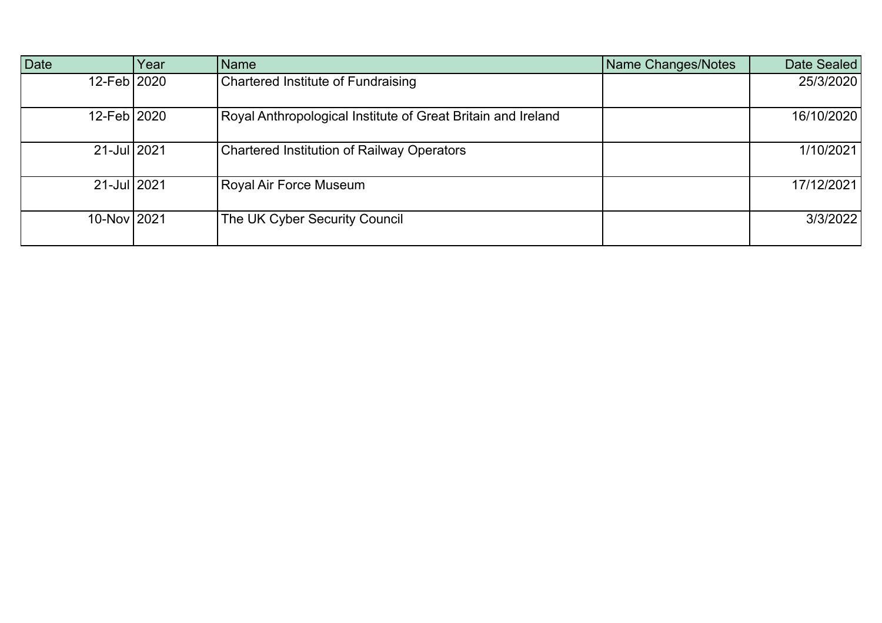| Date | Year | Name | Name Changes/Notes | Date Sealed |
|---|---|---|---|---|
| 12-Feb | 2020 | Chartered Institute of Fundraising | | 25/3/2020 |
| 12-Feb | 2020 | Royal Anthropological Institute of Great Britain and Ireland | | 16/10/2020 |
| 21-Jul | 2021 | Chartered Institution of Railway Operators | | 1/10/2021 |
| 21-Jul | 2021 | Royal Air Force Museum | | 17/12/2021 |
| 10-Nov | 2021 | The UK Cyber Security Council | | 3/3/2022 |